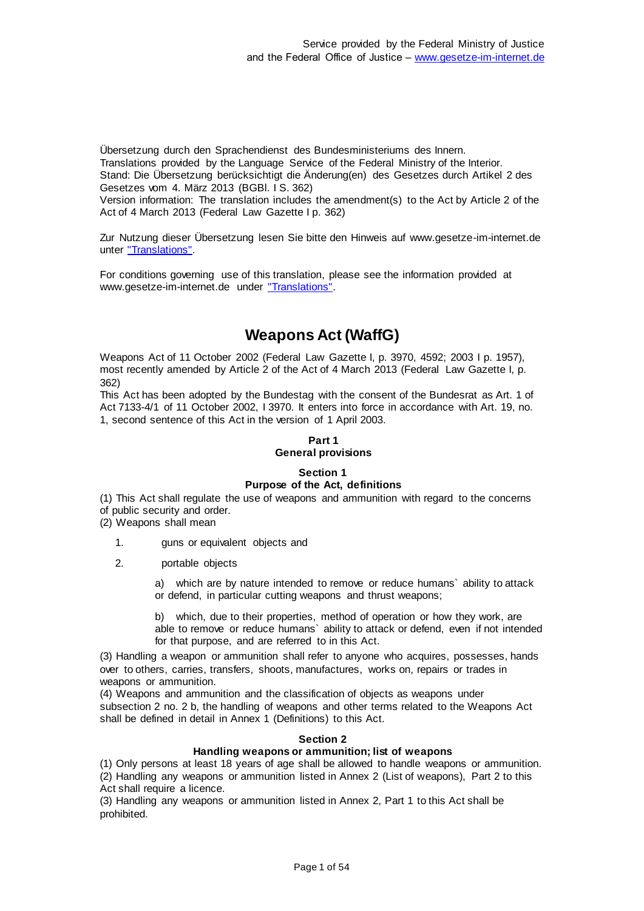Service provided by the Federal Ministry of Justice
and the Federal Office of Justice – www.gesetze-im-internet.de

Übersetzung durch den Sprachendienst des Bundesministeriums des Innern.
Translations provided by the Language Service of the Federal Ministry of the Interior.
Stand: Die Übersetzung berücksichtigt die Änderung(en) des Gesetzes durch Artikel 2 des Gesetzes vom 4. März 2013 (BGBl. I S. 362)
Version information: The translation includes the amendment(s) to the Act by Article 2 of the Act of 4 March 2013 (Federal Law Gazette I p. 362)

Zur Nutzung dieser Übersetzung lesen Sie bitte den Hinweis auf www.gesetze-im-internet.de unter "Translations".

For conditions governing use of this translation, please see the information provided at www.gesetze-im-internet.de under "Translations".

# Weapons Act (WaffG)

Weapons Act of 11 October 2002 (Federal Law Gazette I, p. 3970, 4592; 2003 I p. 1957), most recently amended by Article 2 of the Act of 4 March 2013 (Federal Law Gazette I, p. 362)
This Act has been adopted by the Bundestag with the consent of the Bundesrat as Art. 1 of Act 7133-4/1 of 11 October 2002, I 3970. It enters into force in accordance with Art. 19, no. 1, second sentence of this Act in the version of 1 April 2003.

## Part 1
## General provisions

### Section 1
### Purpose of the Act, definitions

(1) This Act shall regulate the use of weapons and ammunition with regard to the concerns of public security and order.
(2) Weapons shall mean

1. guns or equivalent objects and

2. portable objects

   a) which are by nature intended to remove or reduce humans` ability to attack or defend, in particular cutting weapons and thrust weapons;

   b) which, due to their properties, method of operation or how they work, are able to remove or reduce humans` ability to attack or defend, even if not intended for that purpose, and are referred to in this Act.

(3) Handling a weapon or ammunition shall refer to anyone who acquires, possesses, hands over to others, carries, transfers, shoots, manufactures, works on, repairs or trades in weapons or ammunition.
(4) Weapons and ammunition and the classification of objects as weapons under subsection 2 no. 2 b, the handling of weapons and other terms related to the Weapons Act shall be defined in detail in Annex 1 (Definitions) to this Act.

### Section 2
### Handling weapons or ammunition; list of weapons

(1) Only persons at least 18 years of age shall be allowed to handle weapons or ammunition.
(2) Handling any weapons or ammunition listed in Annex 2 (List of weapons), Part 2 to this Act shall require a licence.
(3) Handling any weapons or ammunition listed in Annex 2, Part 1 to this Act shall be prohibited.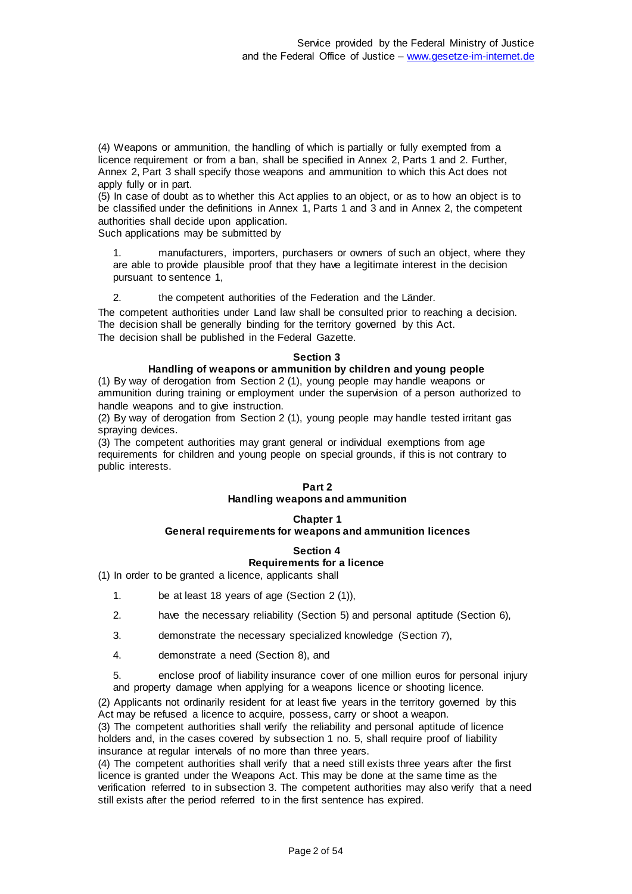(4) Weapons or ammunition, the handling of which is partially or fully exempted from a licence requirement or from a ban, shall be specified in Annex 2, Parts 1 and 2. Further, Annex 2, Part 3 shall specify those weapons and ammunition to which this Act does not apply fully or in part.
(5) In case of doubt as to whether this Act applies to an object, or as to how an object is to be classified under the definitions in Annex 1, Parts 1 and 3 and in Annex 2, the competent authorities shall decide upon application.
Such applications may be submitted by

1. manufacturers, importers, purchasers or owners of such an object, where they are able to provide plausible proof that they have a legitimate interest in the decision pursuant to sentence 1,
2. the competent authorities of the Federation and the Länder.

The competent authorities under Land law shall be consulted prior to reaching a decision.
The decision shall be generally binding for the territory governed by this Act.
The decision shall be published in the Federal Gazette.

### Section 3
### Handling of weapons or ammunition by children and young people

(1) By way of derogation from Section 2 (1), young people may handle weapons or ammunition during training or employment under the supervision of a person authorized to handle weapons and to give instruction.
(2) By way of derogation from Section 2 (1), young people may handle tested irritant gas spraying devices.
(3) The competent authorities may grant general or individual exemptions from age requirements for children and young people on special grounds, if this is not contrary to public interests.

## Part 2
## Handling weapons and ammunition

### Chapter 1
### General requirements for weapons and ammunition licences

### Section 4
### Requirements for a licence

(1) In order to be granted a licence, applicants shall

1. be at least 18 years of age (Section 2 (1)),
2. have the necessary reliability (Section 5) and personal aptitude (Section 6),
3. demonstrate the necessary specialized knowledge (Section 7),
4. demonstrate a need (Section 8), and
5. enclose proof of liability insurance cover of one million euros for personal injury and property damage when applying for a weapons licence or shooting licence.

(2) Applicants not ordinarily resident for at least five years in the territory governed by this Act may be refused a licence to acquire, possess, carry or shoot a weapon.
(3) The competent authorities shall verify the reliability and personal aptitude of licence holders and, in the cases covered by subsection 1 no. 5, shall require proof of liability insurance at regular intervals of no more than three years.
(4) The competent authorities shall verify that a need still exists three years after the first licence is granted under the Weapons Act. This may be done at the same time as the verification referred to in subsection 3. The competent authorities may also verify that a need still exists after the period referred to in the first sentence has expired.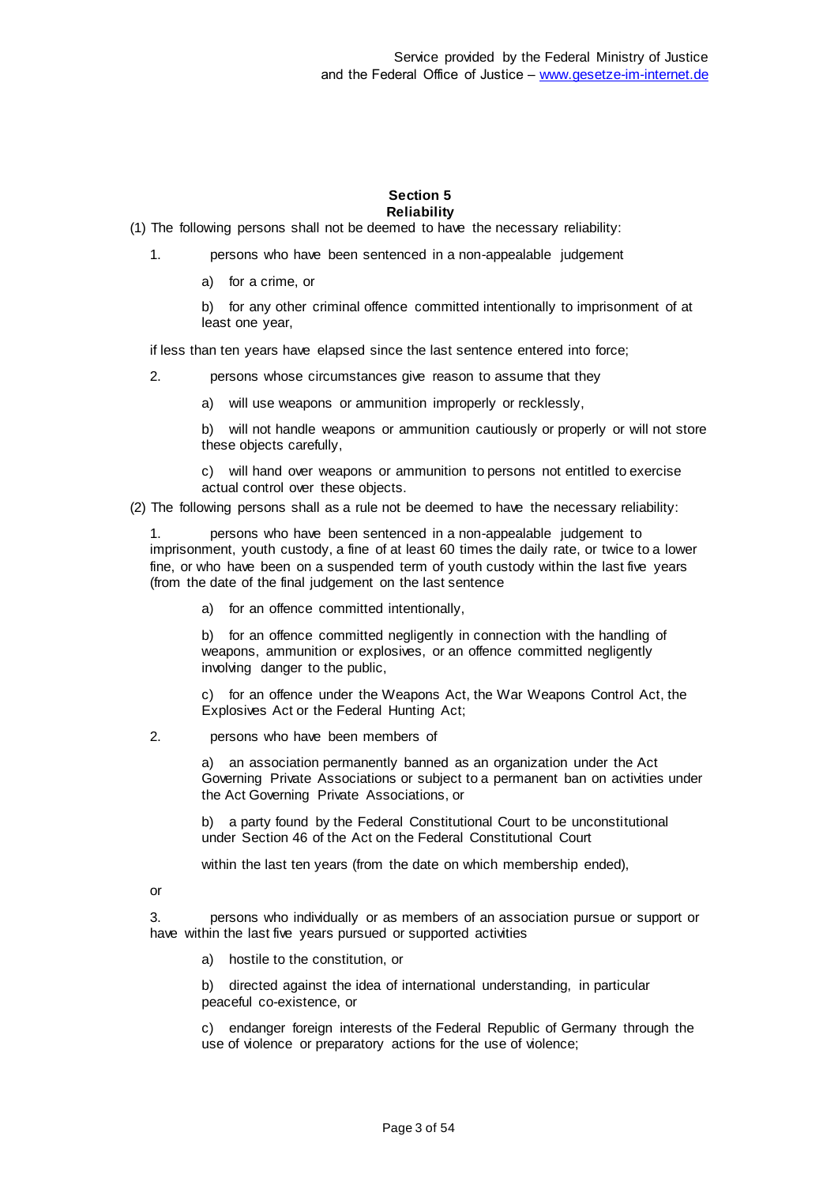## Section 5
## Reliability

(1) The following persons shall not be deemed to have the necessary reliability:

1. persons who have been sentenced in a non-appealable judgement

   a) for a crime, or

   b) for any other criminal offence committed intentionally to imprisonment of at least one year,

   if less than ten years have elapsed since the last sentence entered into force;

2. persons whose circumstances give reason to assume that they

   a) will use weapons or ammunition improperly or recklessly,

   b) will not handle weapons or ammunition cautiously or properly or will not store these objects carefully,

   c) will hand over weapons or ammunition to persons not entitled to exercise actual control over these objects.

(2) The following persons shall as a rule not be deemed to have the necessary reliability:

1. persons who have been sentenced in a non-appealable judgement to imprisonment, youth custody, a fine of at least 60 times the daily rate, or twice to a lower fine, or who have been on a suspended term of youth custody within the last five years (from the date of the final judgement on the last sentence

   a) for an offence committed intentionally,

   b) for an offence committed negligently in connection with the handling of weapons, ammunition or explosives, or an offence committed negligently involving danger to the public,

   c) for an offence under the Weapons Act, the War Weapons Control Act, the Explosives Act or the Federal Hunting Act;

2. persons who have been members of

   a) an association permanently banned as an organization under the Act Governing Private Associations or subject to a permanent ban on activities under the Act Governing Private Associations, or

   b) a party found by the Federal Constitutional Court to be unconstitutional under Section 46 of the Act on the Federal Constitutional Court

   within the last ten years (from the date on which membership ended),

   or

3. persons who individually or as members of an association pursue or support or have within the last five years pursued or supported activities

   a) hostile to the constitution, or

   b) directed against the idea of international understanding, in particular peaceful co-existence, or

   c) endanger foreign interests of the Federal Republic of Germany through the use of violence or preparatory actions for the use of violence;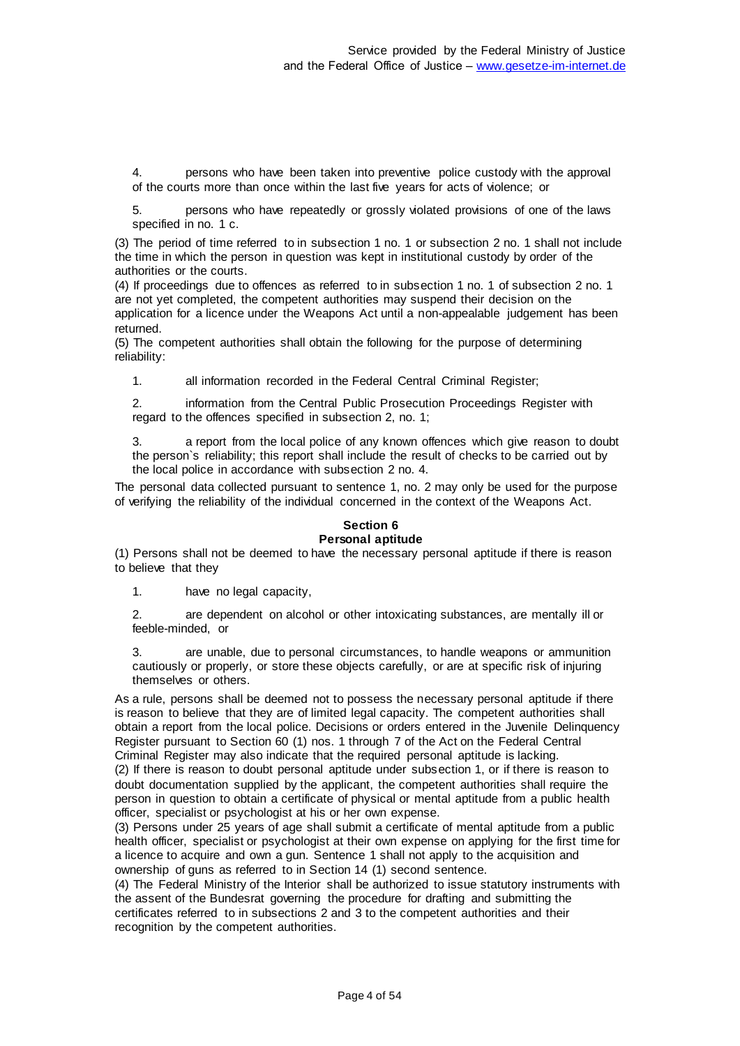4. persons who have been taken into preventive police custody with the approval of the courts more than once within the last five years for acts of violence; or

5. persons who have repeatedly or grossly violated provisions of one of the laws specified in no. 1 c.

(3) The period of time referred to in subsection 1 no. 1 or subsection 2 no. 1 shall not include the time in which the person in question was kept in institutional custody by order of the authorities or the courts.

(4) If proceedings due to offences as referred to in subsection 1 no. 1 of subsection 2 no. 1 are not yet completed, the competent authorities may suspend their decision on the application for a licence under the Weapons Act until a non-appealable judgement has been returned.

(5) The competent authorities shall obtain the following for the purpose of determining reliability:

1. all information recorded in the Federal Central Criminal Register;

2. information from the Central Public Prosecution Proceedings Register with regard to the offences specified in subsection 2, no. 1;

3. a report from the local police of any known offences which give reason to doubt the person`s reliability; this report shall include the result of checks to be carried out by the local police in accordance with subsection 2 no. 4.

The personal data collected pursuant to sentence 1, no. 2 may only be used for the purpose of verifying the reliability of the individual concerned in the context of the Weapons Act.

## Section 6
## Personal aptitude

(1) Persons shall not be deemed to have the necessary personal aptitude if there is reason to believe that they

1. have no legal capacity,

2. are dependent on alcohol or other intoxicating substances, are mentally ill or feeble-minded, or

3. are unable, due to personal circumstances, to handle weapons or ammunition cautiously or properly, or store these objects carefully, or are at specific risk of injuring themselves or others.

As a rule, persons shall be deemed not to possess the necessary personal aptitude if there is reason to believe that they are of limited legal capacity. The competent authorities shall obtain a report from the local police. Decisions or orders entered in the Juvenile Delinquency Register pursuant to Section 60 (1) nos. 1 through 7 of the Act on the Federal Central Criminal Register may also indicate that the required personal aptitude is lacking.

(2) If there is reason to doubt personal aptitude under subsection 1, or if there is reason to doubt documentation supplied by the applicant, the competent authorities shall require the person in question to obtain a certificate of physical or mental aptitude from a public health officer, specialist or psychologist at his or her own expense.

(3) Persons under 25 years of age shall submit a certificate of mental aptitude from a public health officer, specialist or psychologist at their own expense on applying for the first time for a licence to acquire and own a gun. Sentence 1 shall not apply to the acquisition and ownership of guns as referred to in Section 14 (1) second sentence.

(4) The Federal Ministry of the Interior shall be authorized to issue statutory instruments with the assent of the Bundesrat governing the procedure for drafting and submitting the certificates referred to in subsections 2 and 3 to the competent authorities and their recognition by the competent authorities.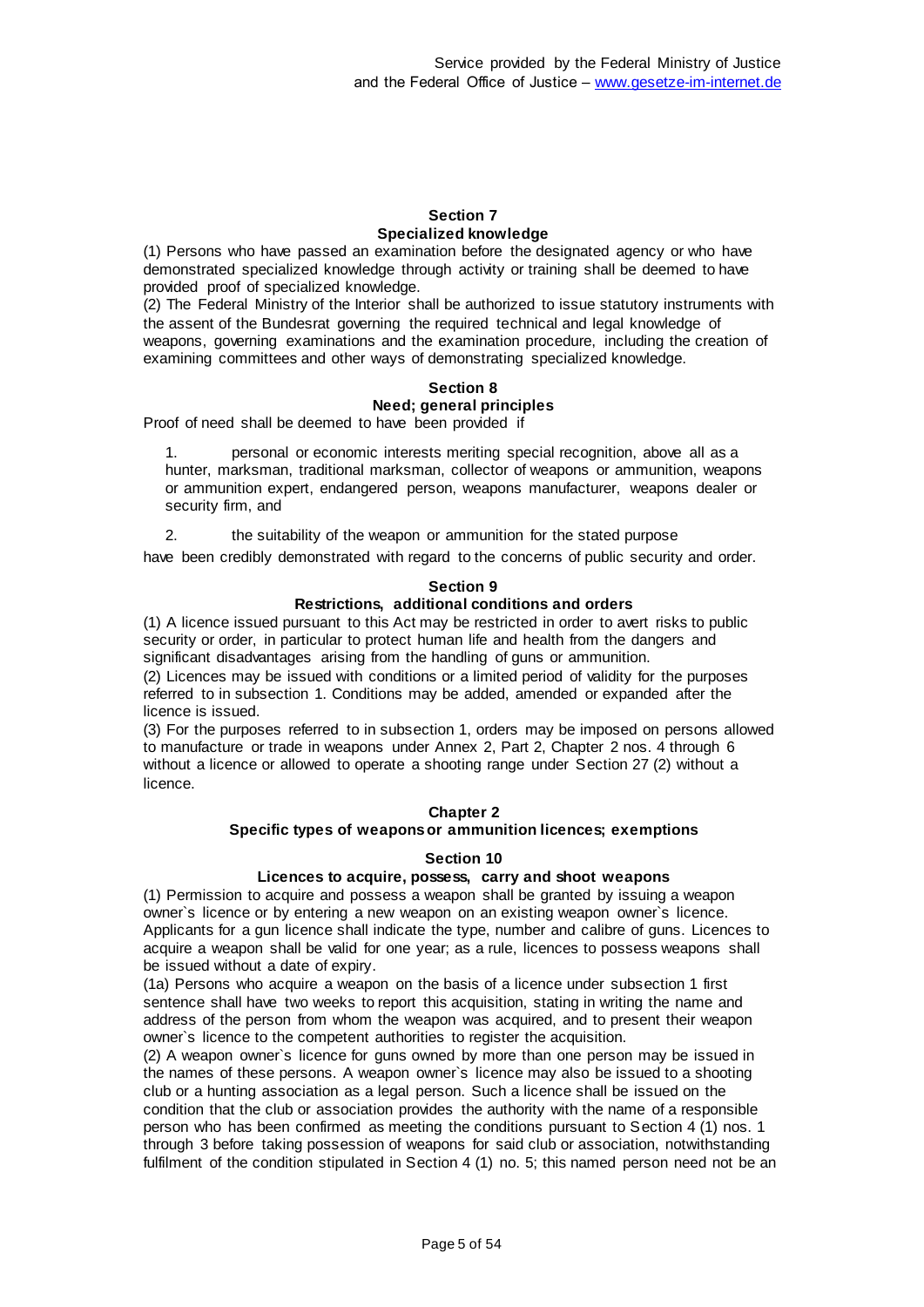## Section 7
## Specialized knowledge

(1) Persons who have passed an examination before the designated agency or who have demonstrated specialized knowledge through activity or training shall be deemed to have provided proof of specialized knowledge.

(2) The Federal Ministry of the Interior shall be authorized to issue statutory instruments with the assent of the Bundesrat governing the required technical and legal knowledge of weapons, governing examinations and the examination procedure, including the creation of examining committees and other ways of demonstrating specialized knowledge.

## Section 8
## Need; general principles

Proof of need shall be deemed to have been provided if

1. personal or economic interests meriting special recognition, above all as a hunter, marksman, traditional marksman, collector of weapons or ammunition, weapons or ammunition expert, endangered person, weapons manufacturer, weapons dealer or security firm, and

2. the suitability of the weapon or ammunition for the stated purpose

have been credibly demonstrated with regard to the concerns of public security and order.

## Section 9
## Restrictions, additional conditions and orders

(1) A licence issued pursuant to this Act may be restricted in order to avert risks to public security or order, in particular to protect human life and health from the dangers and significant disadvantages arising from the handling of guns or ammunition.

(2) Licences may be issued with conditions or a limited period of validity for the purposes referred to in subsection 1. Conditions may be added, amended or expanded after the licence is issued.

(3) For the purposes referred to in subsection 1, orders may be imposed on persons allowed to manufacture or trade in weapons under Annex 2, Part 2, Chapter 2 nos. 4 through 6 without a licence or allowed to operate a shooting range under Section 27 (2) without a licence.

# Chapter 2
# Specific types of weapons or ammunition licences; exemptions

## Section 10
## Licences to acquire, possess, carry and shoot weapons

(1) Permission to acquire and possess a weapon shall be granted by issuing a weapon owner`s licence or by entering a new weapon on an existing weapon owner`s licence. Applicants for a gun licence shall indicate the type, number and calibre of guns. Licences to acquire a weapon shall be valid for one year; as a rule, licences to possess weapons shall be issued without a date of expiry.

(1a) Persons who acquire a weapon on the basis of a licence under subsection 1 first sentence shall have two weeks to report this acquisition, stating in writing the name and address of the person from whom the weapon was acquired, and to present their weapon owner`s licence to the competent authorities to register the acquisition.

(2) A weapon owner`s licence for guns owned by more than one person may be issued in the names of these persons. A weapon owner`s licence may also be issued to a shooting club or a hunting association as a legal person. Such a licence shall be issued on the condition that the club or association provides the authority with the name of a responsible person who has been confirmed as meeting the conditions pursuant to Section 4 (1) nos. 1 through 3 before taking possession of weapons for said club or association, notwithstanding fulfilment of the condition stipulated in Section 4 (1) no. 5; this named person need not be an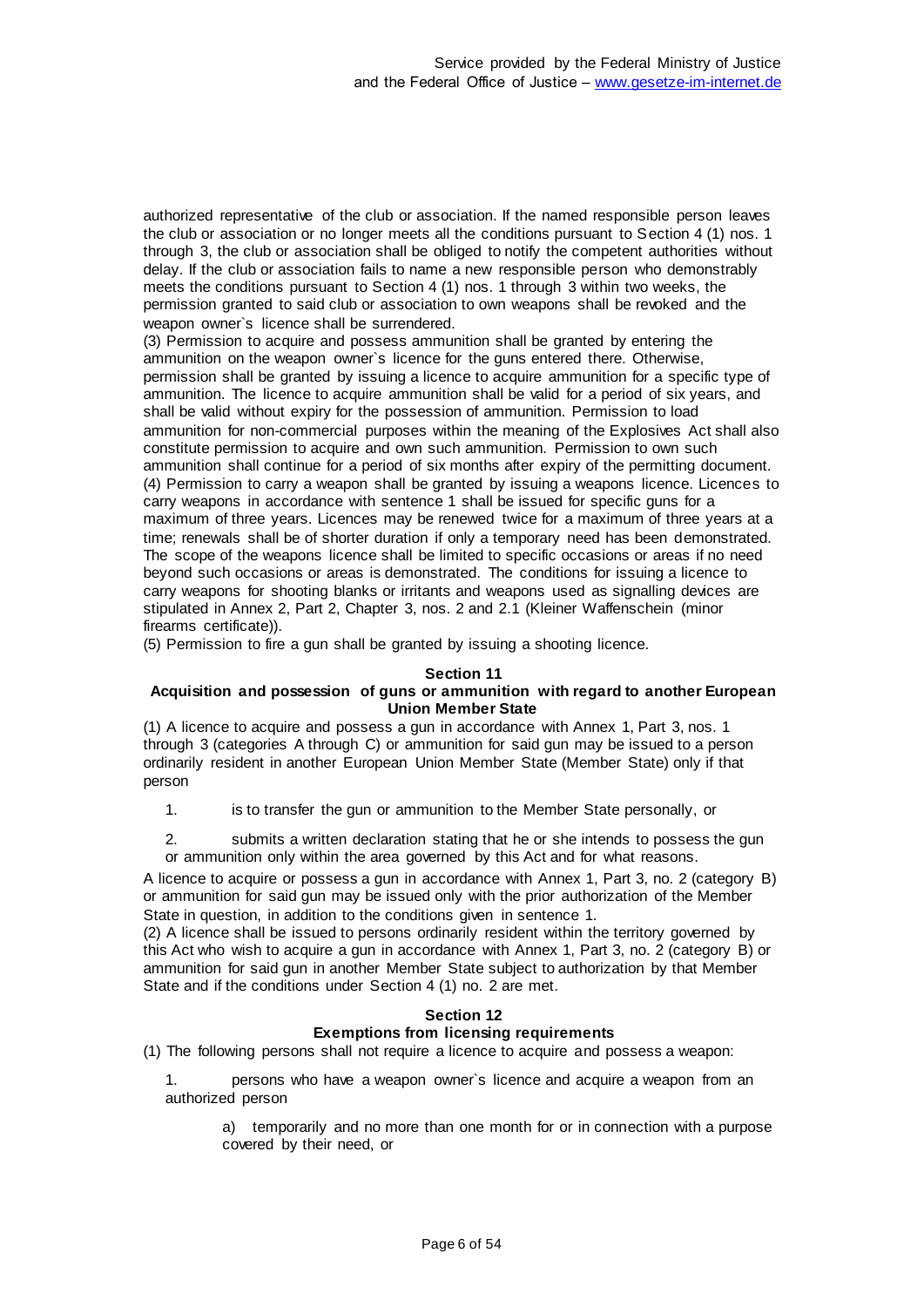authorized representative of the club or association. If the named responsible person leaves the club or association or no longer meets all the conditions pursuant to Section 4 (1) nos. 1 through 3, the club or association shall be obliged to notify the competent authorities without delay. If the club or association fails to name a new responsible person who demonstrably meets the conditions pursuant to Section 4 (1) nos. 1 through 3 within two weeks, the permission granted to said club or association to own weapons shall be revoked and the weapon owner`s licence shall be surrendered.

(3) Permission to acquire and possess ammunition shall be granted by entering the ammunition on the weapon owner`s licence for the guns entered there. Otherwise, permission shall be granted by issuing a licence to acquire ammunition for a specific type of ammunition. The licence to acquire ammunition shall be valid for a period of six years, and shall be valid without expiry for the possession of ammunition. Permission to load ammunition for non-commercial purposes within the meaning of the Explosives Act shall also constitute permission to acquire and own such ammunition. Permission to own such ammunition shall continue for a period of six months after expiry of the permitting document.

(4) Permission to carry a weapon shall be granted by issuing a weapons licence. Licences to carry weapons in accordance with sentence 1 shall be issued for specific guns for a maximum of three years. Licences may be renewed twice for a maximum of three years at a time; renewals shall be of shorter duration if only a temporary need has been demonstrated. The scope of the weapons licence shall be limited to specific occasions or areas if no need beyond such occasions or areas is demonstrated. The conditions for issuing a licence to carry weapons for shooting blanks or irritants and weapons used as signalling devices are stipulated in Annex 2, Part 2, Chapter 3, nos. 2 and 2.1 (Kleiner Waffenschein (minor firearms certificate)).

(5) Permission to fire a gun shall be granted by issuing a shooting licence.

## Section 11
## Acquisition and possession of guns or ammunition with regard to another European Union Member State

(1) A licence to acquire and possess a gun in accordance with Annex 1, Part 3, nos. 1 through 3 (categories A through C) or ammunition for said gun may be issued to a person ordinarily resident in another European Union Member State (Member State) only if that person

1. is to transfer the gun or ammunition to the Member State personally, or

2. submits a written declaration stating that he or she intends to possess the gun or ammunition only within the area governed by this Act and for what reasons.

A licence to acquire or possess a gun in accordance with Annex 1, Part 3, no. 2 (category B) or ammunition for said gun may be issued only with the prior authorization of the Member State in question, in addition to the conditions given in sentence 1.

(2) A licence shall be issued to persons ordinarily resident within the territory governed by this Act who wish to acquire a gun in accordance with Annex 1, Part 3, no. 2 (category B) or ammunition for said gun in another Member State subject to authorization by that Member State and if the conditions under Section 4 (1) no. 2 are met.

## Section 12
## Exemptions from licensing requirements

(1) The following persons shall not require a licence to acquire and possess a weapon:

1. persons who have a weapon owner`s licence and acquire a weapon from an authorized person

    a) temporarily and no more than one month for or in connection with a purpose covered by their need, or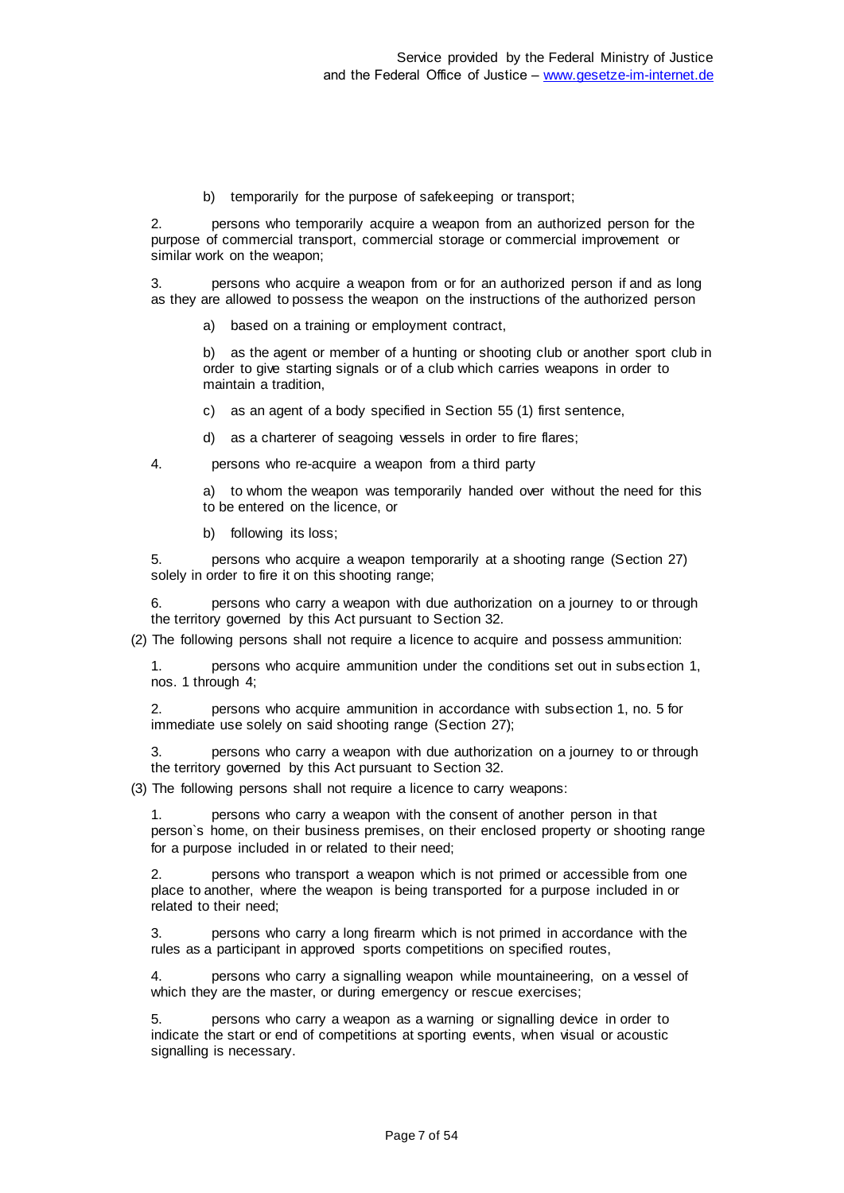b) temporarily for the purpose of safekeeping or transport;

2. persons who temporarily acquire a weapon from an authorized person for the purpose of commercial transport, commercial storage or commercial improvement or similar work on the weapon;

3. persons who acquire a weapon from or for an authorized person if and as long as they are allowed to possess the weapon on the instructions of the authorized person

a) based on a training or employment contract,

b) as the agent or member of a hunting or shooting club or another sport club in order to give starting signals or of a club which carries weapons in order to maintain a tradition,

c) as an agent of a body specified in Section 55 (1) first sentence,

d) as a charterer of seagoing vessels in order to fire flares;

4. persons who re-acquire a weapon from a third party

a) to whom the weapon was temporarily handed over without the need for this to be entered on the licence, or

b) following its loss;

5. persons who acquire a weapon temporarily at a shooting range (Section 27) solely in order to fire it on this shooting range;

6. persons who carry a weapon with due authorization on a journey to or through the territory governed by this Act pursuant to Section 32.

(2) The following persons shall not require a licence to acquire and possess ammunition:

1. persons who acquire ammunition under the conditions set out in subsection 1, nos. 1 through 4;

2. persons who acquire ammunition in accordance with subsection 1, no. 5 for immediate use solely on said shooting range (Section 27);

3. persons who carry a weapon with due authorization on a journey to or through the territory governed by this Act pursuant to Section 32.

(3) The following persons shall not require a licence to carry weapons:

1. persons who carry a weapon with the consent of another person in that person`s home, on their business premises, on their enclosed property or shooting range for a purpose included in or related to their need;

2. persons who transport a weapon which is not primed or accessible from one place to another, where the weapon is being transported for a purpose included in or related to their need;

3. persons who carry a long firearm which is not primed in accordance with the rules as a participant in approved sports competitions on specified routes,

4. persons who carry a signalling weapon while mountaineering, on a vessel of which they are the master, or during emergency or rescue exercises;

5. persons who carry a weapon as a warning or signalling device in order to indicate the start or end of competitions at sporting events, when visual or acoustic signalling is necessary.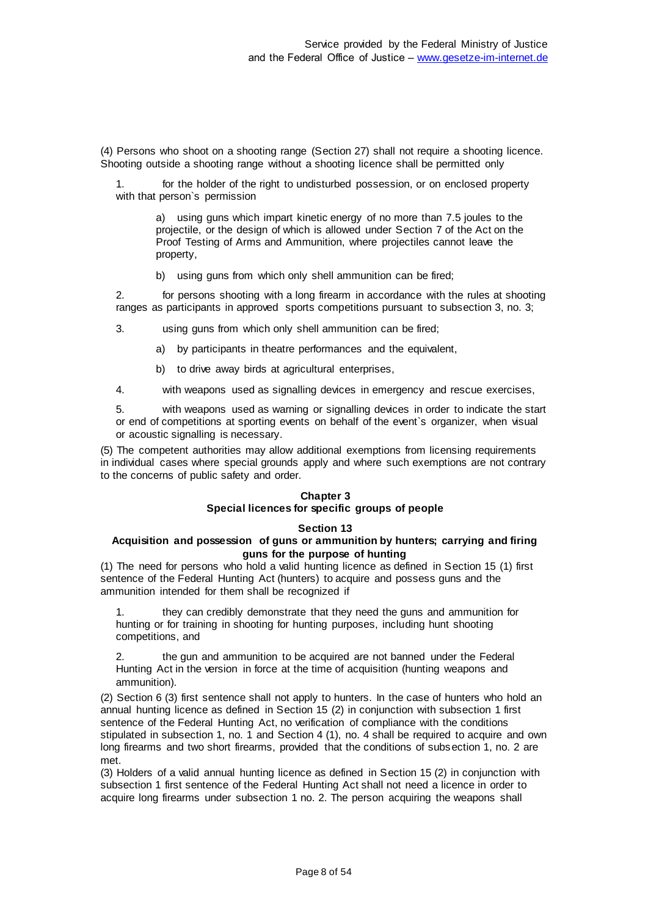(4) Persons who shoot on a shooting range (Section 27) shall not require a shooting licence. Shooting outside a shooting range without a shooting licence shall be permitted only

1. for the holder of the right to undisturbed possession, or on enclosed property with that person`s permission

   a) using guns which impart kinetic energy of no more than 7.5 joules to the projectile, or the design of which is allowed under Section 7 of the Act on the Proof Testing of Arms and Ammunition, where projectiles cannot leave the property,

   b) using guns from which only shell ammunition can be fired;

2. for persons shooting with a long firearm in accordance with the rules at shooting ranges as participants in approved sports competitions pursuant to subsection 3, no. 3;

3. using guns from which only shell ammunition can be fired;

   a) by participants in theatre performances and the equivalent,

   b) to drive away birds at agricultural enterprises,

4. with weapons used as signalling devices in emergency and rescue exercises,

5. with weapons used as warning or signalling devices in order to indicate the start or end of competitions at sporting events on behalf of the event`s organizer, when visual or acoustic signalling is necessary.

(5) The competent authorities may allow additional exemptions from licensing requirements in individual cases where special grounds apply and where such exemptions are not contrary to the concerns of public safety and order.

## Chapter 3
## Special licences for specific groups of people

### Section 13
### Acquisition and possession of guns or ammunition by hunters; carrying and firing guns for the purpose of hunting

(1) The need for persons who hold a valid hunting licence as defined in Section 15 (1) first sentence of the Federal Hunting Act (hunters) to acquire and possess guns and the ammunition intended for them shall be recognized if

1. they can credibly demonstrate that they need the guns and ammunition for hunting or for training in shooting for hunting purposes, including hunt shooting competitions, and

2. the gun and ammunition to be acquired are not banned under the Federal Hunting Act in the version in force at the time of acquisition (hunting weapons and ammunition).

(2) Section 6 (3) first sentence shall not apply to hunters. In the case of hunters who hold an annual hunting licence as defined in Section 15 (2) in conjunction with subsection 1 first sentence of the Federal Hunting Act, no verification of compliance with the conditions stipulated in subsection 1, no. 1 and Section 4 (1), no. 4 shall be required to acquire and own long firearms and two short firearms, provided that the conditions of subsection 1, no. 2 are met.

(3) Holders of a valid annual hunting licence as defined in Section 15 (2) in conjunction with subsection 1 first sentence of the Federal Hunting Act shall not need a licence in order to acquire long firearms under subsection 1 no. 2. The person acquiring the weapons shall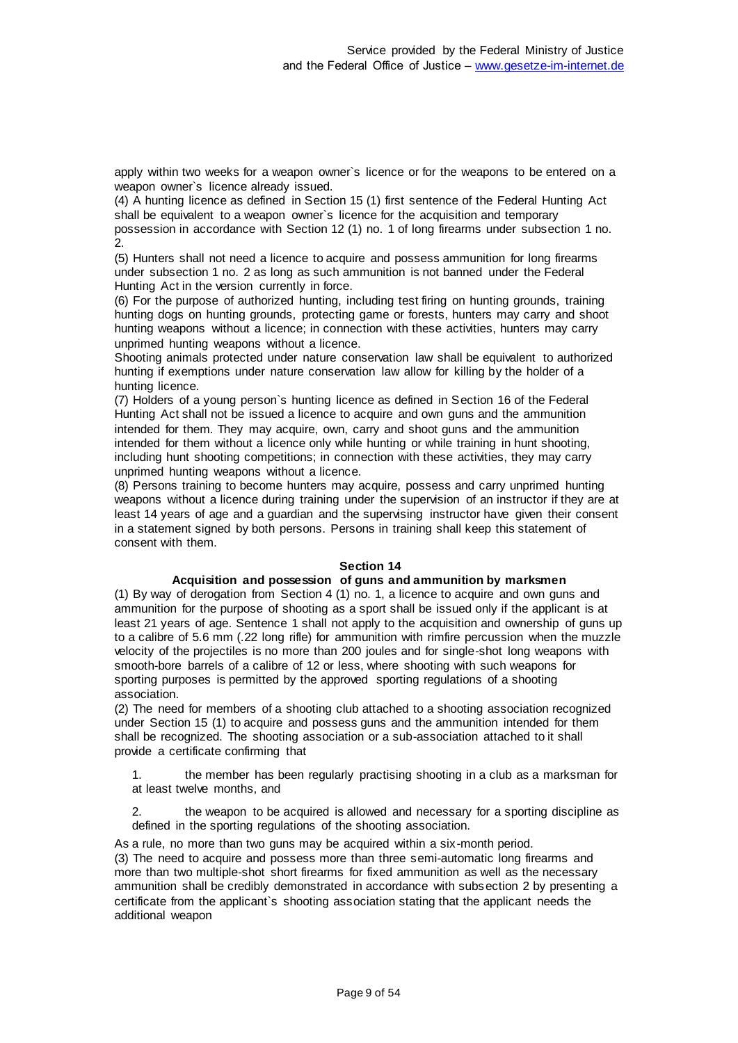apply within two weeks for a weapon owner`s licence or for the weapons to be entered on a weapon owner`s licence already issued.

(4) A hunting licence as defined in Section 15 (1) first sentence of the Federal Hunting Act shall be equivalent to a weapon owner`s licence for the acquisition and temporary possession in accordance with Section 12 (1) no. 1 of long firearms under subsection 1 no. 2.

(5) Hunters shall not need a licence to acquire and possess ammunition for long firearms under subsection 1 no. 2 as long as such ammunition is not banned under the Federal Hunting Act in the version currently in force.

(6) For the purpose of authorized hunting, including test firing on hunting grounds, training hunting dogs on hunting grounds, protecting game or forests, hunters may carry and shoot hunting weapons without a licence; in connection with these activities, hunters may carry unprimed hunting weapons without a licence.

Shooting animals protected under nature conservation law shall be equivalent to authorized hunting if exemptions under nature conservation law allow for killing by the holder of a hunting licence.

(7) Holders of a young person`s hunting licence as defined in Section 16 of the Federal Hunting Act shall not be issued a licence to acquire and own guns and the ammunition intended for them. They may acquire, own, carry and shoot guns and the ammunition intended for them without a licence only while hunting or while training in hunt shooting, including hunt shooting competitions; in connection with these activities, they may carry unprimed hunting weapons without a licence.

(8) Persons training to become hunters may acquire, possess and carry unprimed hunting weapons without a licence during training under the supervision of an instructor if they are at least 14 years of age and a guardian and the supervising instructor have given their consent in a statement signed by both persons. Persons in training shall keep this statement of consent with them.

## Section 14

### Acquisition and possession of guns and ammunition by marksmen

(1) By way of derogation from Section 4 (1) no. 1, a licence to acquire and own guns and ammunition for the purpose of shooting as a sport shall be issued only if the applicant is at least 21 years of age. Sentence 1 shall not apply to the acquisition and ownership of guns up to a calibre of 5.6 mm (.22 long rifle) for ammunition with rimfire percussion when the muzzle velocity of the projectiles is no more than 200 joules and for single-shot long weapons with smooth-bore barrels of a calibre of 12 or less, where shooting with such weapons for sporting purposes is permitted by the approved sporting regulations of a shooting association.

(2) The need for members of a shooting club attached to a shooting association recognized under Section 15 (1) to acquire and possess guns and the ammunition intended for them shall be recognized. The shooting association or a sub-association attached to it shall provide a certificate confirming that

1. the member has been regularly practising shooting in a club as a marksman for at least twelve months, and
2. the weapon to be acquired is allowed and necessary for a sporting discipline as defined in the sporting regulations of the shooting association.

As a rule, no more than two guns may be acquired within a six-month period.

(3) The need to acquire and possess more than three semi-automatic long firearms and more than two multiple-shot short firearms for fixed ammunition as well as the necessary ammunition shall be credibly demonstrated in accordance with subsection 2 by presenting a certificate from the applicant`s shooting association stating that the applicant needs the additional weapon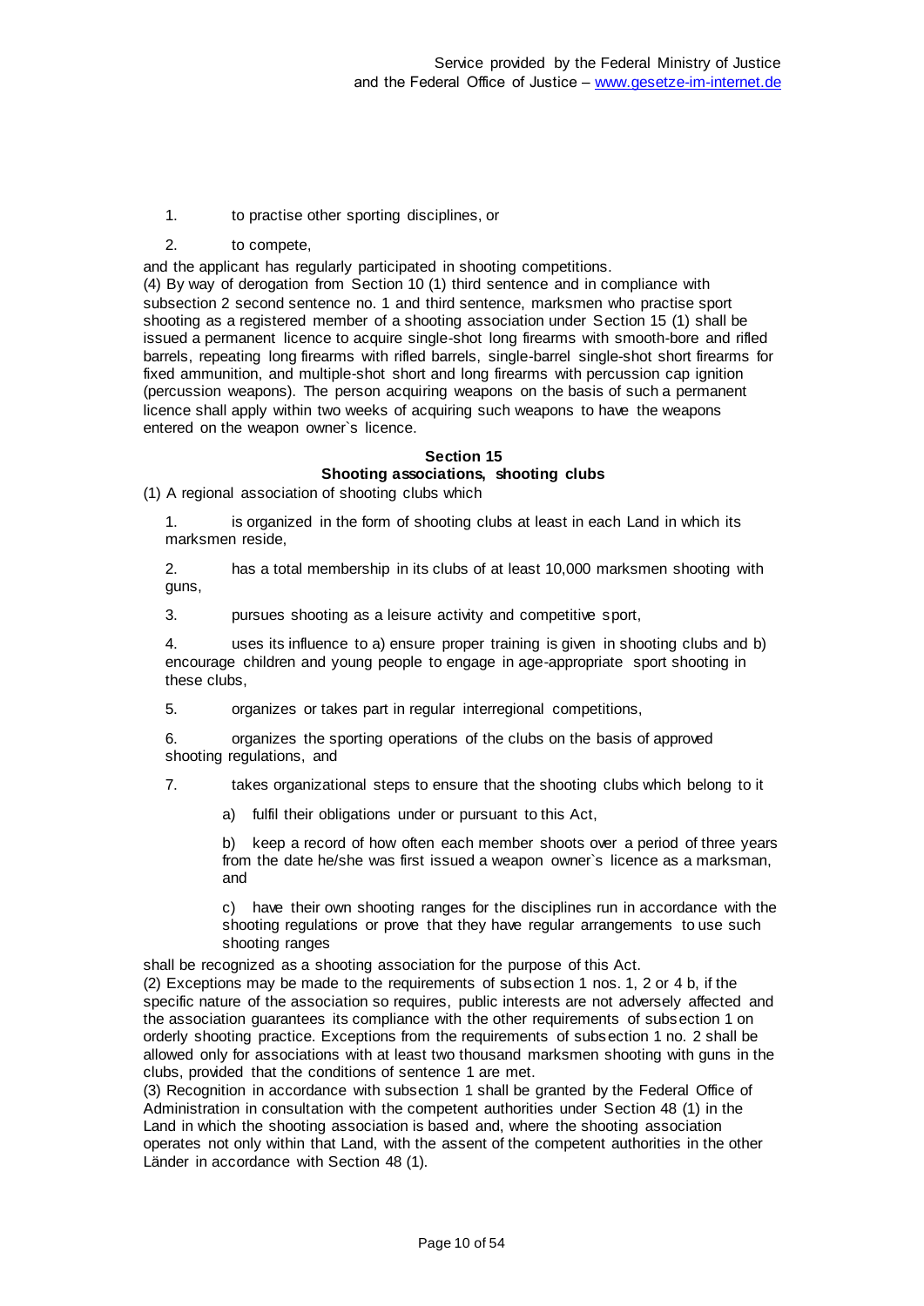1. to practise other sporting disciplines, or
2. to compete,

and the applicant has regularly participated in shooting competitions.

(4) By way of derogation from Section 10 (1) third sentence and in compliance with subsection 2 second sentence no. 1 and third sentence, marksmen who practise sport shooting as a registered member of a shooting association under Section 15 (1) shall be issued a permanent licence to acquire single-shot long firearms with smooth-bore and rifled barrels, repeating long firearms with rifled barrels, single-barrel single-shot short firearms for fixed ammunition, and multiple-shot short and long firearms with percussion cap ignition (percussion weapons). The person acquiring weapons on the basis of such a permanent licence shall apply within two weeks of acquiring such weapons to have the weapons entered on the weapon owner`s licence.

### Section 15
### Shooting associations, shooting clubs

(1) A regional association of shooting clubs which

1. is organized in the form of shooting clubs at least in each Land in which its marksmen reside,
2. has a total membership in its clubs of at least 10,000 marksmen shooting with guns,
3. pursues shooting as a leisure activity and competitive sport,
4. uses its influence to a) ensure proper training is given in shooting clubs and b) encourage children and young people to engage in age-appropriate sport shooting in these clubs,
5. organizes or takes part in regular interregional competitions,
6. organizes the sporting operations of the clubs on the basis of approved shooting regulations, and
7. takes organizational steps to ensure that the shooting clubs which belong to it
   a) fulfil their obligations under or pursuant to this Act,
   b) keep a record of how often each member shoots over a period of three years from the date he/she was first issued a weapon owner`s licence as a marksman, and
   c) have their own shooting ranges for the disciplines run in accordance with the shooting regulations or prove that they have regular arrangements to use such shooting ranges

shall be recognized as a shooting association for the purpose of this Act.

(2) Exceptions may be made to the requirements of subsection 1 nos. 1, 2 or 4 b, if the specific nature of the association so requires, public interests are not adversely affected and the association guarantees its compliance with the other requirements of subsection 1 on orderly shooting practice. Exceptions from the requirements of subsection 1 no. 2 shall be allowed only for associations with at least two thousand marksmen shooting with guns in the clubs, provided that the conditions of sentence 1 are met.

(3) Recognition in accordance with subsection 1 shall be granted by the Federal Office of Administration in consultation with the competent authorities under Section 48 (1) in the Land in which the shooting association is based and, where the shooting association operates not only within that Land, with the assent of the competent authorities in the other Länder in accordance with Section 48 (1).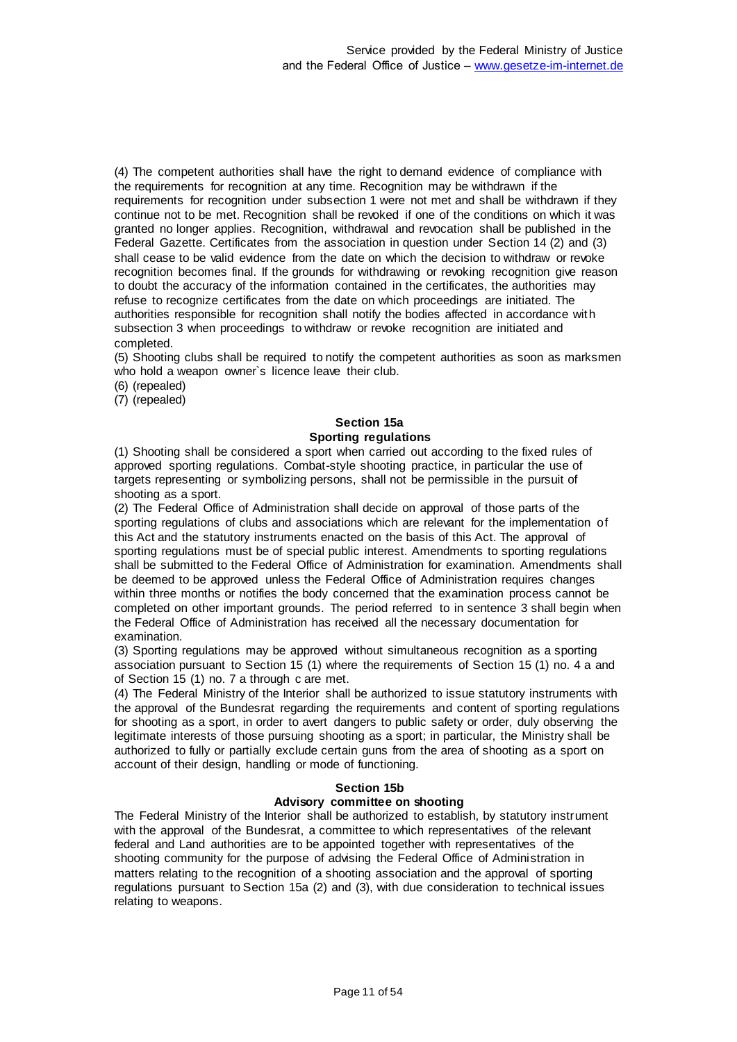(4) The competent authorities shall have the right to demand evidence of compliance with the requirements for recognition at any time. Recognition may be withdrawn if the requirements for recognition under subsection 1 were not met and shall be withdrawn if they continue not to be met. Recognition shall be revoked if one of the conditions on which it was granted no longer applies. Recognition, withdrawal and revocation shall be published in the Federal Gazette. Certificates from the association in question under Section 14 (2) and (3) shall cease to be valid evidence from the date on which the decision to withdraw or revoke recognition becomes final. If the grounds for withdrawing or revoking recognition give reason to doubt the accuracy of the information contained in the certificates, the authorities may refuse to recognize certificates from the date on which proceedings are initiated. The authorities responsible for recognition shall notify the bodies affected in accordance with subsection 3 when proceedings to withdraw or revoke recognition are initiated and completed.

(5) Shooting clubs shall be required to notify the competent authorities as soon as marksmen who hold a weapon owner`s licence leave their club.

(6) (repealed)

(7) (repealed)

### Section 15a
### Sporting regulations

(1) Shooting shall be considered a sport when carried out according to the fixed rules of approved sporting regulations. Combat-style shooting practice, in particular the use of targets representing or symbolizing persons, shall not be permissible in the pursuit of shooting as a sport.

(2) The Federal Office of Administration shall decide on approval of those parts of the sporting regulations of clubs and associations which are relevant for the implementation of this Act and the statutory instruments enacted on the basis of this Act. The approval of sporting regulations must be of special public interest. Amendments to sporting regulations shall be submitted to the Federal Office of Administration for examination. Amendments shall be deemed to be approved unless the Federal Office of Administration requires changes within three months or notifies the body concerned that the examination process cannot be completed on other important grounds. The period referred to in sentence 3 shall begin when the Federal Office of Administration has received all the necessary documentation for examination.

(3) Sporting regulations may be approved without simultaneous recognition as a sporting association pursuant to Section 15 (1) where the requirements of Section 15 (1) no. 4 a and of Section 15 (1) no. 7 a through c are met.

(4) The Federal Ministry of the Interior shall be authorized to issue statutory instruments with the approval of the Bundesrat regarding the requirements and content of sporting regulations for shooting as a sport, in order to avert dangers to public safety or order, duly observing the legitimate interests of those pursuing shooting as a sport; in particular, the Ministry shall be authorized to fully or partially exclude certain guns from the area of shooting as a sport on account of their design, handling or mode of functioning.

### Section 15b
### Advisory committee on shooting

The Federal Ministry of the Interior shall be authorized to establish, by statutory instrument with the approval of the Bundesrat, a committee to which representatives of the relevant federal and Land authorities are to be appointed together with representatives of the shooting community for the purpose of advising the Federal Office of Administration in matters relating to the recognition of a shooting association and the approval of sporting regulations pursuant to Section 15a (2) and (3), with due consideration to technical issues relating to weapons.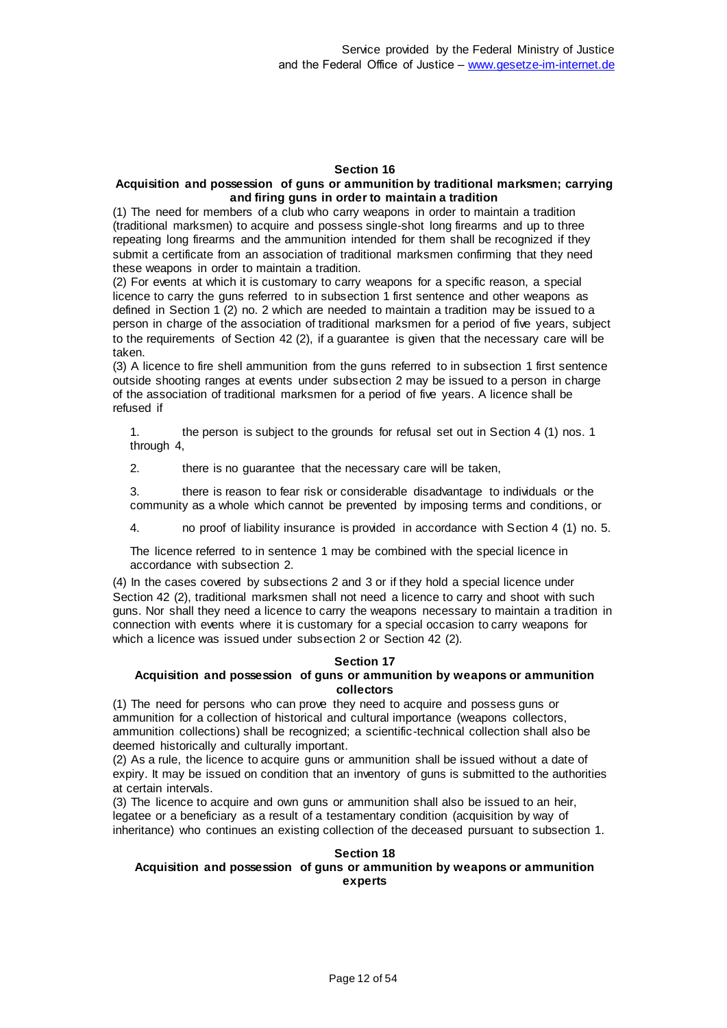## Section 16

### Acquisition and possession of guns or ammunition by traditional marksmen; carrying and firing guns in order to maintain a tradition

(1) The need for members of a club who carry weapons in order to maintain a tradition (traditional marksmen) to acquire and possess single-shot long firearms and up to three repeating long firearms and the ammunition intended for them shall be recognized if they submit a certificate from an association of traditional marksmen confirming that they need these weapons in order to maintain a tradition.

(2) For events at which it is customary to carry weapons for a specific reason, a special licence to carry the guns referred to in subsection 1 first sentence and other weapons as defined in Section 1 (2) no. 2 which are needed to maintain a tradition may be issued to a person in charge of the association of traditional marksmen for a period of five years, subject to the requirements of Section 42 (2), if a guarantee is given that the necessary care will be taken.

(3) A licence to fire shell ammunition from the guns referred to in subsection 1 first sentence outside shooting ranges at events under subsection 2 may be issued to a person in charge of the association of traditional marksmen for a period of five years. A licence shall be refused if

1. the person is subject to the grounds for refusal set out in Section 4 (1) nos. 1 through 4,
2. there is no guarantee that the necessary care will be taken,
3. there is reason to fear risk or considerable disadvantage to individuals or the community as a whole which cannot be prevented by imposing terms and conditions, or
4. no proof of liability insurance is provided in accordance with Section 4 (1) no. 5.

The licence referred to in sentence 1 may be combined with the special licence in accordance with subsection 2.

(4) In the cases covered by subsections 2 and 3 or if they hold a special licence under Section 42 (2), traditional marksmen shall not need a licence to carry and shoot with such guns. Nor shall they need a licence to carry the weapons necessary to maintain a tradition in connection with events where it is customary for a special occasion to carry weapons for which a licence was issued under subsection 2 or Section 42 (2).

## Section 17

### Acquisition and possession of guns or ammunition by weapons or ammunition collectors

(1) The need for persons who can prove they need to acquire and possess guns or ammunition for a collection of historical and cultural importance (weapons collectors, ammunition collections) shall be recognized; a scientific-technical collection shall also be deemed historically and culturally important.

(2) As a rule, the licence to acquire guns or ammunition shall be issued without a date of expiry. It may be issued on condition that an inventory of guns is submitted to the authorities at certain intervals.

(3) The licence to acquire and own guns or ammunition shall also be issued to an heir, legatee or a beneficiary as a result of a testamentary condition (acquisition by way of inheritance) who continues an existing collection of the deceased pursuant to subsection 1.

## Section 18

### Acquisition and possession of guns or ammunition by weapons or ammunition experts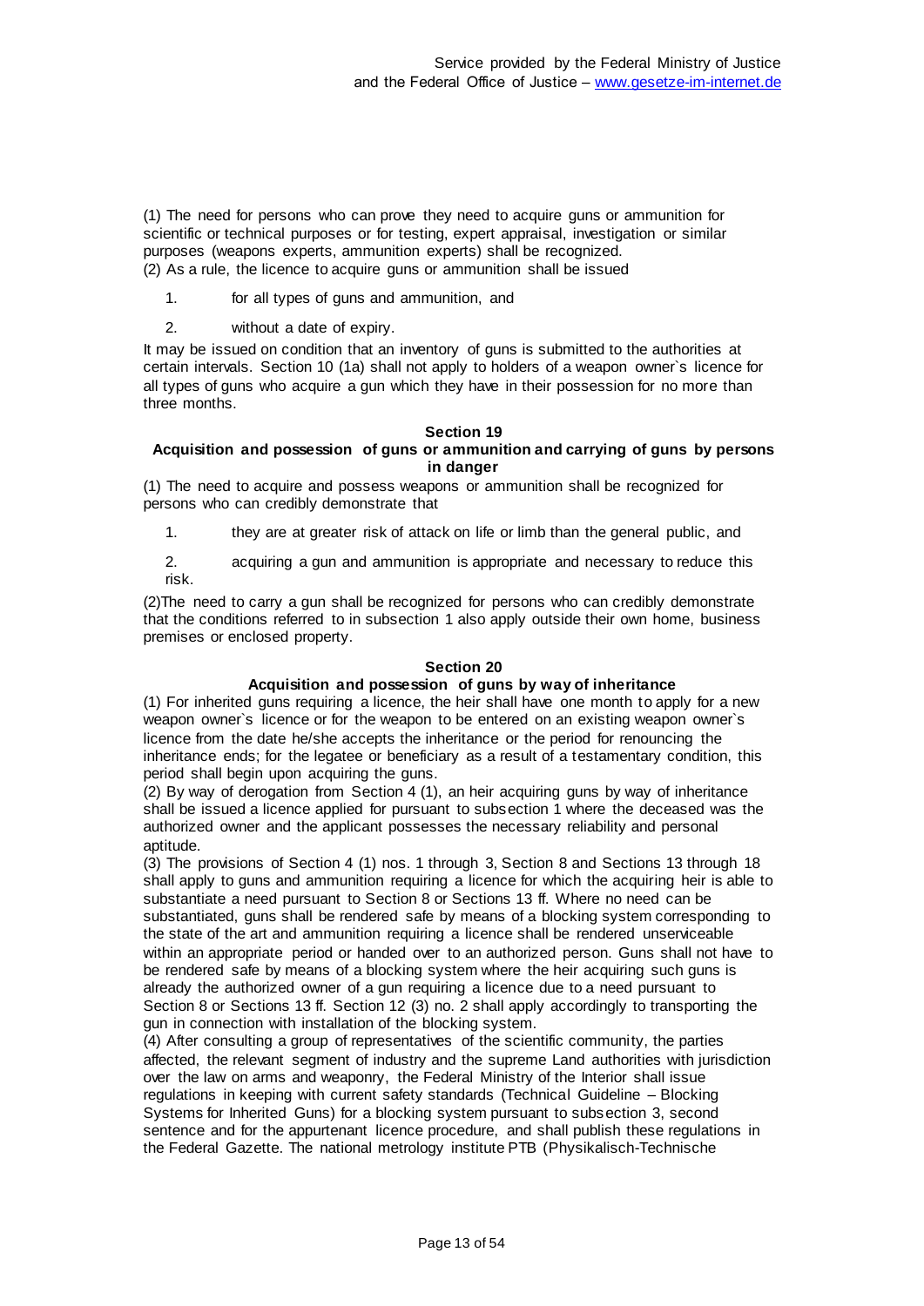(1) The need for persons who can prove they need to acquire guns or ammunition for scientific or technical purposes or for testing, expert appraisal, investigation or similar purposes (weapons experts, ammunition experts) shall be recognized.
(2) As a rule, the licence to acquire guns or ammunition shall be issued

1. for all types of guns and ammunition, and
2. without a date of expiry.

It may be issued on condition that an inventory of guns is submitted to the authorities at certain intervals. Section 10 (1a) shall not apply to holders of a weapon owner`s licence for all types of guns who acquire a gun which they have in their possession for no more than three months.

### Section 19
### Acquisition and possession of guns or ammunition and carrying of guns by persons in danger

(1) The need to acquire and possess weapons or ammunition shall be recognized for persons who can credibly demonstrate that

1. they are at greater risk of attack on life or limb than the general public, and
2. acquiring a gun and ammunition is appropriate and necessary to reduce this risk.

(2)The need to carry a gun shall be recognized for persons who can credibly demonstrate that the conditions referred to in subsection 1 also apply outside their own home, business premises or enclosed property.

### Section 20
### Acquisition and possession of guns by way of inheritance

(1) For inherited guns requiring a licence, the heir shall have one month to apply for a new weapon owner`s licence or for the weapon to be entered on an existing weapon owner`s licence from the date he/she accepts the inheritance or the period for renouncing the inheritance ends; for the legatee or beneficiary as a result of a testamentary condition, this period shall begin upon acquiring the guns.
(2) By way of derogation from Section 4 (1), an heir acquiring guns by way of inheritance shall be issued a licence applied for pursuant to subsection 1 where the deceased was the authorized owner and the applicant possesses the necessary reliability and personal aptitude.
(3) The provisions of Section 4 (1) nos. 1 through 3, Section 8 and Sections 13 through 18 shall apply to guns and ammunition requiring a licence for which the acquiring heir is able to substantiate a need pursuant to Section 8 or Sections 13 ff. Where no need can be substantiated, guns shall be rendered safe by means of a blocking system corresponding to the state of the art and ammunition requiring a licence shall be rendered unserviceable within an appropriate period or handed over to an authorized person. Guns shall not have to be rendered safe by means of a blocking system where the heir acquiring such guns is already the authorized owner of a gun requiring a licence due to a need pursuant to Section 8 or Sections 13 ff. Section 12 (3) no. 2 shall apply accordingly to transporting the gun in connection with installation of the blocking system.
(4) After consulting a group of representatives of the scientific community, the parties affected, the relevant segment of industry and the supreme Land authorities with jurisdiction over the law on arms and weaponry, the Federal Ministry of the Interior shall issue regulations in keeping with current safety standards (Technical Guideline – Blocking Systems for Inherited Guns) for a blocking system pursuant to subsection 3, second sentence and for the appurtenant licence procedure, and shall publish these regulations in the Federal Gazette. The national metrology institute PTB (Physikalisch-Technische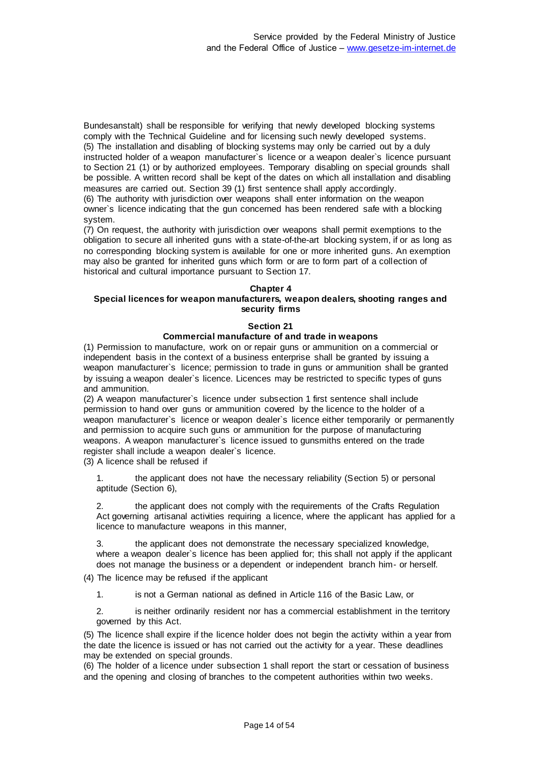Bundesanstalt) shall be responsible for verifying that newly developed blocking systems comply with the Technical Guideline and for licensing such newly developed systems.
(5) The installation and disabling of blocking systems may only be carried out by a duly instructed holder of a weapon manufacturer`s licence or a weapon dealer`s licence pursuant to Section 21 (1) or by authorized employees. Temporary disabling on special grounds shall be possible. A written record shall be kept of the dates on which all installation and disabling measures are carried out. Section 39 (1) first sentence shall apply accordingly.
(6) The authority with jurisdiction over weapons shall enter information on the weapon owner`s licence indicating that the gun concerned has been rendered safe with a blocking system.
(7) On request, the authority with jurisdiction over weapons shall permit exemptions to the obligation to secure all inherited guns with a state-of-the-art blocking system, if or as long as no corresponding blocking system is available for one or more inherited guns. An exemption may also be granted for inherited guns which form or are to form part of a collection of historical and cultural importance pursuant to Section 17.

## Chapter 4
## Special licences for weapon manufacturers, weapon dealers, shooting ranges and security firms

### Section 21
### Commercial manufacture of and trade in weapons

(1) Permission to manufacture, work on or repair guns or ammunition on a commercial or independent basis in the context of a business enterprise shall be granted by issuing a weapon manufacturer`s licence; permission to trade in guns or ammunition shall be granted by issuing a weapon dealer`s licence. Licences may be restricted to specific types of guns and ammunition.
(2) A weapon manufacturer`s licence under subsection 1 first sentence shall include permission to hand over guns or ammunition covered by the licence to the holder of a weapon manufacturer`s licence or weapon dealer`s licence either temporarily or permanently and permission to acquire such guns or ammunition for the purpose of manufacturing weapons. A weapon manufacturer`s licence issued to gunsmiths entered on the trade register shall include a weapon dealer`s licence.
(3) A licence shall be refused if

1. the applicant does not have the necessary reliability (Section 5) or personal aptitude (Section 6),

2. the applicant does not comply with the requirements of the Crafts Regulation Act governing artisanal activities requiring a licence, where the applicant has applied for a licence to manufacture weapons in this manner,

3. the applicant does not demonstrate the necessary specialized knowledge, where a weapon dealer`s licence has been applied for; this shall not apply if the applicant does not manage the business or a dependent or independent branch him- or herself.

(4) The licence may be refused if the applicant

1. is not a German national as defined in Article 116 of the Basic Law, or

2. is neither ordinarily resident nor has a commercial establishment in the territory governed by this Act.

(5) The licence shall expire if the licence holder does not begin the activity within a year from the date the licence is issued or has not carried out the activity for a year. These deadlines may be extended on special grounds.
(6) The holder of a licence under subsection 1 shall report the start or cessation of business and the opening and closing of branches to the competent authorities within two weeks.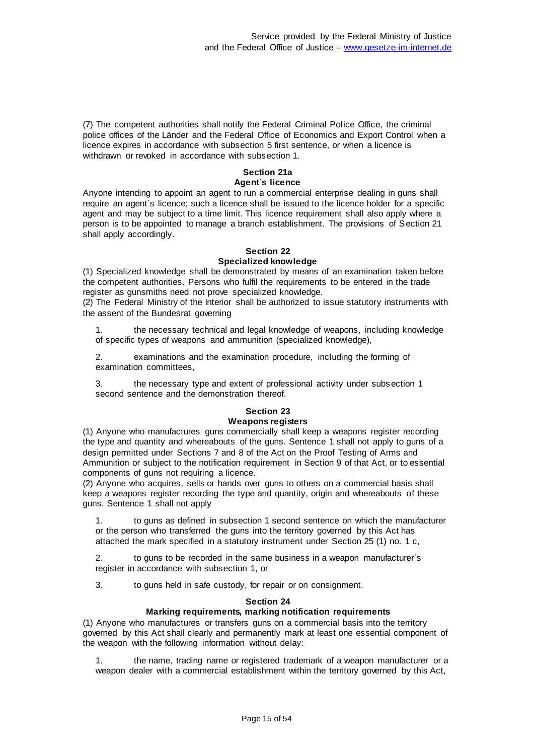(7) The competent authorities shall notify the Federal Criminal Police Office, the criminal police offices of the Länder and the Federal Office of Economics and Export Control when a licence expires in accordance with subsection 5 first sentence, or when a licence is withdrawn or revoked in accordance with subsection 1.

### Section 21a
### Agent`s licence

Anyone intending to appoint an agent to run a commercial enterprise dealing in guns shall require an agent`s licence; such a licence shall be issued to the licence holder for a specific agent and may be subject to a time limit. This licence requirement shall also apply where a person is to be appointed to manage a branch establishment. The provisions of Section 21 shall apply accordingly.

### Section 22
### Specialized knowledge

(1) Specialized knowledge shall be demonstrated by means of an examination taken before the competent authorities. Persons who fulfil the requirements to be entered in the trade register as gunsmiths need not prove specialized knowledge.

(2) The Federal Ministry of the Interior shall be authorized to issue statutory instruments with the assent of the Bundesrat governing

1. the necessary technical and legal knowledge of weapons, including knowledge of specific types of weapons and ammunition (specialized knowledge),

2. examinations and the examination procedure, including the forming of examination committees,

3. the necessary type and extent of professional activity under subsection 1 second sentence and the demonstration thereof.

### Section 23
### Weapons registers

(1) Anyone who manufactures guns commercially shall keep a weapons register recording the type and quantity and whereabouts of the guns. Sentence 1 shall not apply to guns of a design permitted under Sections 7 and 8 of the Act on the Proof Testing of Arms and Ammunition or subject to the notification requirement in Section 9 of that Act, or to essential components of guns not requiring a licence.

(2) Anyone who acquires, sells or hands over guns to others on a commercial basis shall keep a weapons register recording the type and quantity, origin and whereabouts of these guns. Sentence 1 shall not apply

1. to guns as defined in subsection 1 second sentence on which the manufacturer or the person who transferred the guns into the territory governed by this Act has attached the mark specified in a statutory instrument under Section 25 (1) no. 1 c,

2. to guns to be recorded in the same business in a weapon manufacturer`s register in accordance with subsection 1, or

3. to guns held in safe custody, for repair or on consignment.

### Section 24
### Marking requirements, marking notification requirements

(1) Anyone who manufactures or transfers guns on a commercial basis into the territory governed by this Act shall clearly and permanently mark at least one essential component of the weapon with the following information without delay:

1. the name, trading name or registered trademark of a weapon manufacturer or a weapon dealer with a commercial establishment within the territory governed by this Act,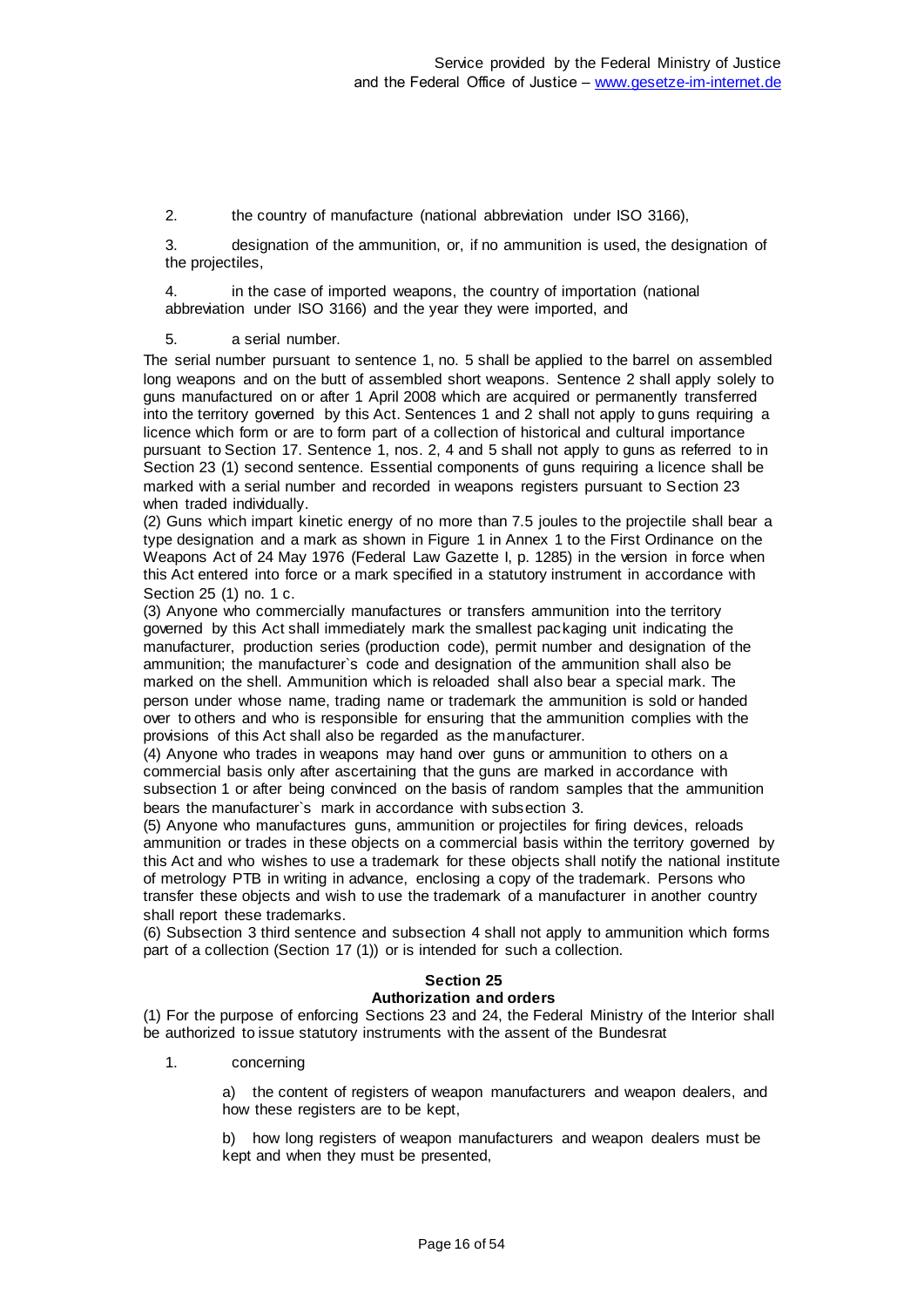2. the country of manufacture (national abbreviation under ISO 3166),

3. designation of the ammunition, or, if no ammunition is used, the designation of the projectiles,

4. in the case of imported weapons, the country of importation (national abbreviation under ISO 3166) and the year they were imported, and

5. a serial number.

The serial number pursuant to sentence 1, no. 5 shall be applied to the barrel on assembled long weapons and on the butt of assembled short weapons. Sentence 2 shall apply solely to guns manufactured on or after 1 April 2008 which are acquired or permanently transferred into the territory governed by this Act. Sentences 1 and 2 shall not apply to guns requiring a licence which form or are to form part of a collection of historical and cultural importance pursuant to Section 17. Sentence 1, nos. 2, 4 and 5 shall not apply to guns as referred to in Section 23 (1) second sentence. Essential components of guns requiring a licence shall be marked with a serial number and recorded in weapons registers pursuant to Section 23 when traded individually.

(2) Guns which impart kinetic energy of no more than 7.5 joules to the projectile shall bear a type designation and a mark as shown in Figure 1 in Annex 1 to the First Ordinance on the Weapons Act of 24 May 1976 (Federal Law Gazette I, p. 1285) in the version in force when this Act entered into force or a mark specified in a statutory instrument in accordance with Section 25 (1) no. 1 c.

(3) Anyone who commercially manufactures or transfers ammunition into the territory governed by this Act shall immediately mark the smallest packaging unit indicating the manufacturer, production series (production code), permit number and designation of the ammunition; the manufacturer`s code and designation of the ammunition shall also be marked on the shell. Ammunition which is reloaded shall also bear a special mark. The person under whose name, trading name or trademark the ammunition is sold or handed over to others and who is responsible for ensuring that the ammunition complies with the provisions of this Act shall also be regarded as the manufacturer.

(4) Anyone who trades in weapons may hand over guns or ammunition to others on a commercial basis only after ascertaining that the guns are marked in accordance with subsection 1 or after being convinced on the basis of random samples that the ammunition bears the manufacturer`s mark in accordance with subsection 3.

(5) Anyone who manufactures guns, ammunition or projectiles for firing devices, reloads ammunition or trades in these objects on a commercial basis within the territory governed by this Act and who wishes to use a trademark for these objects shall notify the national institute of metrology PTB in writing in advance, enclosing a copy of the trademark. Persons who transfer these objects and wish to use the trademark of a manufacturer in another country shall report these trademarks.

(6) Subsection 3 third sentence and subsection 4 shall not apply to ammunition which forms part of a collection (Section 17 (1)) or is intended for such a collection.

### Section 25
### Authorization and orders

(1) For the purpose of enforcing Sections 23 and 24, the Federal Ministry of the Interior shall be authorized to issue statutory instruments with the assent of the Bundesrat

1. concerning

   a) the content of registers of weapon manufacturers and weapon dealers, and how these registers are to be kept,

   b) how long registers of weapon manufacturers and weapon dealers must be kept and when they must be presented,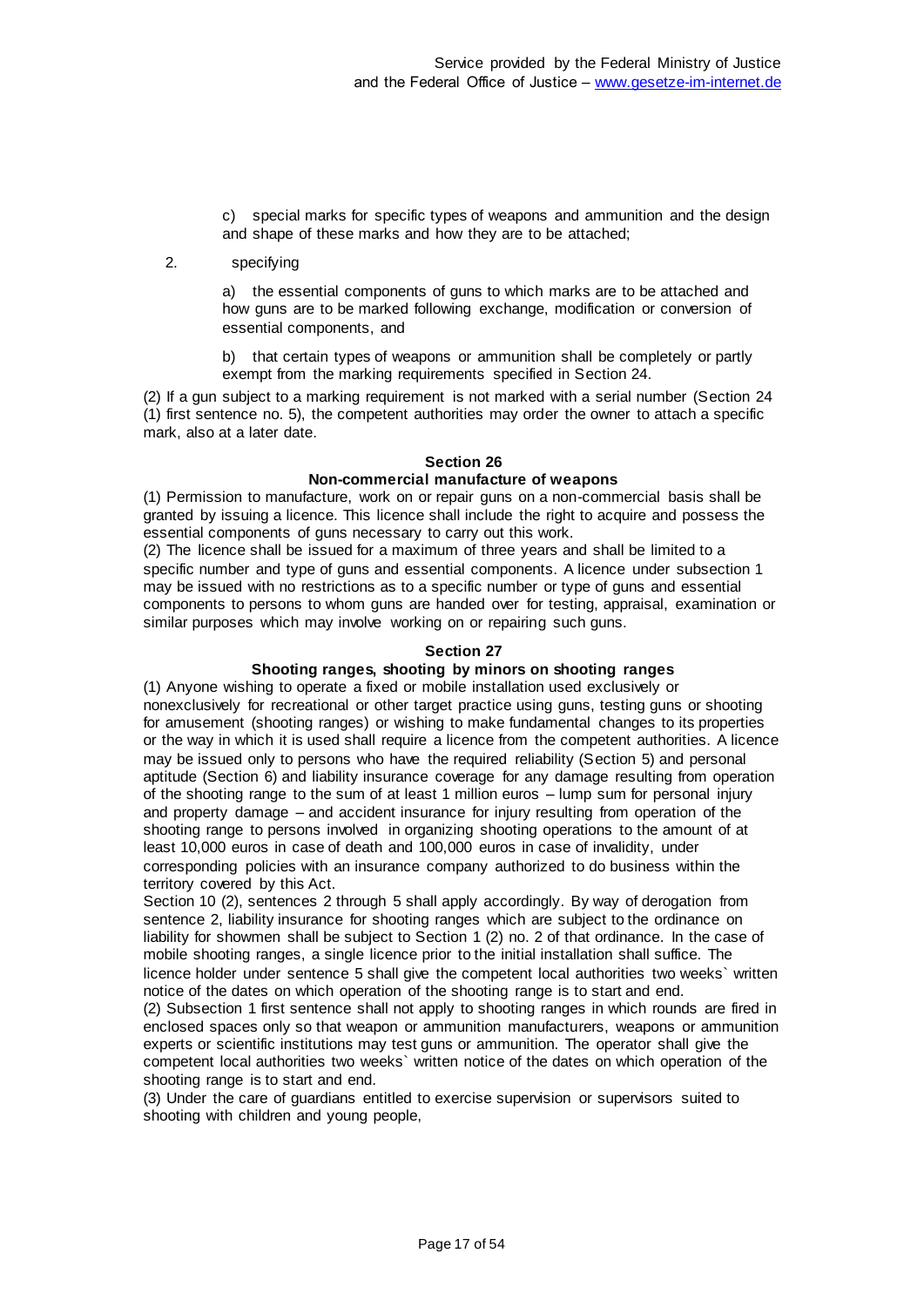c) special marks for specific types of weapons and ammunition and the design and shape of these marks and how they are to be attached;

2. specifying

   a) the essential components of guns to which marks are to be attached and how guns are to be marked following exchange, modification or conversion of essential components, and

   b) that certain types of weapons or ammunition shall be completely or partly exempt from the marking requirements specified in Section 24.

(2) If a gun subject to a marking requirement is not marked with a serial number (Section 24 (1) first sentence no. 5), the competent authorities may order the owner to attach a specific mark, also at a later date.

### Section 26
### Non-commercial manufacture of weapons

(1) Permission to manufacture, work on or repair guns on a non-commercial basis shall be granted by issuing a licence. This licence shall include the right to acquire and possess the essential components of guns necessary to carry out this work.
(2) The licence shall be issued for a maximum of three years and shall be limited to a specific number and type of guns and essential components. A licence under subsection 1 may be issued with no restrictions as to a specific number or type of guns and essential components to persons to whom guns are handed over for testing, appraisal, examination or similar purposes which may involve working on or repairing such guns.

### Section 27
### Shooting ranges, shooting by minors on shooting ranges

(1) Anyone wishing to operate a fixed or mobile installation used exclusively or nonexclusively for recreational or other target practice using guns, testing guns or shooting for amusement (shooting ranges) or wishing to make fundamental changes to its properties or the way in which it is used shall require a licence from the competent authorities. A licence may be issued only to persons who have the required reliability (Section 5) and personal aptitude (Section 6) and liability insurance coverage for any damage resulting from operation of the shooting range to the sum of at least 1 million euros – lump sum for personal injury and property damage – and accident insurance for injury resulting from operation of the shooting range to persons involved in organizing shooting operations to the amount of at least 10,000 euros in case of death and 100,000 euros in case of invalidity, under corresponding policies with an insurance company authorized to do business within the territory covered by this Act.
Section 10 (2), sentences 2 through 5 shall apply accordingly. By way of derogation from sentence 2, liability insurance for shooting ranges which are subject to the ordinance on liability for showmen shall be subject to Section 1 (2) no. 2 of that ordinance. In the case of mobile shooting ranges, a single licence prior to the initial installation shall suffice. The licence holder under sentence 5 shall give the competent local authorities two weeks` written notice of the dates on which operation of the shooting range is to start and end.
(2) Subsection 1 first sentence shall not apply to shooting ranges in which rounds are fired in enclosed spaces only so that weapon or ammunition manufacturers, weapons or ammunition experts or scientific institutions may test guns or ammunition. The operator shall give the competent local authorities two weeks` written notice of the dates on which operation of the shooting range is to start and end.
(3) Under the care of guardians entitled to exercise supervision or supervisors suited to shooting with children and young people,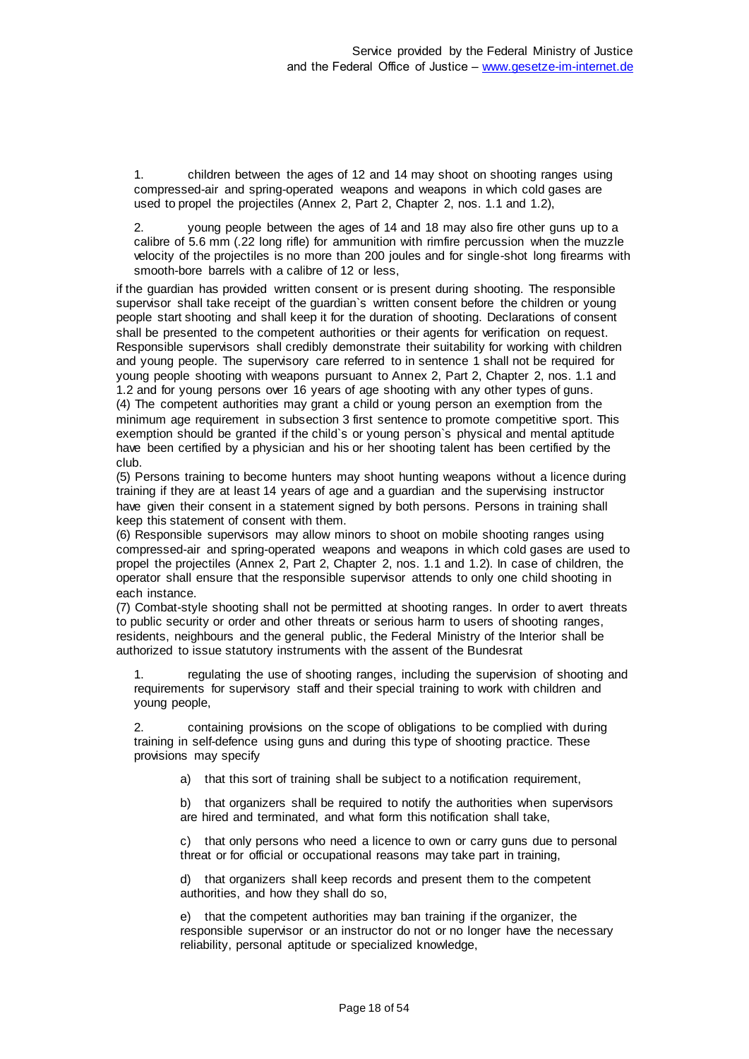1. children between the ages of 12 and 14 may shoot on shooting ranges using compressed-air and spring-operated weapons and weapons in which cold gases are used to propel the projectiles (Annex 2, Part 2, Chapter 2, nos. 1.1 and 1.2),

2. young people between the ages of 14 and 18 may also fire other guns up to a calibre of 5.6 mm (.22 long rifle) for ammunition with rimfire percussion when the muzzle velocity of the projectiles is no more than 200 joules and for single-shot long firearms with smooth-bore barrels with a calibre of 12 or less,

if the guardian has provided written consent or is present during shooting. The responsible supervisor shall take receipt of the guardian`s written consent before the children or young people start shooting and shall keep it for the duration of shooting. Declarations of consent shall be presented to the competent authorities or their agents for verification on request. Responsible supervisors shall credibly demonstrate their suitability for working with children and young people. The supervisory care referred to in sentence 1 shall not be required for young people shooting with weapons pursuant to Annex 2, Part 2, Chapter 2, nos. 1.1 and 1.2 and for young persons over 16 years of age shooting with any other types of guns.

(4) The competent authorities may grant a child or young person an exemption from the minimum age requirement in subsection 3 first sentence to promote competitive sport. This exemption should be granted if the child`s or young person`s physical and mental aptitude have been certified by a physician and his or her shooting talent has been certified by the club.

(5) Persons training to become hunters may shoot hunting weapons without a licence during training if they are at least 14 years of age and a guardian and the supervising instructor have given their consent in a statement signed by both persons. Persons in training shall keep this statement of consent with them.

(6) Responsible supervisors may allow minors to shoot on mobile shooting ranges using compressed-air and spring-operated weapons and weapons in which cold gases are used to propel the projectiles (Annex 2, Part 2, Chapter 2, nos. 1.1 and 1.2). In case of children, the operator shall ensure that the responsible supervisor attends to only one child shooting in each instance.

(7) Combat-style shooting shall not be permitted at shooting ranges. In order to avert threats to public security or order and other threats or serious harm to users of shooting ranges, residents, neighbours and the general public, the Federal Ministry of the Interior shall be authorized to issue statutory instruments with the assent of the Bundesrat

1. regulating the use of shooting ranges, including the supervision of shooting and requirements for supervisory staff and their special training to work with children and young people,

2. containing provisions on the scope of obligations to be complied with during training in self-defence using guns and during this type of shooting practice. These provisions may specify

   a) that this sort of training shall be subject to a notification requirement,

   b) that organizers shall be required to notify the authorities when supervisors are hired and terminated, and what form this notification shall take,

   c) that only persons who need a licence to own or carry guns due to personal threat or for official or occupational reasons may take part in training,

   d) that organizers shall keep records and present them to the competent authorities, and how they shall do so,

   e) that the competent authorities may ban training if the organizer, the responsible supervisor or an instructor do not or no longer have the necessary reliability, personal aptitude or specialized knowledge,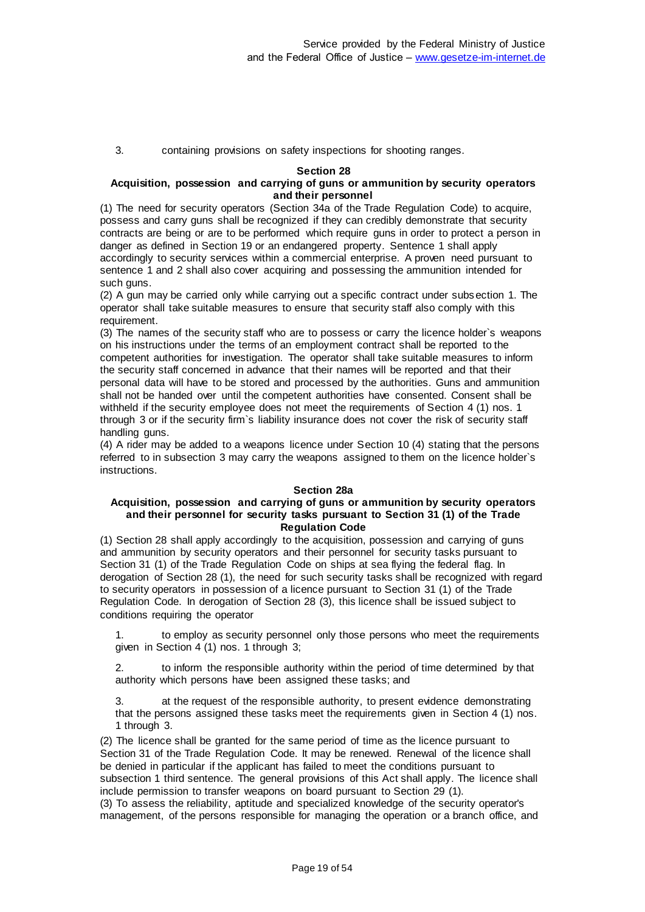3. containing provisions on safety inspections for shooting ranges.

### Section 28
**Acquisition, possession and carrying of guns or ammunition by security operators and their personnel**

(1) The need for security operators (Section 34a of the Trade Regulation Code) to acquire, possess and carry guns shall be recognized if they can credibly demonstrate that security contracts are being or are to be performed which require guns in order to protect a person in danger as defined in Section 19 or an endangered property. Sentence 1 shall apply accordingly to security services within a commercial enterprise. A proven need pursuant to sentence 1 and 2 shall also cover acquiring and possessing the ammunition intended for such guns.

(2) A gun may be carried only while carrying out a specific contract under subsection 1. The operator shall take suitable measures to ensure that security staff also comply with this requirement.

(3) The names of the security staff who are to possess or carry the licence holder`s weapons on his instructions under the terms of an employment contract shall be reported to the competent authorities for investigation. The operator shall take suitable measures to inform the security staff concerned in advance that their names will be reported and that their personal data will have to be stored and processed by the authorities. Guns and ammunition shall not be handed over until the competent authorities have consented. Consent shall be withheld if the security employee does not meet the requirements of Section 4 (1) nos. 1 through 3 or if the security firm`s liability insurance does not cover the risk of security staff handling guns.

(4) A rider may be added to a weapons licence under Section 10 (4) stating that the persons referred to in subsection 3 may carry the weapons assigned to them on the licence holder`s instructions.

### Section 28a
**Acquisition, possession and carrying of guns or ammunition by security operators and their personnel for security tasks pursuant to Section 31 (1) of the Trade Regulation Code**

(1) Section 28 shall apply accordingly to the acquisition, possession and carrying of guns and ammunition by security operators and their personnel for security tasks pursuant to Section 31 (1) of the Trade Regulation Code on ships at sea flying the federal flag. In derogation of Section 28 (1), the need for such security tasks shall be recognized with regard to security operators in possession of a licence pursuant to Section 31 (1) of the Trade Regulation Code. In derogation of Section 28 (3), this licence shall be issued subject to conditions requiring the operator

1. to employ as security personnel only those persons who meet the requirements given in Section 4 (1) nos. 1 through 3;

2. to inform the responsible authority within the period of time determined by that authority which persons have been assigned these tasks; and

3. at the request of the responsible authority, to present evidence demonstrating that the persons assigned these tasks meet the requirements given in Section 4 (1) nos. 1 through 3.

(2) The licence shall be granted for the same period of time as the licence pursuant to Section 31 of the Trade Regulation Code. It may be renewed. Renewal of the licence shall be denied in particular if the applicant has failed to meet the conditions pursuant to subsection 1 third sentence. The general provisions of this Act shall apply. The licence shall include permission to transfer weapons on board pursuant to Section 29 (1).

(3) To assess the reliability, aptitude and specialized knowledge of the security operator's management, of the persons responsible for managing the operation or a branch office, and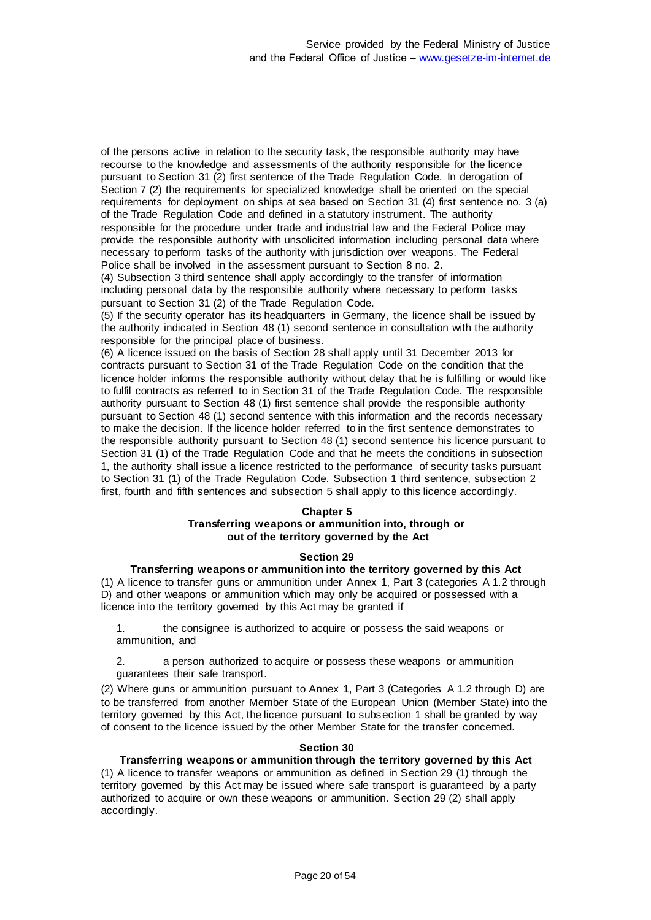of the persons active in relation to the security task, the responsible authority may have recourse to the knowledge and assessments of the authority responsible for the licence pursuant to Section 31 (2) first sentence of the Trade Regulation Code. In derogation of Section 7 (2) the requirements for specialized knowledge shall be oriented on the special requirements for deployment on ships at sea based on Section 31 (4) first sentence no. 3 (a) of the Trade Regulation Code and defined in a statutory instrument. The authority responsible for the procedure under trade and industrial law and the Federal Police may provide the responsible authority with unsolicited information including personal data where necessary to perform tasks of the authority with jurisdiction over weapons. The Federal Police shall be involved in the assessment pursuant to Section 8 no. 2.

(4) Subsection 3 third sentence shall apply accordingly to the transfer of information including personal data by the responsible authority where necessary to perform tasks pursuant to Section 31 (2) of the Trade Regulation Code.

(5) If the security operator has its headquarters in Germany, the licence shall be issued by the authority indicated in Section 48 (1) second sentence in consultation with the authority responsible for the principal place of business.

(6) A licence issued on the basis of Section 28 shall apply until 31 December 2013 for contracts pursuant to Section 31 of the Trade Regulation Code on the condition that the licence holder informs the responsible authority without delay that he is fulfilling or would like to fulfil contracts as referred to in Section 31 of the Trade Regulation Code. The responsible authority pursuant to Section 48 (1) first sentence shall provide the responsible authority pursuant to Section 48 (1) second sentence with this information and the records necessary to make the decision. If the licence holder referred to in the first sentence demonstrates to the responsible authority pursuant to Section 48 (1) second sentence his licence pursuant to Section 31 (1) of the Trade Regulation Code and that he meets the conditions in subsection 1, the authority shall issue a licence restricted to the performance of security tasks pursuant to Section 31 (1) of the Trade Regulation Code. Subsection 1 third sentence, subsection 2 first, fourth and fifth sentences and subsection 5 shall apply to this licence accordingly.

## Chapter 5
## Transferring weapons or ammunition into, through or out of the territory governed by the Act

### Section 29
### Transferring weapons or ammunition into the territory governed by this Act

(1) A licence to transfer guns or ammunition under Annex 1, Part 3 (categories A 1.2 through D) and other weapons or ammunition which may only be acquired or possessed with a licence into the territory governed by this Act may be granted if

1. the consignee is authorized to acquire or possess the said weapons or ammunition, and

2. a person authorized to acquire or possess these weapons or ammunition guarantees their safe transport.

(2) Where guns or ammunition pursuant to Annex 1, Part 3 (Categories A 1.2 through D) are to be transferred from another Member State of the European Union (Member State) into the territory governed by this Act, the licence pursuant to subsection 1 shall be granted by way of consent to the licence issued by the other Member State for the transfer concerned.

### Section 30
### Transferring weapons or ammunition through the territory governed by this Act

(1) A licence to transfer weapons or ammunition as defined in Section 29 (1) through the territory governed by this Act may be issued where safe transport is guaranteed by a party authorized to acquire or own these weapons or ammunition. Section 29 (2) shall apply accordingly.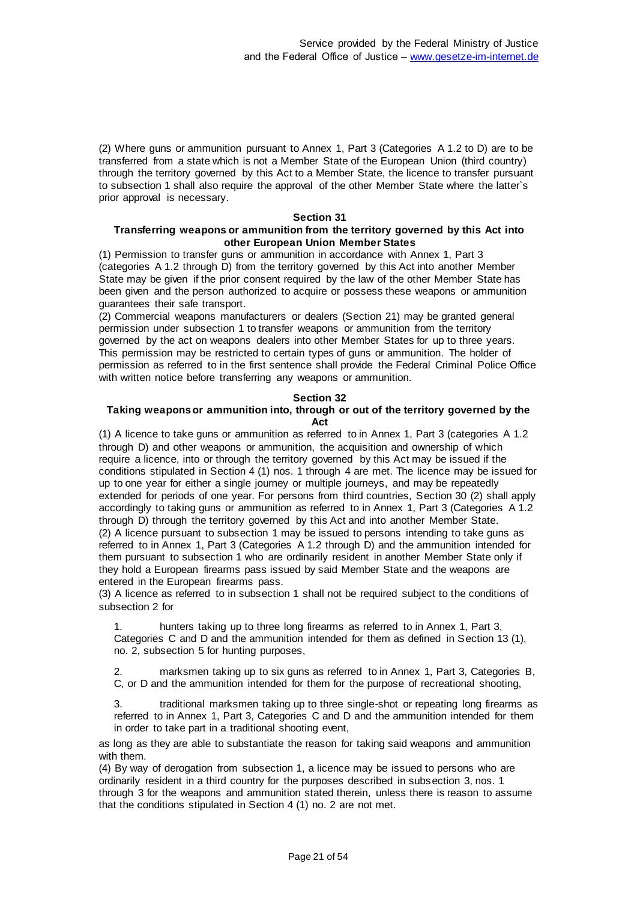(2) Where guns or ammunition pursuant to Annex 1, Part 3 (Categories A 1.2 to D) are to be transferred from a state which is not a Member State of the European Union (third country) through the territory governed by this Act to a Member State, the licence to transfer pursuant to subsection 1 shall also require the approval of the other Member State where the latter`s prior approval is necessary.

### Section 31

#### Transferring weapons or ammunition from the territory governed by this Act into other European Union Member States

(1) Permission to transfer guns or ammunition in accordance with Annex 1, Part 3 (categories A 1.2 through D) from the territory governed by this Act into another Member State may be given if the prior consent required by the law of the other Member State has been given and the person authorized to acquire or possess these weapons or ammunition guarantees their safe transport.

(2) Commercial weapons manufacturers or dealers (Section 21) may be granted general permission under subsection 1 to transfer weapons or ammunition from the territory governed by the act on weapons dealers into other Member States for up to three years. This permission may be restricted to certain types of guns or ammunition. The holder of permission as referred to in the first sentence shall provide the Federal Criminal Police Office with written notice before transferring any weapons or ammunition.

### Section 32

#### Taking weapons or ammunition into, through or out of the territory governed by the Act

(1) A licence to take guns or ammunition as referred to in Annex 1, Part 3 (categories A 1.2 through D) and other weapons or ammunition, the acquisition and ownership of which require a licence, into or through the territory governed by this Act may be issued if the conditions stipulated in Section 4 (1) nos. 1 through 4 are met. The licence may be issued for up to one year for either a single journey or multiple journeys, and may be repeatedly extended for periods of one year. For persons from third countries, Section 30 (2) shall apply accordingly to taking guns or ammunition as referred to in Annex 1, Part 3 (Categories A 1.2 through D) through the territory governed by this Act and into another Member State.

(2) A licence pursuant to subsection 1 may be issued to persons intending to take guns as referred to in Annex 1, Part 3 (Categories A 1.2 through D) and the ammunition intended for them pursuant to subsection 1 who are ordinarily resident in another Member State only if they hold a European firearms pass issued by said Member State and the weapons are entered in the European firearms pass.

(3) A licence as referred to in subsection 1 shall not be required subject to the conditions of subsection 2 for

1. hunters taking up to three long firearms as referred to in Annex 1, Part 3, Categories C and D and the ammunition intended for them as defined in Section 13 (1), no. 2, subsection 5 for hunting purposes,

2. marksmen taking up to six guns as referred to in Annex 1, Part 3, Categories B, C, or D and the ammunition intended for them for the purpose of recreational shooting,

3. traditional marksmen taking up to three single-shot or repeating long firearms as referred to in Annex 1, Part 3, Categories C and D and the ammunition intended for them in order to take part in a traditional shooting event,

as long as they are able to substantiate the reason for taking said weapons and ammunition with them.

(4) By way of derogation from subsection 1, a licence may be issued to persons who are ordinarily resident in a third country for the purposes described in subsection 3, nos. 1 through 3 for the weapons and ammunition stated therein, unless there is reason to assume that the conditions stipulated in Section 4 (1) no. 2 are not met.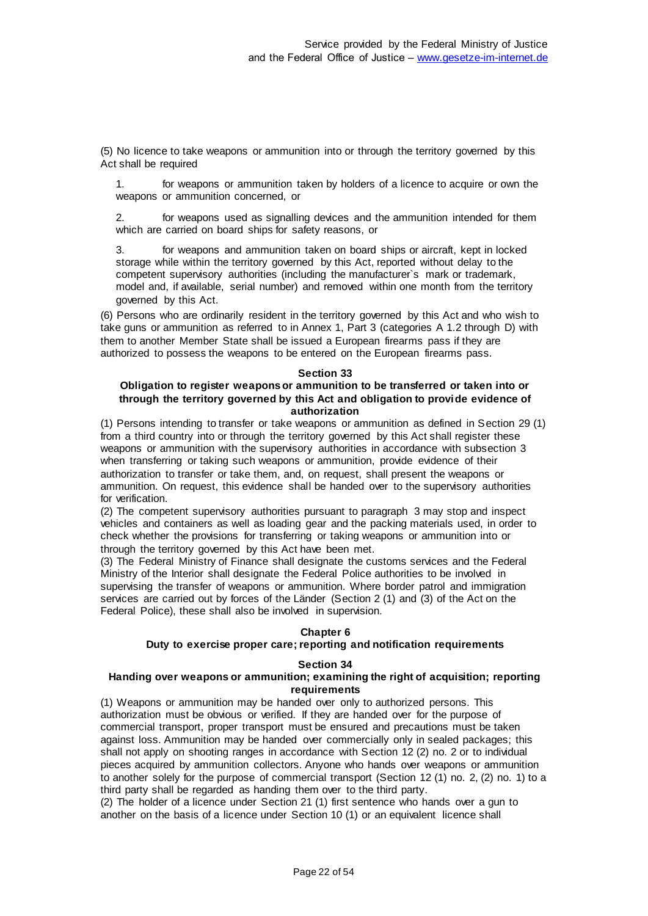(5) No licence to take weapons or ammunition into or through the territory governed by this Act shall be required

1. for weapons or ammunition taken by holders of a licence to acquire or own the weapons or ammunition concerned, or

2. for weapons used as signalling devices and the ammunition intended for them which are carried on board ships for safety reasons, or

3. for weapons and ammunition taken on board ships or aircraft, kept in locked storage while within the territory governed by this Act, reported without delay to the competent supervisory authorities (including the manufacturer`s mark or trademark, model and, if available, serial number) and removed within one month from the territory governed by this Act.

(6) Persons who are ordinarily resident in the territory governed by this Act and who wish to take guns or ammunition as referred to in Annex 1, Part 3 (categories A 1.2 through D) with them to another Member State shall be issued a European firearms pass if they are authorized to possess the weapons to be entered on the European firearms pass.

### Section 33
### Obligation to register weapons or ammunition to be transferred or taken into or through the territory governed by this Act and obligation to provide evidence of authorization

(1) Persons intending to transfer or take weapons or ammunition as defined in Section 29 (1) from a third country into or through the territory governed by this Act shall register these weapons or ammunition with the supervisory authorities in accordance with subsection 3 when transferring or taking such weapons or ammunition, provide evidence of their authorization to transfer or take them, and, on request, shall present the weapons or ammunition. On request, this evidence shall be handed over to the supervisory authorities for verification.

(2) The competent supervisory authorities pursuant to paragraph 3 may stop and inspect vehicles and containers as well as loading gear and the packing materials used, in order to check whether the provisions for transferring or taking weapons or ammunition into or through the territory governed by this Act have been met.

(3) The Federal Ministry of Finance shall designate the customs services and the Federal Ministry of the Interior shall designate the Federal Police authorities to be involved in supervising the transfer of weapons or ammunition. Where border patrol and immigration services are carried out by forces of the Länder (Section 2 (1) and (3) of the Act on the Federal Police), these shall also be involved in supervision.

## Chapter 6
## Duty to exercise proper care; reporting and notification requirements

### Section 34
### Handing over weapons or ammunition; examining the right of acquisition; reporting requirements

(1) Weapons or ammunition may be handed over only to authorized persons. This authorization must be obvious or verified. If they are handed over for the purpose of commercial transport, proper transport must be ensured and precautions must be taken against loss. Ammunition may be handed over commercially only in sealed packages; this shall not apply on shooting ranges in accordance with Section 12 (2) no. 2 or to individual pieces acquired by ammunition collectors. Anyone who hands over weapons or ammunition to another solely for the purpose of commercial transport (Section 12 (1) no. 2, (2) no. 1) to a third party shall be regarded as handing them over to the third party.

(2) The holder of a licence under Section 21 (1) first sentence who hands over a gun to another on the basis of a licence under Section 10 (1) or an equivalent licence shall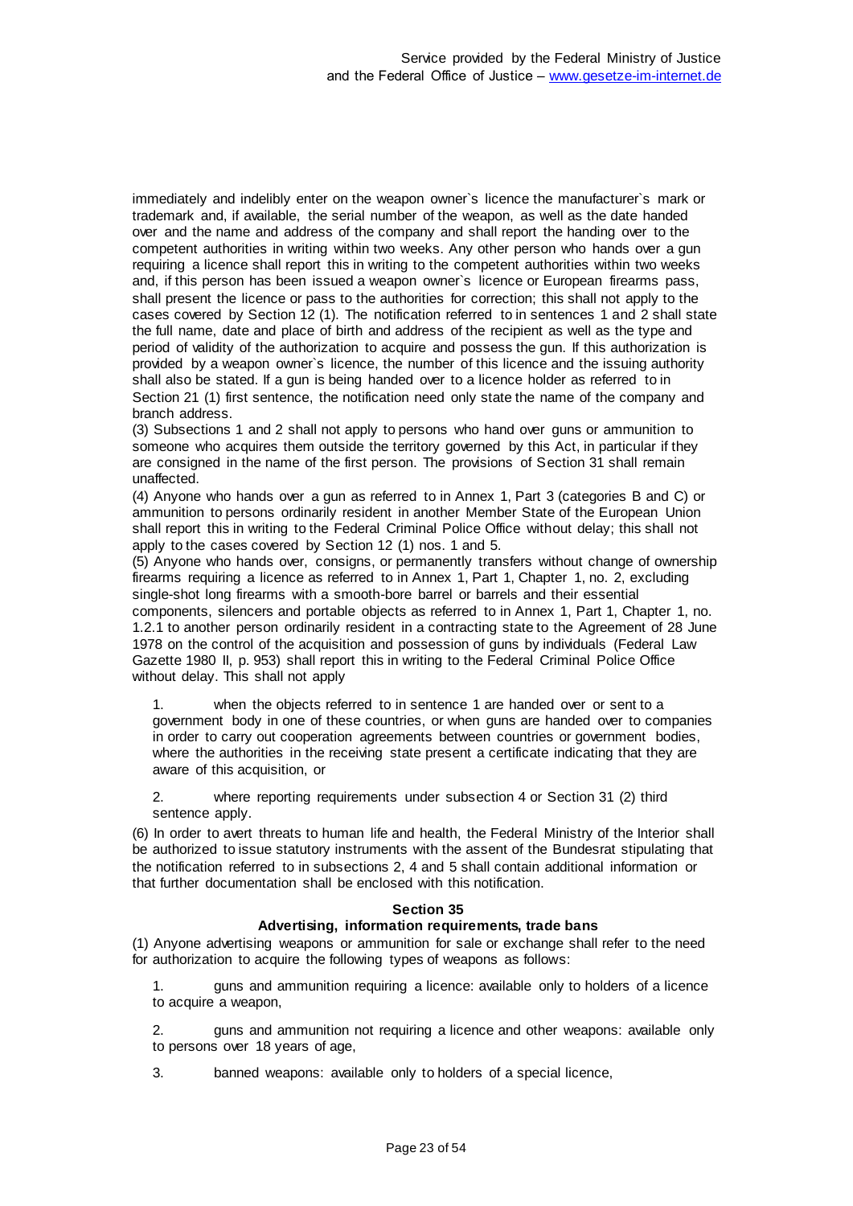immediately and indelibly enter on the weapon owner`s licence the manufacturer`s mark or trademark and, if available, the serial number of the weapon, as well as the date handed over and the name and address of the company and shall report the handing over to the competent authorities in writing within two weeks. Any other person who hands over a gun requiring a licence shall report this in writing to the competent authorities within two weeks and, if this person has been issued a weapon owner`s licence or European firearms pass, shall present the licence or pass to the authorities for correction; this shall not apply to the cases covered by Section 12 (1). The notification referred to in sentences 1 and 2 shall state the full name, date and place of birth and address of the recipient as well as the type and period of validity of the authorization to acquire and possess the gun. If this authorization is provided by a weapon owner`s licence, the number of this licence and the issuing authority shall also be stated. If a gun is being handed over to a licence holder as referred to in Section 21 (1) first sentence, the notification need only state the name of the company and branch address.

(3) Subsections 1 and 2 shall not apply to persons who hand over guns or ammunition to someone who acquires them outside the territory governed by this Act, in particular if they are consigned in the name of the first person. The provisions of Section 31 shall remain unaffected.

(4) Anyone who hands over a gun as referred to in Annex 1, Part 3 (categories B and C) or ammunition to persons ordinarily resident in another Member State of the European Union shall report this in writing to the Federal Criminal Police Office without delay; this shall not apply to the cases covered by Section 12 (1) nos. 1 and 5.

(5) Anyone who hands over, consigns, or permanently transfers without change of ownership firearms requiring a licence as referred to in Annex 1, Part 1, Chapter 1, no. 2, excluding single-shot long firearms with a smooth-bore barrel or barrels and their essential components, silencers and portable objects as referred to in Annex 1, Part 1, Chapter 1, no. 1.2.1 to another person ordinarily resident in a contracting state to the Agreement of 28 June 1978 on the control of the acquisition and possession of guns by individuals (Federal Law Gazette 1980 II, p. 953) shall report this in writing to the Federal Criminal Police Office without delay. This shall not apply

1. when the objects referred to in sentence 1 are handed over or sent to a government body in one of these countries, or when guns are handed over to companies in order to carry out cooperation agreements between countries or government bodies, where the authorities in the receiving state present a certificate indicating that they are aware of this acquisition, or

2. where reporting requirements under subsection 4 or Section 31 (2) third sentence apply.

(6) In order to avert threats to human life and health, the Federal Ministry of the Interior shall be authorized to issue statutory instruments with the assent of the Bundesrat stipulating that the notification referred to in subsections 2, 4 and 5 shall contain additional information or that further documentation shall be enclosed with this notification.

### Section 35
### Advertising, information requirements, trade bans

(1) Anyone advertising weapons or ammunition for sale or exchange shall refer to the need for authorization to acquire the following types of weapons as follows:

1. guns and ammunition requiring a licence: available only to holders of a licence to acquire a weapon,

2. guns and ammunition not requiring a licence and other weapons: available only to persons over 18 years of age,

3. banned weapons: available only to holders of a special licence,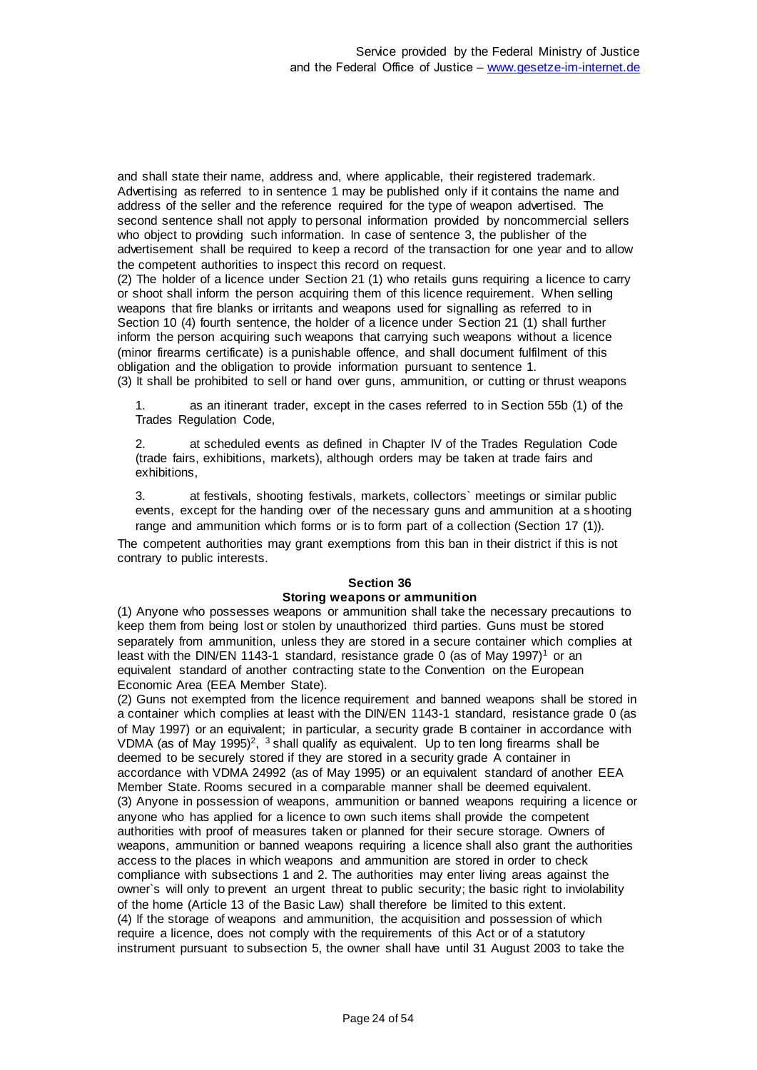and shall state their name, address and, where applicable, their registered trademark. Advertising as referred to in sentence 1 may be published only if it contains the name and address of the seller and the reference required for the type of weapon advertised. The second sentence shall not apply to personal information provided by noncommercial sellers who object to providing such information. In case of sentence 3, the publisher of the advertisement shall be required to keep a record of the transaction for one year and to allow the competent authorities to inspect this record on request.

(2) The holder of a licence under Section 21 (1) who retails guns requiring a licence to carry or shoot shall inform the person acquiring them of this licence requirement. When selling weapons that fire blanks or irritants and weapons used for signalling as referred to in Section 10 (4) fourth sentence, the holder of a licence under Section 21 (1) shall further inform the person acquiring such weapons that carrying such weapons without a licence (minor firearms certificate) is a punishable offence, and shall document fulfilment of this obligation and the obligation to provide information pursuant to sentence 1.

(3) It shall be prohibited to sell or hand over guns, ammunition, or cutting or thrust weapons

1. as an itinerant trader, except in the cases referred to in Section 55b (1) of the Trades Regulation Code,

2. at scheduled events as defined in Chapter IV of the Trades Regulation Code (trade fairs, exhibitions, markets), although orders may be taken at trade fairs and exhibitions,

3. at festivals, shooting festivals, markets, collectors` meetings or similar public events, except for the handing over of the necessary guns and ammunition at a shooting range and ammunition which forms or is to form part of a collection (Section 17 (1)).

The competent authorities may grant exemptions from this ban in their district if this is not contrary to public interests.

### Section 36

### Storing weapons or ammunition

(1) Anyone who possesses weapons or ammunition shall take the necessary precautions to keep them from being lost or stolen by unauthorized third parties. Guns must be stored separately from ammunition, unless they are stored in a secure container which complies at least with the DIN/EN 1143-1 standard, resistance grade 0 (as of May 1997)[1] or an equivalent standard of another contracting state to the Convention on the European Economic Area (EEA Member State).

(2) Guns not exempted from the licence requirement and banned weapons shall be stored in a container which complies at least with the DIN/EN 1143-1 standard, resistance grade 0 (as of May 1997) or an equivalent; in particular, a security grade B container in accordance with VDMA (as of May 1995)[2], [3] shall qualify as equivalent. Up to ten long firearms shall be deemed to be securely stored if they are stored in a security grade A container in accordance with VDMA 24992 (as of May 1995) or an equivalent standard of another EEA Member State. Rooms secured in a comparable manner shall be deemed equivalent.

(3) Anyone in possession of weapons, ammunition or banned weapons requiring a licence or anyone who has applied for a licence to own such items shall provide the competent authorities with proof of measures taken or planned for their secure storage. Owners of weapons, ammunition or banned weapons requiring a licence shall also grant the authorities access to the places in which weapons and ammunition are stored in order to check compliance with subsections 1 and 2. The authorities may enter living areas against the owner`s will only to prevent an urgent threat to public security; the basic right to inviolability of the home (Article 13 of the Basic Law) shall therefore be limited to this extent.

(4) If the storage of weapons and ammunition, the acquisition and possession of which require a licence, does not comply with the requirements of this Act or of a statutory instrument pursuant to subsection 5, the owner shall have until 31 August 2003 to take the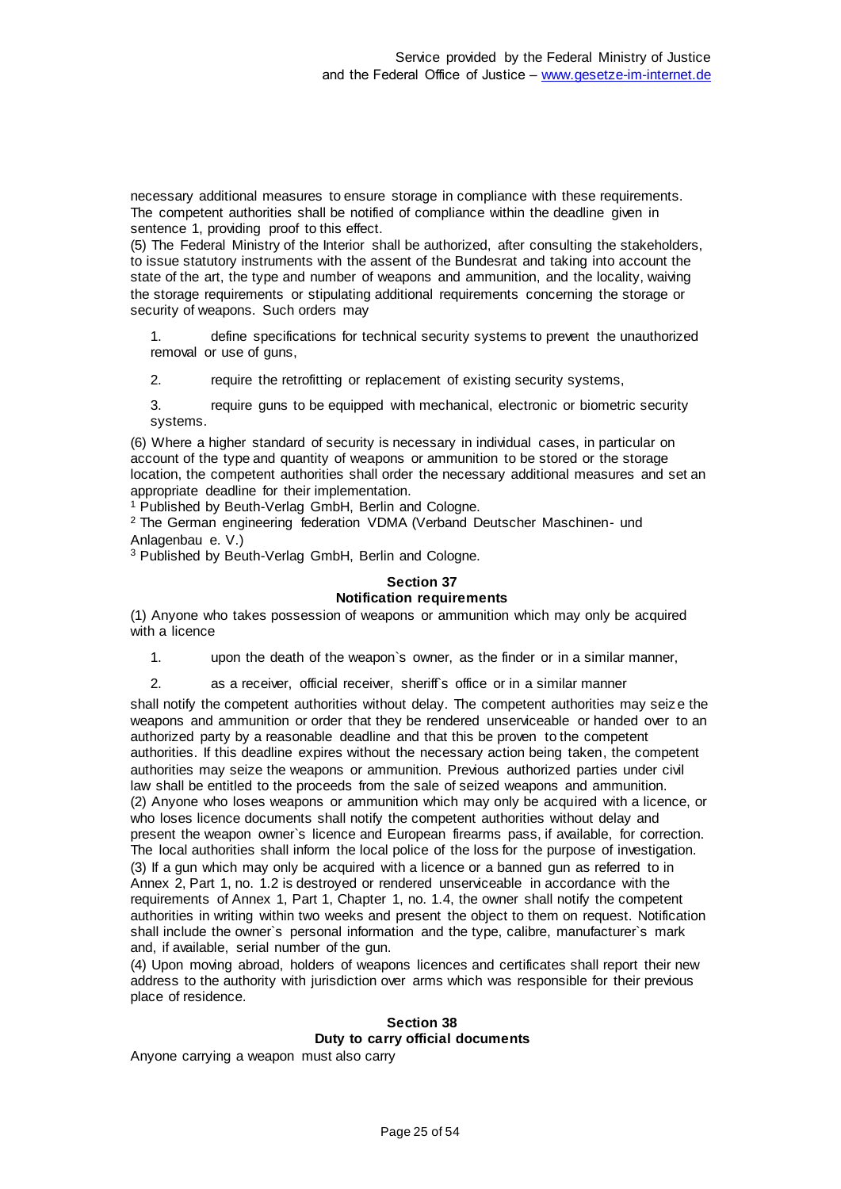necessary additional measures to ensure storage in compliance with these requirements. The competent authorities shall be notified of compliance within the deadline given in sentence 1, providing proof to this effect.

(5) The Federal Ministry of the Interior shall be authorized, after consulting the stakeholders, to issue statutory instruments with the assent of the Bundesrat and taking into account the state of the art, the type and number of weapons and ammunition, and the locality, waiving the storage requirements or stipulating additional requirements concerning the storage or security of weapons. Such orders may

1. define specifications for technical security systems to prevent the unauthorized removal or use of guns,
2. require the retrofitting or replacement of existing security systems,
3. require guns to be equipped with mechanical, electronic or biometric security systems.

(6) Where a higher standard of security is necessary in individual cases, in particular on account of the type and quantity of weapons or ammunition to be stored or the storage location, the competent authorities shall order the necessary additional measures and set an appropriate deadline for their implementation.

[1] Published by Beuth-Verlag GmbH, Berlin and Cologne.

[2] The German engineering federation VDMA (Verband Deutscher Maschinen- und Anlagenbau e. V.)

[3] Published by Beuth-Verlag GmbH, Berlin and Cologne.

### Section 37
### Notification requirements

(1) Anyone who takes possession of weapons or ammunition which may only be acquired with a licence

1. upon the death of the weapon`s owner, as the finder or in a similar manner,
2. as a receiver, official receiver, sheriff`s office or in a similar manner

shall notify the competent authorities without delay. The competent authorities may seize the weapons and ammunition or order that they be rendered unserviceable or handed over to an authorized party by a reasonable deadline and that this be proven to the competent authorities. If this deadline expires without the necessary action being taken, the competent authorities may seize the weapons or ammunition. Previous authorized parties under civil law shall be entitled to the proceeds from the sale of seized weapons and ammunition.

(2) Anyone who loses weapons or ammunition which may only be acquired with a licence, or who loses licence documents shall notify the competent authorities without delay and present the weapon owner`s licence and European firearms pass, if available, for correction. The local authorities shall inform the local police of the loss for the purpose of investigation.

(3) If a gun which may only be acquired with a licence or a banned gun as referred to in Annex 2, Part 1, no. 1.2 is destroyed or rendered unserviceable in accordance with the requirements of Annex 1, Part 1, Chapter 1, no. 1.4, the owner shall notify the competent authorities in writing within two weeks and present the object to them on request. Notification shall include the owner`s personal information and the type, calibre, manufacturer`s mark and, if available, serial number of the gun.

(4) Upon moving abroad, holders of weapons licences and certificates shall report their new address to the authority with jurisdiction over arms which was responsible for their previous place of residence.

### Section 38
### Duty to carry official documents

Anyone carrying a weapon must also carry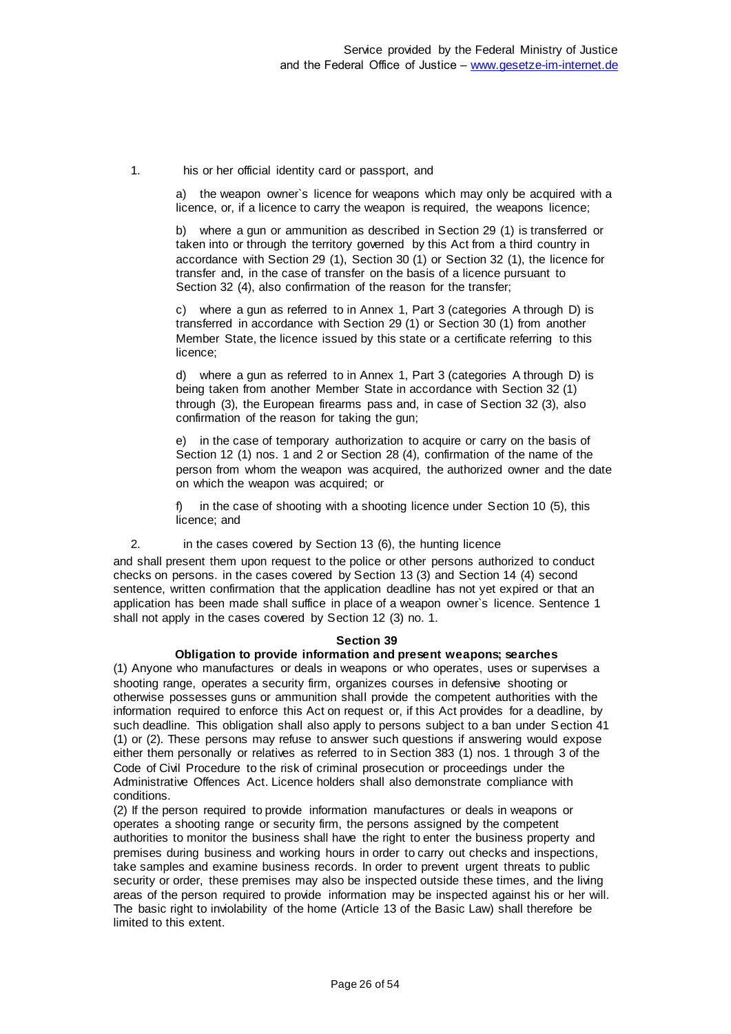1. his or her official identity card or passport, and

   a) the weapon owner`s licence for weapons which may only be acquired with a licence, or, if a licence to carry the weapon is required, the weapons licence;

   b) where a gun or ammunition as described in Section 29 (1) is transferred or taken into or through the territory governed by this Act from a third country in accordance with Section 29 (1), Section 30 (1) or Section 32 (1), the licence for transfer and, in the case of transfer on the basis of a licence pursuant to Section 32 (4), also confirmation of the reason for the transfer;

   c) where a gun as referred to in Annex 1, Part 3 (categories A through D) is transferred in accordance with Section 29 (1) or Section 30 (1) from another Member State, the licence issued by this state or a certificate referring to this licence;

   d) where a gun as referred to in Annex 1, Part 3 (categories A through D) is being taken from another Member State in accordance with Section 32 (1) through (3), the European firearms pass and, in case of Section 32 (3), also confirmation of the reason for taking the gun;

   e) in the case of temporary authorization to acquire or carry on the basis of Section 12 (1) nos. 1 and 2 or Section 28 (4), confirmation of the name of the person from whom the weapon was acquired, the authorized owner and the date on which the weapon was acquired; or

   f) in the case of shooting with a shooting licence under Section 10 (5), this licence; and

2. in the cases covered by Section 13 (6), the hunting licence

and shall present them upon request to the police or other persons authorized to conduct checks on persons. in the cases covered by Section 13 (3) and Section 14 (4) second sentence, written confirmation that the application deadline has not yet expired or that an application has been made shall suffice in place of a weapon owner`s licence. Sentence 1 shall not apply in the cases covered by Section 12 (3) no. 1.

### Section 39

**Obligation to provide information and present weapons; searches**

(1) Anyone who manufactures or deals in weapons or who operates, uses or supervises a shooting range, operates a security firm, organizes courses in defensive shooting or otherwise possesses guns or ammunition shall provide the competent authorities with the information required to enforce this Act on request or, if this Act provides for a deadline, by such deadline. This obligation shall also apply to persons subject to a ban under Section 41 (1) or (2). These persons may refuse to answer such questions if answering would expose either them personally or relatives as referred to in Section 383 (1) nos. 1 through 3 of the Code of Civil Procedure to the risk of criminal prosecution or proceedings under the Administrative Offences Act. Licence holders shall also demonstrate compliance with conditions.

(2) If the person required to provide information manufactures or deals in weapons or operates a shooting range or security firm, the persons assigned by the competent authorities to monitor the business shall have the right to enter the business property and premises during business and working hours in order to carry out checks and inspections, take samples and examine business records. In order to prevent urgent threats to public security or order, these premises may also be inspected outside these times, and the living areas of the person required to provide information may be inspected against his or her will. The basic right to inviolability of the home (Article 13 of the Basic Law) shall therefore be limited to this extent.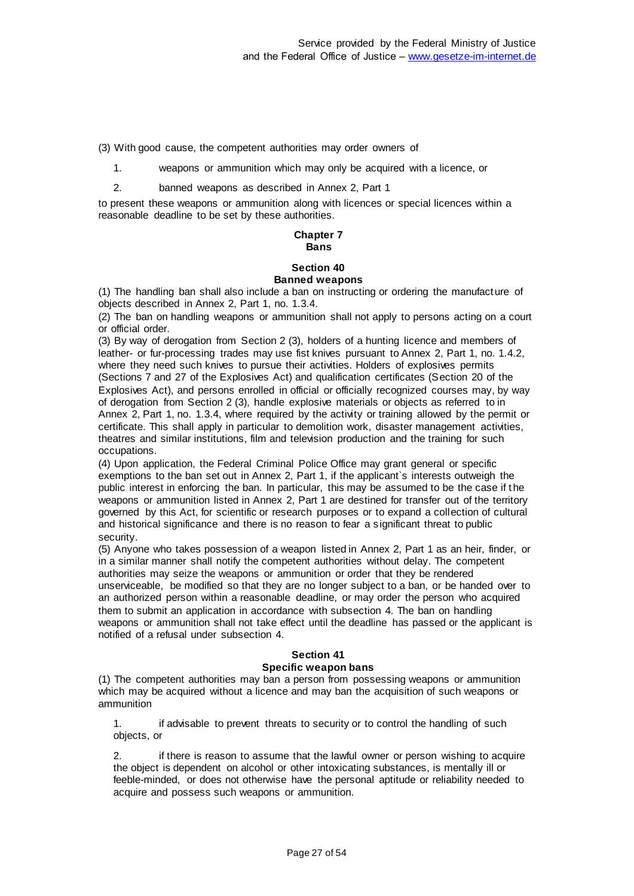(3) With good cause, the competent authorities may order owners of

1. weapons or ammunition which may only be acquired with a licence, or
2. banned weapons as described in Annex 2, Part 1

to present these weapons or ammunition along with licences or special licences within a reasonable deadline to be set by these authorities.

## Chapter 7
## Bans

### Section 40
### Banned weapons

(1) The handling ban shall also include a ban on instructing or ordering the manufacture of objects described in Annex 2, Part 1, no. 1.3.4.

(2) The ban on handling weapons or ammunition shall not apply to persons acting on a court or official order.

(3) By way of derogation from Section 2 (3), holders of a hunting licence and members of leather- or fur-processing trades may use fist knives pursuant to Annex 2, Part 1, no. 1.4.2, where they need such knives to pursue their activities. Holders of explosives permits (Sections 7 and 27 of the Explosives Act) and qualification certificates (Section 20 of the Explosives Act), and persons enrolled in official or officially recognized courses may, by way of derogation from Section 2 (3), handle explosive materials or objects as referred to in Annex 2, Part 1, no. 1.3.4, where required by the activity or training allowed by the permit or certificate. This shall apply in particular to demolition work, disaster management activities, theatres and similar institutions, film and television production and the training for such occupations.

(4) Upon application, the Federal Criminal Police Office may grant general or specific exemptions to the ban set out in Annex 2, Part 1, if the applicant`s interests outweigh the public interest in enforcing the ban. In particular, this may be assumed to be the case if the weapons or ammunition listed in Annex 2, Part 1 are destined for transfer out of the territory governed by this Act, for scientific or research purposes or to expand a collection of cultural and historical significance and there is no reason to fear a significant threat to public security.

(5) Anyone who takes possession of a weapon listed in Annex 2, Part 1 as an heir, finder, or in a similar manner shall notify the competent authorities without delay. The competent authorities may seize the weapons or ammunition or order that they be rendered unserviceable, be modified so that they are no longer subject to a ban, or be handed over to an authorized person within a reasonable deadline, or may order the person who acquired them to submit an application in accordance with subsection 4. The ban on handling weapons or ammunition shall not take effect until the deadline has passed or the applicant is notified of a refusal under subsection 4.

### Section 41
### Specific weapon bans

(1) The competent authorities may ban a person from possessing weapons or ammunition which may be acquired without a licence and may ban the acquisition of such weapons or ammunition

1. if advisable to prevent threats to security or to control the handling of such objects, or
2. if there is reason to assume that the lawful owner or person wishing to acquire the object is dependent on alcohol or other intoxicating substances, is mentally ill or feeble-minded, or does not otherwise have the personal aptitude or reliability needed to acquire and possess such weapons or ammunition.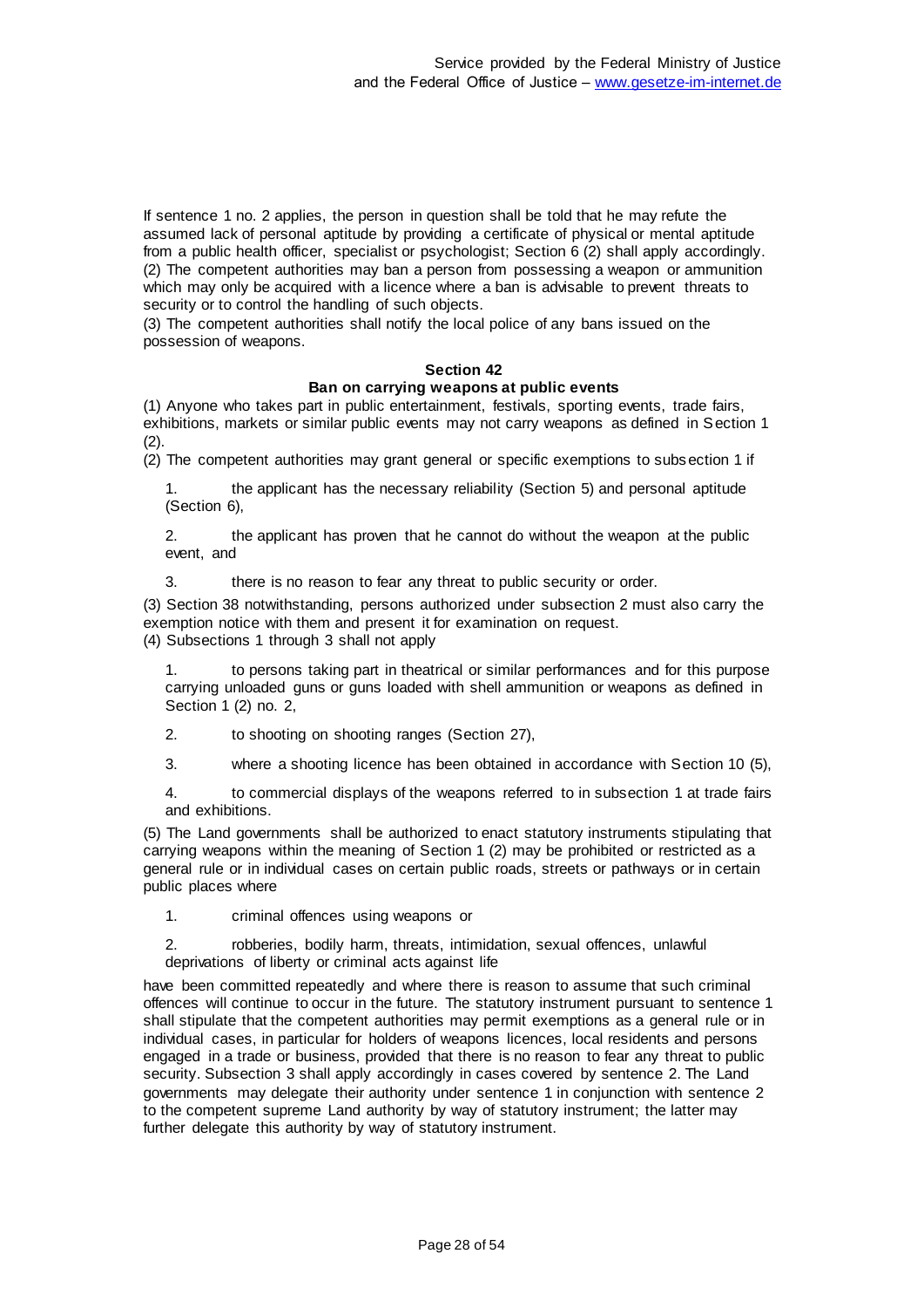If sentence 1 no. 2 applies, the person in question shall be told that he may refute the assumed lack of personal aptitude by providing a certificate of physical or mental aptitude from a public health officer, specialist or psychologist; Section 6 (2) shall apply accordingly.
(2) The competent authorities may ban a person from possessing a weapon or ammunition which may only be acquired with a licence where a ban is advisable to prevent threats to security or to control the handling of such objects.
(3) The competent authorities shall notify the local police of any bans issued on the possession of weapons.

### Section 42
### Ban on carrying weapons at public events

(1) Anyone who takes part in public entertainment, festivals, sporting events, trade fairs, exhibitions, markets or similar public events may not carry weapons as defined in Section 1 (2).
(2) The competent authorities may grant general or specific exemptions to subsection 1 if

1. the applicant has the necessary reliability (Section 5) and personal aptitude (Section 6),
2. the applicant has proven that he cannot do without the weapon at the public event, and
3. there is no reason to fear any threat to public security or order.

(3) Section 38 notwithstanding, persons authorized under subsection 2 must also carry the exemption notice with them and present it for examination on request.
(4) Subsections 1 through 3 shall not apply

1. to persons taking part in theatrical or similar performances and for this purpose carrying unloaded guns or guns loaded with shell ammunition or weapons as defined in Section 1 (2) no. 2,
2. to shooting on shooting ranges (Section 27),
3. where a shooting licence has been obtained in accordance with Section 10 (5),
4. to commercial displays of the weapons referred to in subsection 1 at trade fairs and exhibitions.

(5) The Land governments shall be authorized to enact statutory instruments stipulating that carrying weapons within the meaning of Section 1 (2) may be prohibited or restricted as a general rule or in individual cases on certain public roads, streets or pathways or in certain public places where

1. criminal offences using weapons or
2. robberies, bodily harm, threats, intimidation, sexual offences, unlawful deprivations of liberty or criminal acts against life

have been committed repeatedly and where there is reason to assume that such criminal offences will continue to occur in the future. The statutory instrument pursuant to sentence 1 shall stipulate that the competent authorities may permit exemptions as a general rule or in individual cases, in particular for holders of weapons licences, local residents and persons engaged in a trade or business, provided that there is no reason to fear any threat to public security. Subsection 3 shall apply accordingly in cases covered by sentence 2. The Land governments may delegate their authority under sentence 1 in conjunction with sentence 2 to the competent supreme Land authority by way of statutory instrument; the latter may further delegate this authority by way of statutory instrument.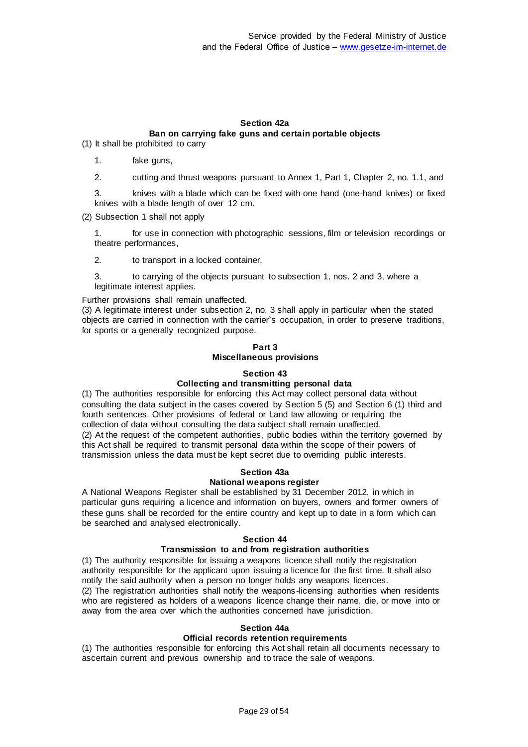### Section 42a
### Ban on carrying fake guns and certain portable objects

(1) It shall be prohibited to carry

1. fake guns,
2. cutting and thrust weapons pursuant to Annex 1, Part 1, Chapter 2, no. 1.1, and
3. knives with a blade which can be fixed with one hand (one-hand knives) or fixed knives with a blade length of over 12 cm.

(2) Subsection 1 shall not apply

1. for use in connection with photographic sessions, film or television recordings or theatre performances,
2. to transport in a locked container,
3. to carrying of the objects pursuant to subsection 1, nos. 2 and 3, where a legitimate interest applies.

Further provisions shall remain unaffected.

(3) A legitimate interest under subsection 2, no. 3 shall apply in particular when the stated objects are carried in connection with the carrier`s occupation, in order to preserve traditions, for sports or a generally recognized purpose.

## Part 3
## Miscellaneous provisions

### Section 43
### Collecting and transmitting personal data

(1) The authorities responsible for enforcing this Act may collect personal data without consulting the data subject in the cases covered by Section 5 (5) and Section 6 (1) third and fourth sentences. Other provisions of federal or Land law allowing or requiring the collection of data without consulting the data subject shall remain unaffected.

(2) At the request of the competent authorities, public bodies within the territory governed by this Act shall be required to transmit personal data within the scope of their powers of transmission unless the data must be kept secret due to overriding public interests.

### Section 43a
### National weapons register

A National Weapons Register shall be established by 31 December 2012, in which in particular guns requiring a licence and information on buyers, owners and former owners of these guns shall be recorded for the entire country and kept up to date in a form which can be searched and analysed electronically.

### Section 44
### Transmission to and from registration authorities

(1) The authority responsible for issuing a weapons licence shall notify the registration authority responsible for the applicant upon issuing a licence for the first time. It shall also notify the said authority when a person no longer holds any weapons licences.

(2) The registration authorities shall notify the weapons-licensing authorities when residents who are registered as holders of a weapons licence change their name, die, or move into or away from the area over which the authorities concerned have jurisdiction.

### Section 44a
### Official records retention requirements

(1) The authorities responsible for enforcing this Act shall retain all documents necessary to ascertain current and previous ownership and to trace the sale of weapons.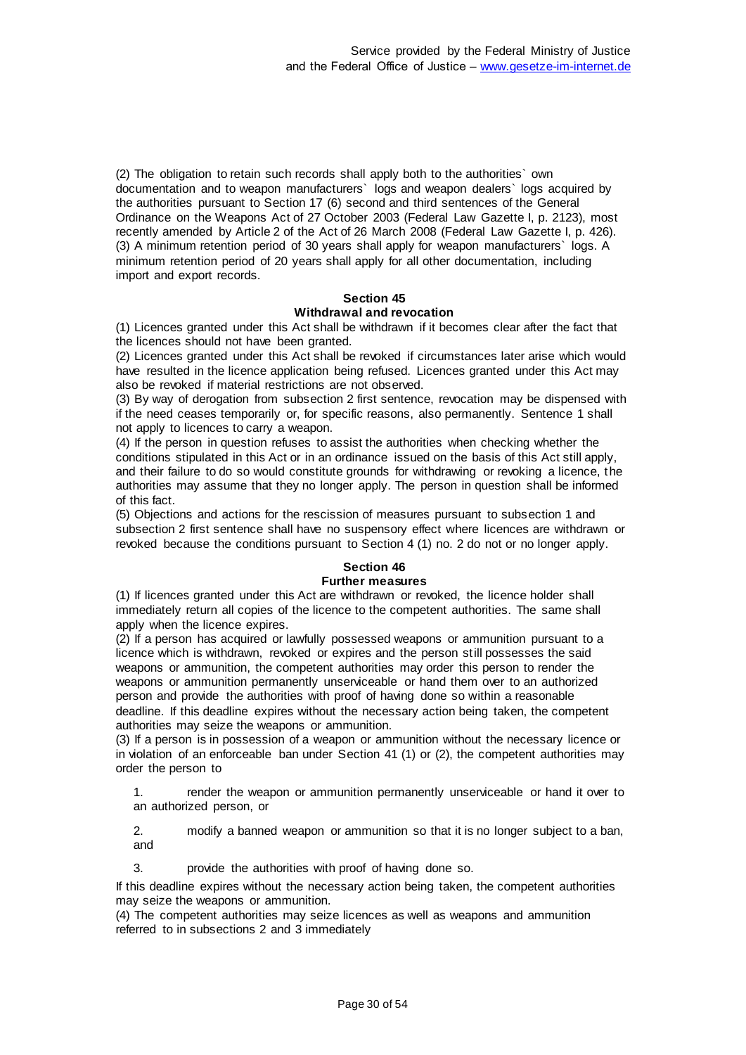(2) The obligation to retain such records shall apply both to the authorities` own documentation and to weapon manufacturers` logs and weapon dealers` logs acquired by the authorities pursuant to Section 17 (6) second and third sentences of the General Ordinance on the Weapons Act of 27 October 2003 (Federal Law Gazette I, p. 2123), most recently amended by Article 2 of the Act of 26 March 2008 (Federal Law Gazette I, p. 426).
(3) A minimum retention period of 30 years shall apply for weapon manufacturers` logs. A minimum retention period of 20 years shall apply for all other documentation, including import and export records.

### Section 45
### Withdrawal and revocation

(1) Licences granted under this Act shall be withdrawn if it becomes clear after the fact that the licences should not have been granted.
(2) Licences granted under this Act shall be revoked if circumstances later arise which would have resulted in the licence application being refused. Licences granted under this Act may also be revoked if material restrictions are not observed.
(3) By way of derogation from subsection 2 first sentence, revocation may be dispensed with if the need ceases temporarily or, for specific reasons, also permanently. Sentence 1 shall not apply to licences to carry a weapon.
(4) If the person in question refuses to assist the authorities when checking whether the conditions stipulated in this Act or in an ordinance issued on the basis of this Act still apply, and their failure to do so would constitute grounds for withdrawing or revoking a licence, the authorities may assume that they no longer apply. The person in question shall be informed of this fact.
(5) Objections and actions for the rescission of measures pursuant to subsection 1 and subsection 2 first sentence shall have no suspensory effect where licences are withdrawn or revoked because the conditions pursuant to Section 4 (1) no. 2 do not or no longer apply.

### Section 46
### Further measures

(1) If licences granted under this Act are withdrawn or revoked, the licence holder shall immediately return all copies of the licence to the competent authorities. The same shall apply when the licence expires.
(2) If a person has acquired or lawfully possessed weapons or ammunition pursuant to a licence which is withdrawn, revoked or expires and the person still possesses the said weapons or ammunition, the competent authorities may order this person to render the weapons or ammunition permanently unserviceable or hand them over to an authorized person and provide the authorities with proof of having done so within a reasonable deadline. If this deadline expires without the necessary action being taken, the competent authorities may seize the weapons or ammunition.
(3) If a person is in possession of a weapon or ammunition without the necessary licence or in violation of an enforceable ban under Section 41 (1) or (2), the competent authorities may order the person to

1. render the weapon or ammunition permanently unserviceable or hand it over to an authorized person, or

2. modify a banned weapon or ammunition so that it is no longer subject to a ban, and

3. provide the authorities with proof of having done so.

If this deadline expires without the necessary action being taken, the competent authorities may seize the weapons or ammunition.
(4) The competent authorities may seize licences as well as weapons and ammunition referred to in subsections 2 and 3 immediately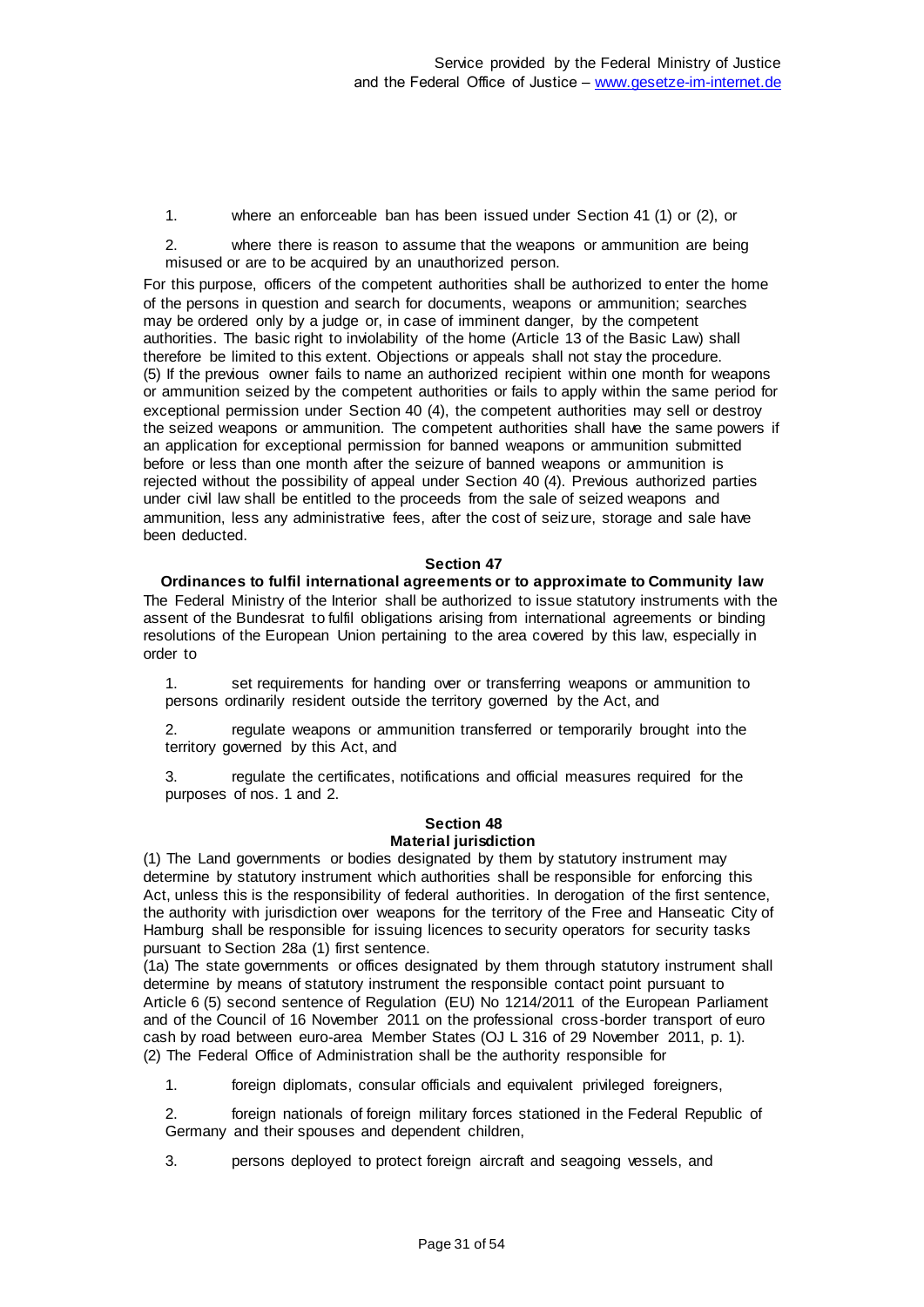1. where an enforceable ban has been issued under Section 41 (1) or (2), or

2. where there is reason to assume that the weapons or ammunition are being misused or are to be acquired by an unauthorized person.

For this purpose, officers of the competent authorities shall be authorized to enter the home of the persons in question and search for documents, weapons or ammunition; searches may be ordered only by a judge or, in case of imminent danger, by the competent authorities. The basic right to inviolability of the home (Article 13 of the Basic Law) shall therefore be limited to this extent. Objections or appeals shall not stay the procedure.

(5) If the previous owner fails to name an authorized recipient within one month for weapons or ammunition seized by the competent authorities or fails to apply within the same period for exceptional permission under Section 40 (4), the competent authorities may sell or destroy the seized weapons or ammunition. The competent authorities shall have the same powers if an application for exceptional permission for banned weapons or ammunition submitted before or less than one month after the seizure of banned weapons or ammunition is rejected without the possibility of appeal under Section 40 (4). Previous authorized parties under civil law shall be entitled to the proceeds from the sale of seized weapons and ammunition, less any administrative fees, after the cost of seizure, storage and sale have been deducted.

### Section 47
**Ordinances to fulfil international agreements or to approximate to Community law**

The Federal Ministry of the Interior shall be authorized to issue statutory instruments with the assent of the Bundesrat to fulfil obligations arising from international agreements or binding resolutions of the European Union pertaining to the area covered by this law, especially in order to

1. set requirements for handing over or transferring weapons or ammunition to persons ordinarily resident outside the territory governed by the Act, and

2. regulate weapons or ammunition transferred or temporarily brought into the territory governed by this Act, and

3. regulate the certificates, notifications and official measures required for the purposes of nos. 1 and 2.

### Section 48
**Material jurisdiction**

(1) The Land governments or bodies designated by them by statutory instrument may determine by statutory instrument which authorities shall be responsible for enforcing this Act, unless this is the responsibility of federal authorities. In derogation of the first sentence, the authority with jurisdiction over weapons for the territory of the Free and Hanseatic City of Hamburg shall be responsible for issuing licences to security operators for security tasks pursuant to Section 28a (1) first sentence.

(1a) The state governments or offices designated by them through statutory instrument shall determine by means of statutory instrument the responsible contact point pursuant to Article 6 (5) second sentence of Regulation (EU) No 1214/2011 of the European Parliament and of the Council of 16 November 2011 on the professional cross-border transport of euro cash by road between euro-area Member States (OJ L 316 of 29 November 2011, p. 1).

(2) The Federal Office of Administration shall be the authority responsible for

1. foreign diplomats, consular officials and equivalent privileged foreigners,

2. foreign nationals of foreign military forces stationed in the Federal Republic of Germany and their spouses and dependent children,

3. persons deployed to protect foreign aircraft and seagoing vessels, and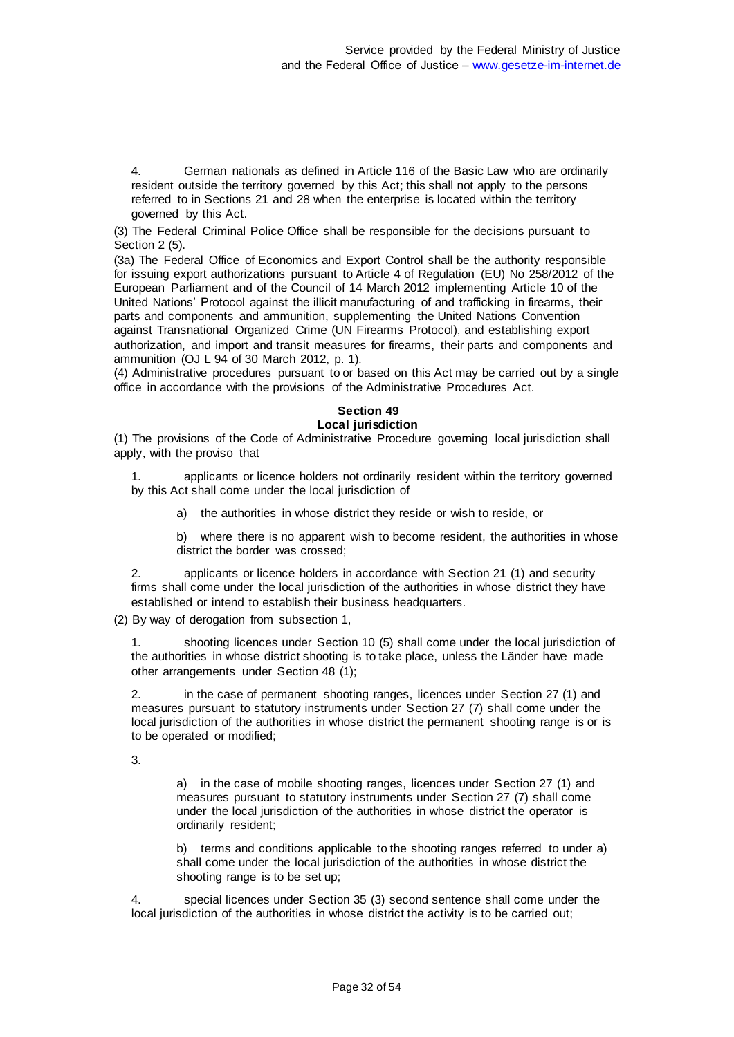4. German nationals as defined in Article 116 of the Basic Law who are ordinarily resident outside the territory governed by this Act; this shall not apply to the persons referred to in Sections 21 and 28 when the enterprise is located within the territory governed by this Act.

(3) The Federal Criminal Police Office shall be responsible for the decisions pursuant to Section 2 (5).

(3a) The Federal Office of Economics and Export Control shall be the authority responsible for issuing export authorizations pursuant to Article 4 of Regulation (EU) No 258/2012 of the European Parliament and of the Council of 14 March 2012 implementing Article 10 of the United Nations' Protocol against the illicit manufacturing of and trafficking in firearms, their parts and components and ammunition, supplementing the United Nations Convention against Transnational Organized Crime (UN Firearms Protocol), and establishing export authorization, and import and transit measures for firearms, their parts and components and ammunition (OJ L 94 of 30 March 2012, p. 1).

(4) Administrative procedures pursuant to or based on this Act may be carried out by a single office in accordance with the provisions of the Administrative Procedures Act.

### Section 49
### Local jurisdiction

(1) The provisions of the Code of Administrative Procedure governing local jurisdiction shall apply, with the proviso that

1. applicants or licence holders not ordinarily resident within the territory governed by this Act shall come under the local jurisdiction of

   a) the authorities in whose district they reside or wish to reside, or

   b) where there is no apparent wish to become resident, the authorities in whose district the border was crossed;

2. applicants or licence holders in accordance with Section 21 (1) and security firms shall come under the local jurisdiction of the authorities in whose district they have established or intend to establish their business headquarters.

(2) By way of derogation from subsection 1,

1. shooting licences under Section 10 (5) shall come under the local jurisdiction of the authorities in whose district shooting is to take place, unless the Länder have made other arrangements under Section 48 (1);

2. in the case of permanent shooting ranges, licences under Section 27 (1) and measures pursuant to statutory instruments under Section 27 (7) shall come under the local jurisdiction of the authorities in whose district the permanent shooting range is or is to be operated or modified;

3.

   a) in the case of mobile shooting ranges, licences under Section 27 (1) and measures pursuant to statutory instruments under Section 27 (7) shall come under the local jurisdiction of the authorities in whose district the operator is ordinarily resident;

   b) terms and conditions applicable to the shooting ranges referred to under a) shall come under the local jurisdiction of the authorities in whose district the shooting range is to be set up;

4. special licences under Section 35 (3) second sentence shall come under the local jurisdiction of the authorities in whose district the activity is to be carried out;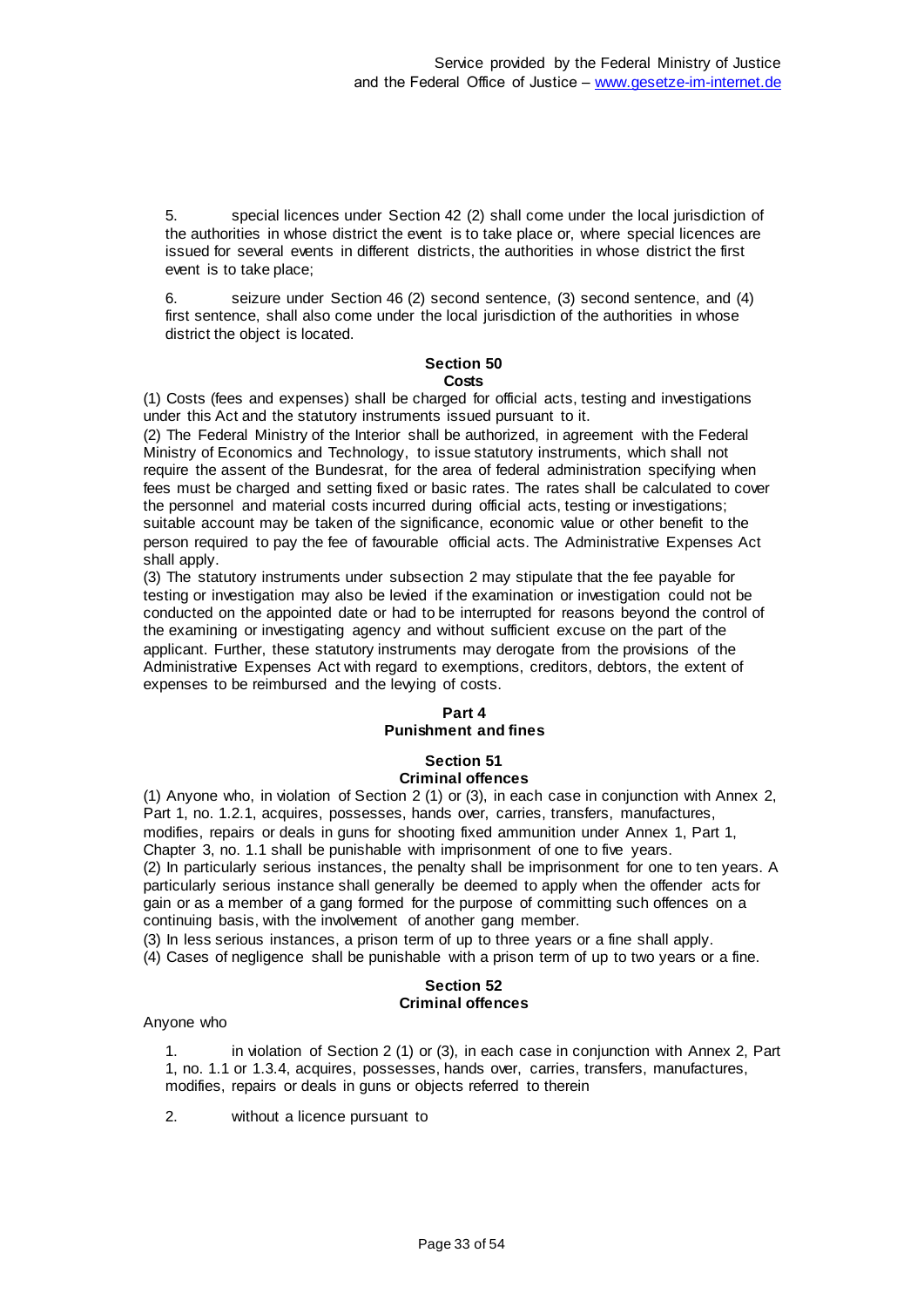5. special licences under Section 42 (2) shall come under the local jurisdiction of the authorities in whose district the event is to take place or, where special licences are issued for several events in different districts, the authorities in whose district the first event is to take place;

6. seizure under Section 46 (2) second sentence, (3) second sentence, and (4) first sentence, shall also come under the local jurisdiction of the authorities in whose district the object is located.

### Section 50
### Costs

(1) Costs (fees and expenses) shall be charged for official acts, testing and investigations under this Act and the statutory instruments issued pursuant to it.

(2) The Federal Ministry of the Interior shall be authorized, in agreement with the Federal Ministry of Economics and Technology, to issue statutory instruments, which shall not require the assent of the Bundesrat, for the area of federal administration specifying when fees must be charged and setting fixed or basic rates. The rates shall be calculated to cover the personnel and material costs incurred during official acts, testing or investigations; suitable account may be taken of the significance, economic value or other benefit to the person required to pay the fee of favourable official acts. The Administrative Expenses Act shall apply.

(3) The statutory instruments under subsection 2 may stipulate that the fee payable for testing or investigation may also be levied if the examination or investigation could not be conducted on the appointed date or had to be interrupted for reasons beyond the control of the examining or investigating agency and without sufficient excuse on the part of the applicant. Further, these statutory instruments may derogate from the provisions of the Administrative Expenses Act with regard to exemptions, creditors, debtors, the extent of expenses to be reimbursed and the levying of costs.

## Part 4
## Punishment and fines

### Section 51
### Criminal offences

(1) Anyone who, in violation of Section 2 (1) or (3), in each case in conjunction with Annex 2, Part 1, no. 1.2.1, acquires, possesses, hands over, carries, transfers, manufactures, modifies, repairs or deals in guns for shooting fixed ammunition under Annex 1, Part 1, Chapter 3, no. 1.1 shall be punishable with imprisonment of one to five years.

(2) In particularly serious instances, the penalty shall be imprisonment for one to ten years. A particularly serious instance shall generally be deemed to apply when the offender acts for gain or as a member of a gang formed for the purpose of committing such offences on a continuing basis, with the involvement of another gang member.

(3) In less serious instances, a prison term of up to three years or a fine shall apply.

(4) Cases of negligence shall be punishable with a prison term of up to two years or a fine.

### Section 52
### Criminal offences

Anyone who

1. in violation of Section 2 (1) or (3), in each case in conjunction with Annex 2, Part 1, no. 1.1 or 1.3.4, acquires, possesses, hands over, carries, transfers, manufactures, modifies, repairs or deals in guns or objects referred to therein

2. without a licence pursuant to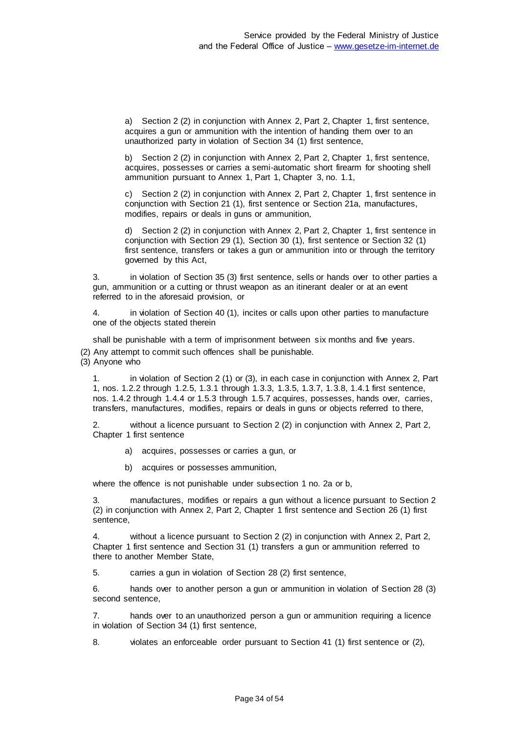a) Section 2 (2) in conjunction with Annex 2, Part 2, Chapter 1, first sentence, acquires a gun or ammunition with the intention of handing them over to an unauthorized party in violation of Section 34 (1) first sentence,

b) Section 2 (2) in conjunction with Annex 2, Part 2, Chapter 1, first sentence, acquires, possesses or carries a semi-automatic short firearm for shooting shell ammunition pursuant to Annex 1, Part 1, Chapter 3, no. 1.1,

c) Section 2 (2) in conjunction with Annex 2, Part 2, Chapter 1, first sentence in conjunction with Section 21 (1), first sentence or Section 21a, manufactures, modifies, repairs or deals in guns or ammunition,

d) Section 2 (2) in conjunction with Annex 2, Part 2, Chapter 1, first sentence in conjunction with Section 29 (1), Section 30 (1), first sentence or Section 32 (1) first sentence, transfers or takes a gun or ammunition into or through the territory governed by this Act,

3. in violation of Section 35 (3) first sentence, sells or hands over to other parties a gun, ammunition or a cutting or thrust weapon as an itinerant dealer or at an event referred to in the aforesaid provision, or

4. in violation of Section 40 (1), incites or calls upon other parties to manufacture one of the objects stated therein

shall be punishable with a term of imprisonment between six months and five years.

(2) Any attempt to commit such offences shall be punishable.

(3) Anyone who

1. in violation of Section 2 (1) or (3), in each case in conjunction with Annex 2, Part 1, nos. 1.2.2 through 1.2.5, 1.3.1 through 1.3.3, 1.3.5, 1.3.7, 1.3.8, 1.4.1 first sentence, nos. 1.4.2 through 1.4.4 or 1.5.3 through 1.5.7 acquires, possesses, hands over, carries, transfers, manufactures, modifies, repairs or deals in guns or objects referred to there,

2. without a licence pursuant to Section 2 (2) in conjunction with Annex 2, Part 2, Chapter 1 first sentence

   a) acquires, possesses or carries a gun, or

   b) acquires or possesses ammunition,

where the offence is not punishable under subsection 1 no. 2a or b,

3. manufactures, modifies or repairs a gun without a licence pursuant to Section 2 (2) in conjunction with Annex 2, Part 2, Chapter 1 first sentence and Section 26 (1) first sentence,

4. without a licence pursuant to Section 2 (2) in conjunction with Annex 2, Part 2, Chapter 1 first sentence and Section 31 (1) transfers a gun or ammunition referred to there to another Member State,

5. carries a gun in violation of Section 28 (2) first sentence,

6. hands over to another person a gun or ammunition in violation of Section 28 (3) second sentence,

7. hands over to an unauthorized person a gun or ammunition requiring a licence in violation of Section 34 (1) first sentence,

8. violates an enforceable order pursuant to Section 41 (1) first sentence or (2),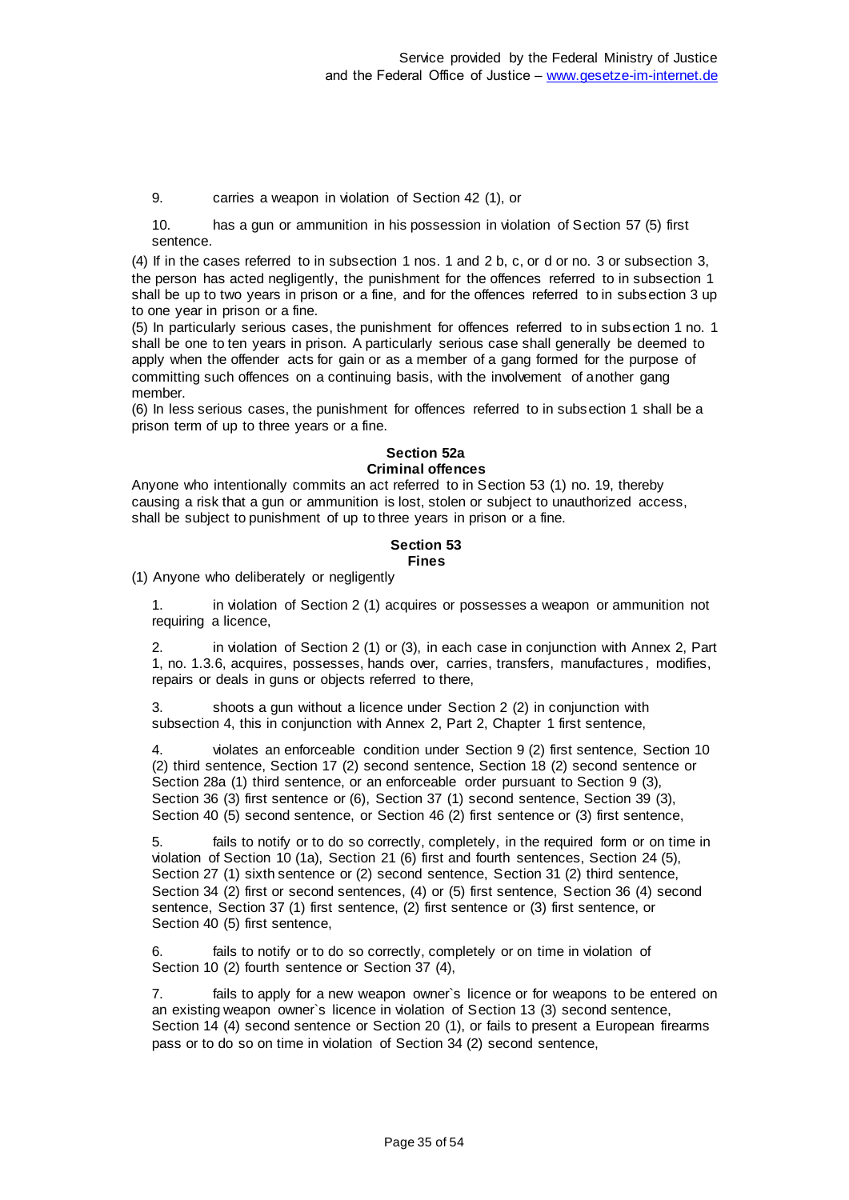9. carries a weapon in violation of Section 42 (1), or

10. has a gun or ammunition in his possession in violation of Section 57 (5) first sentence.

(4) If in the cases referred to in subsection 1 nos. 1 and 2 b, c, or d or no. 3 or subsection 3, the person has acted negligently, the punishment for the offences referred to in subsection 1 shall be up to two years in prison or a fine, and for the offences referred to in subsection 3 up to one year in prison or a fine.

(5) In particularly serious cases, the punishment for offences referred to in subsection 1 no. 1 shall be one to ten years in prison. A particularly serious case shall generally be deemed to apply when the offender acts for gain or as a member of a gang formed for the purpose of committing such offences on a continuing basis, with the involvement of another gang member.

(6) In less serious cases, the punishment for offences referred to in subsection 1 shall be a prison term of up to three years or a fine.

### Section 52a
### Criminal offences

Anyone who intentionally commits an act referred to in Section 53 (1) no. 19, thereby causing a risk that a gun or ammunition is lost, stolen or subject to unauthorized access, shall be subject to punishment of up to three years in prison or a fine.

### Section 53
### Fines

(1) Anyone who deliberately or negligently

1. in violation of Section 2 (1) acquires or possesses a weapon or ammunition not requiring a licence,

2. in violation of Section 2 (1) or (3), in each case in conjunction with Annex 2, Part 1, no. 1.3.6, acquires, possesses, hands over, carries, transfers, manufactures, modifies, repairs or deals in guns or objects referred to there,

3. shoots a gun without a licence under Section 2 (2) in conjunction with subsection 4, this in conjunction with Annex 2, Part 2, Chapter 1 first sentence,

4. violates an enforceable condition under Section 9 (2) first sentence, Section 10 (2) third sentence, Section 17 (2) second sentence, Section 18 (2) second sentence or Section 28a (1) third sentence, or an enforceable order pursuant to Section 9 (3), Section 36 (3) first sentence or (6), Section 37 (1) second sentence, Section 39 (3), Section 40 (5) second sentence, or Section 46 (2) first sentence or (3) first sentence,

5. fails to notify or to do so correctly, completely, in the required form or on time in violation of Section 10 (1a), Section 21 (6) first and fourth sentences, Section 24 (5), Section 27 (1) sixth sentence or (2) second sentence, Section 31 (2) third sentence, Section 34 (2) first or second sentences, (4) or (5) first sentence, Section 36 (4) second sentence, Section 37 (1) first sentence, (2) first sentence or (3) first sentence, or Section 40 (5) first sentence,

6. fails to notify or to do so correctly, completely or on time in violation of Section 10 (2) fourth sentence or Section 37 (4),

7. fails to apply for a new weapon owner`s licence or for weapons to be entered on an existing weapon owner`s licence in violation of Section 13 (3) second sentence, Section 14 (4) second sentence or Section 20 (1), or fails to present a European firearms pass or to do so on time in violation of Section 34 (2) second sentence,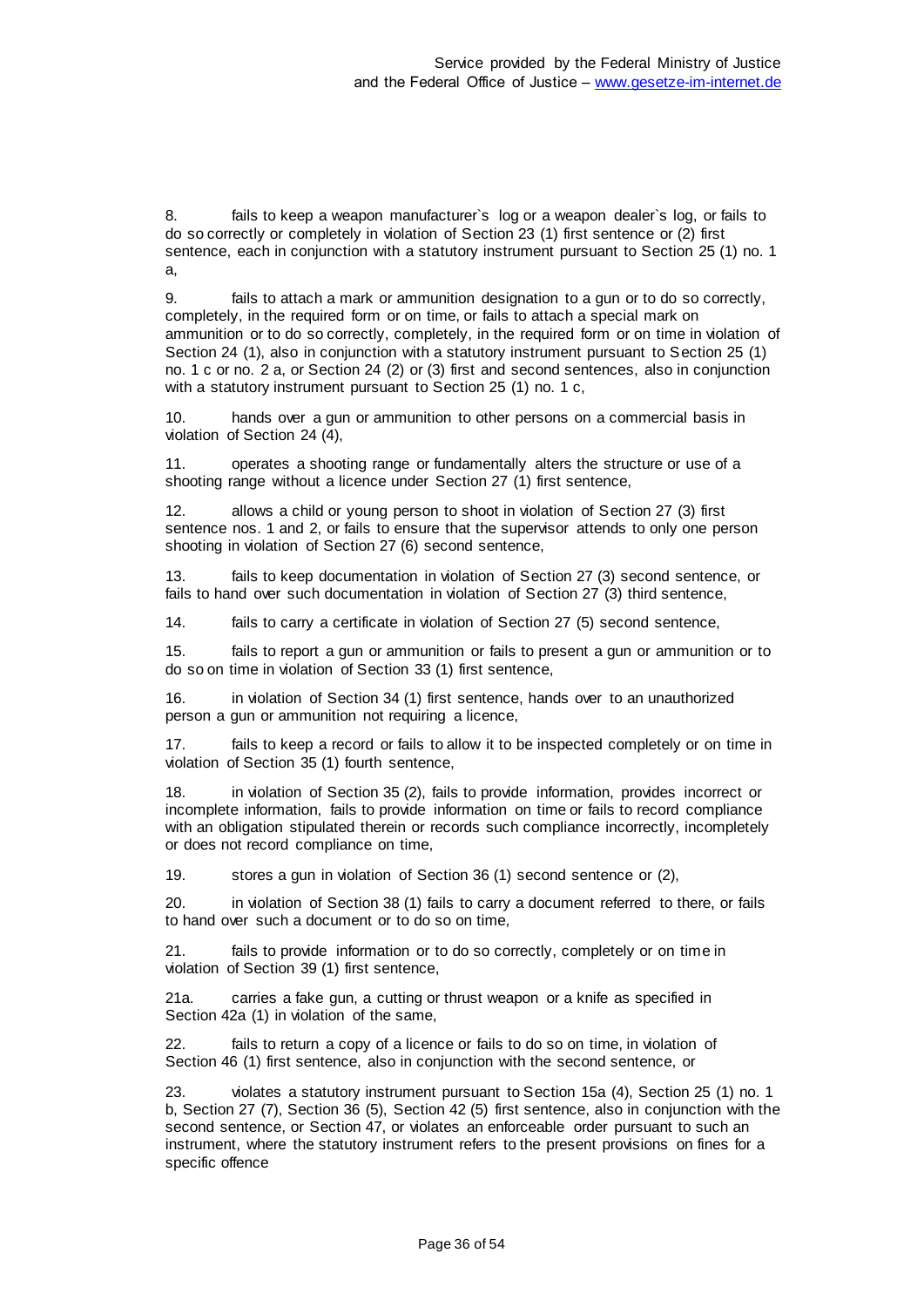8. fails to keep a weapon manufacturer`s log or a weapon dealer`s log, or fails to do so correctly or completely in violation of Section 23 (1) first sentence or (2) first sentence, each in conjunction with a statutory instrument pursuant to Section 25 (1) no. 1 a,

9. fails to attach a mark or ammunition designation to a gun or to do so correctly, completely, in the required form or on time, or fails to attach a special mark on ammunition or to do so correctly, completely, in the required form or on time in violation of Section 24 (1), also in conjunction with a statutory instrument pursuant to Section 25 (1) no. 1 c or no. 2 a, or Section 24 (2) or (3) first and second sentences, also in conjunction with a statutory instrument pursuant to Section 25 (1) no. 1 c,

10. hands over a gun or ammunition to other persons on a commercial basis in violation of Section 24 (4),

11. operates a shooting range or fundamentally alters the structure or use of a shooting range without a licence under Section 27 (1) first sentence,

12. allows a child or young person to shoot in violation of Section 27 (3) first sentence nos. 1 and 2, or fails to ensure that the supervisor attends to only one person shooting in violation of Section 27 (6) second sentence,

13. fails to keep documentation in violation of Section 27 (3) second sentence, or fails to hand over such documentation in violation of Section 27 (3) third sentence,

14. fails to carry a certificate in violation of Section 27 (5) second sentence,

15. fails to report a gun or ammunition or fails to present a gun or ammunition or to do so on time in violation of Section 33 (1) first sentence,

16. in violation of Section 34 (1) first sentence, hands over to an unauthorized person a gun or ammunition not requiring a licence,

17. fails to keep a record or fails to allow it to be inspected completely or on time in violation of Section 35 (1) fourth sentence,

18. in violation of Section 35 (2), fails to provide information, provides incorrect or incomplete information, fails to provide information on time or fails to record compliance with an obligation stipulated therein or records such compliance incorrectly, incompletely or does not record compliance on time,

19. stores a gun in violation of Section 36 (1) second sentence or (2),

20. in violation of Section 38 (1) fails to carry a document referred to there, or fails to hand over such a document or to do so on time,

21. fails to provide information or to do so correctly, completely or on time in violation of Section 39 (1) first sentence,

21a. carries a fake gun, a cutting or thrust weapon or a knife as specified in Section 42a (1) in violation of the same,

22. fails to return a copy of a licence or fails to do so on time, in violation of Section 46 (1) first sentence, also in conjunction with the second sentence, or

23. violates a statutory instrument pursuant to Section 15a (4), Section 25 (1) no. 1 b, Section 27 (7), Section 36 (5), Section 42 (5) first sentence, also in conjunction with the second sentence, or Section 47, or violates an enforceable order pursuant to such an instrument, where the statutory instrument refers to the present provisions on fines for a specific offence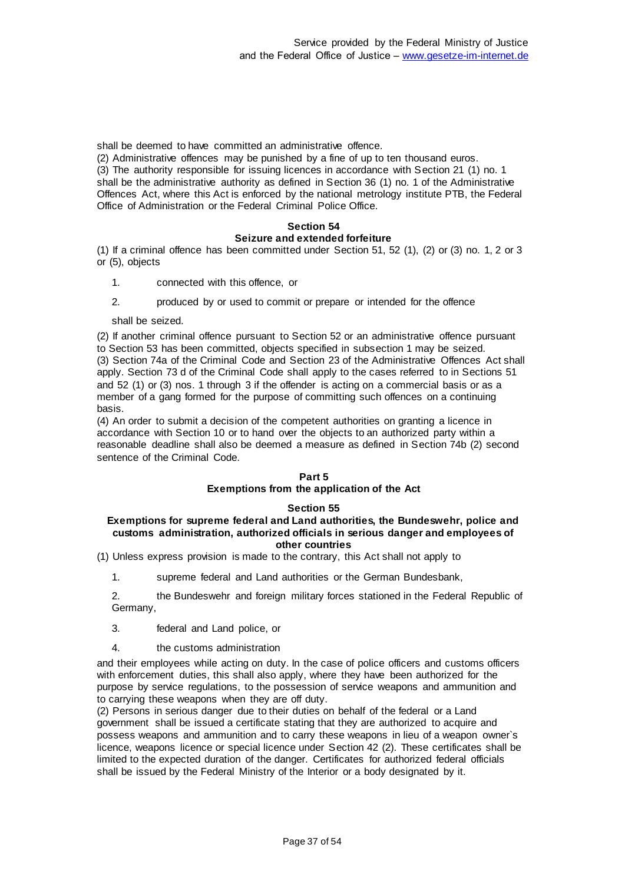shall be deemed to have committed an administrative offence.

(2) Administrative offences may be punished by a fine of up to ten thousand euros.

(3) The authority responsible for issuing licences in accordance with Section 21 (1) no. 1 shall be the administrative authority as defined in Section 36 (1) no. 1 of the Administrative Offences Act, where this Act is enforced by the national metrology institute PTB, the Federal Office of Administration or the Federal Criminal Police Office.

### Section 54
### Seizure and extended forfeiture

(1) If a criminal offence has been committed under Section 51, 52 (1), (2) or (3) no. 1, 2 or 3 or (5), objects

1. connected with this offence, or
2. produced by or used to commit or prepare or intended for the offence

shall be seized.

(2) If another criminal offence pursuant to Section 52 or an administrative offence pursuant to Section 53 has been committed, objects specified in subsection 1 may be seized.

(3) Section 74a of the Criminal Code and Section 23 of the Administrative Offences Act shall apply. Section 73 d of the Criminal Code shall apply to the cases referred to in Sections 51 and 52 (1) or (3) nos. 1 through 3 if the offender is acting on a commercial basis or as a member of a gang formed for the purpose of committing such offences on a continuing basis.

(4) An order to submit a decision of the competent authorities on granting a licence in accordance with Section 10 or to hand over the objects to an authorized party within a reasonable deadline shall also be deemed a measure as defined in Section 74b (2) second sentence of the Criminal Code.

## Part 5
## Exemptions from the application of the Act

### Section 55
### Exemptions for supreme federal and Land authorities, the Bundeswehr, police and customs administration, authorized officials in serious danger and employees of other countries

(1) Unless express provision is made to the contrary, this Act shall not apply to

1. supreme federal and Land authorities or the German Bundesbank,
2. the Bundeswehr and foreign military forces stationed in the Federal Republic of Germany,
3. federal and Land police, or
4. the customs administration

and their employees while acting on duty. In the case of police officers and customs officers with enforcement duties, this shall also apply, where they have been authorized for the purpose by service regulations, to the possession of service weapons and ammunition and to carrying these weapons when they are off duty.

(2) Persons in serious danger due to their duties on behalf of the federal or a Land government shall be issued a certificate stating that they are authorized to acquire and possess weapons and ammunition and to carry these weapons in lieu of a weapon owner`s licence, weapons licence or special licence under Section 42 (2). These certificates shall be limited to the expected duration of the danger. Certificates for authorized federal officials shall be issued by the Federal Ministry of the Interior or a body designated by it.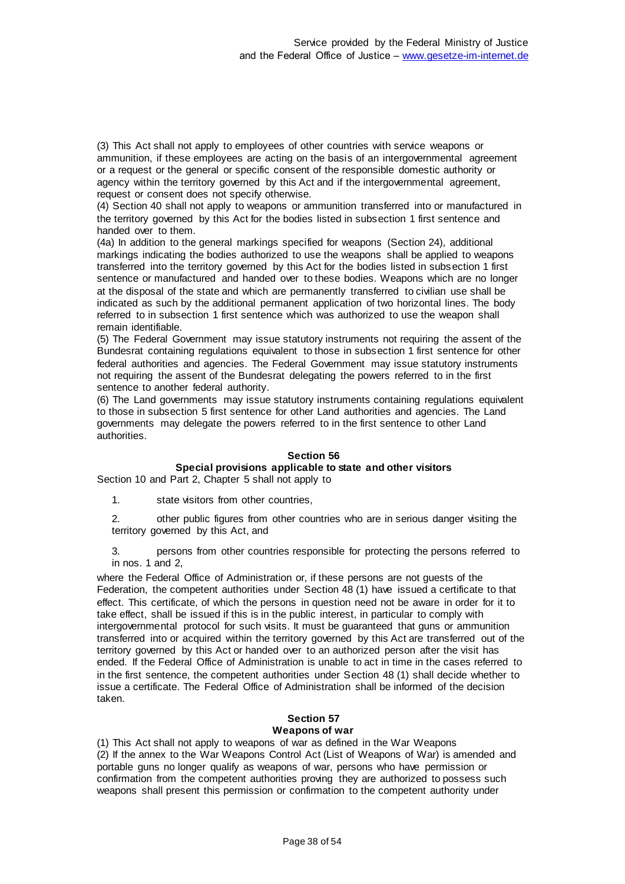(3) This Act shall not apply to employees of other countries with service weapons or ammunition, if these employees are acting on the basis of an intergovernmental agreement or a request or the general or specific consent of the responsible domestic authority or agency within the territory governed by this Act and if the intergovernmental agreement, request or consent does not specify otherwise.

(4) Section 40 shall not apply to weapons or ammunition transferred into or manufactured in the territory governed by this Act for the bodies listed in subsection 1 first sentence and handed over to them.

(4a) In addition to the general markings specified for weapons (Section 24), additional markings indicating the bodies authorized to use the weapons shall be applied to weapons transferred into the territory governed by this Act for the bodies listed in subsection 1 first sentence or manufactured and handed over to these bodies. Weapons which are no longer at the disposal of the state and which are permanently transferred to civilian use shall be indicated as such by the additional permanent application of two horizontal lines. The body referred to in subsection 1 first sentence which was authorized to use the weapon shall remain identifiable.

(5) The Federal Government may issue statutory instruments not requiring the assent of the Bundesrat containing regulations equivalent to those in subsection 1 first sentence for other federal authorities and agencies. The Federal Government may issue statutory instruments not requiring the assent of the Bundesrat delegating the powers referred to in the first sentence to another federal authority.

(6) The Land governments may issue statutory instruments containing regulations equivalent to those in subsection 5 first sentence for other Land authorities and agencies. The Land governments may delegate the powers referred to in the first sentence to other Land authorities.

## Section 56
### Special provisions applicable to state and other visitors

Section 10 and Part 2, Chapter 5 shall not apply to

1. state visitors from other countries,
2. other public figures from other countries who are in serious danger visiting the territory governed by this Act, and
3. persons from other countries responsible for protecting the persons referred to in nos. 1 and 2,

where the Federal Office of Administration or, if these persons are not guests of the Federation, the competent authorities under Section 48 (1) have issued a certificate to that effect. This certificate, of which the persons in question need not be aware in order for it to take effect, shall be issued if this is in the public interest, in particular to comply with intergovernmental protocol for such visits. It must be guaranteed that guns or ammunition transferred into or acquired within the territory governed by this Act are transferred out of the territory governed by this Act or handed over to an authorized person after the visit has ended. If the Federal Office of Administration is unable to act in time in the cases referred to in the first sentence, the competent authorities under Section 48 (1) shall decide whether to issue a certificate. The Federal Office of Administration shall be informed of the decision taken.

## Section 57
### Weapons of war

(1) This Act shall not apply to weapons of war as defined in the War Weapons

(2) If the annex to the War Weapons Control Act (List of Weapons of War) is amended and portable guns no longer qualify as weapons of war, persons who have permission or confirmation from the competent authorities proving they are authorized to possess such weapons shall present this permission or confirmation to the competent authority under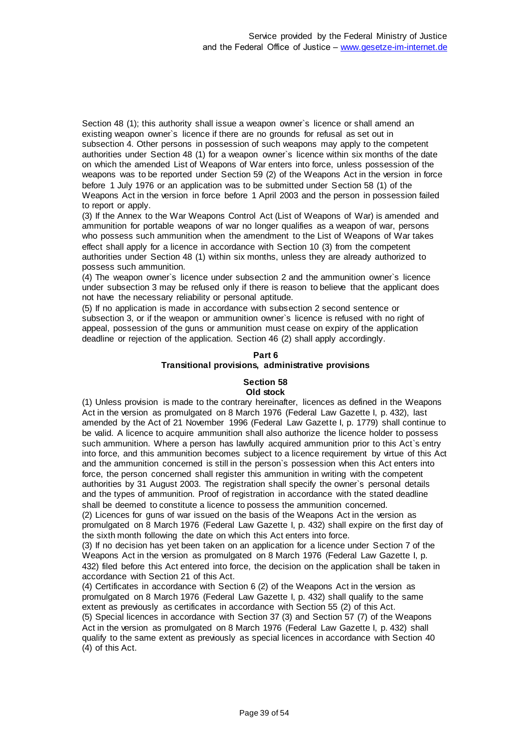Section 48 (1); this authority shall issue a weapon owner`s licence or shall amend an existing weapon owner`s licence if there are no grounds for refusal as set out in subsection 4. Other persons in possession of such weapons may apply to the competent authorities under Section 48 (1) for a weapon owner`s licence within six months of the date on which the amended List of Weapons of War enters into force, unless possession of the weapons was to be reported under Section 59 (2) of the Weapons Act in the version in force before 1 July 1976 or an application was to be submitted under Section 58 (1) of the Weapons Act in the version in force before 1 April 2003 and the person in possession failed to report or apply.

(3) If the Annex to the War Weapons Control Act (List of Weapons of War) is amended and ammunition for portable weapons of war no longer qualifies as a weapon of war, persons who possess such ammunition when the amendment to the List of Weapons of War takes effect shall apply for a licence in accordance with Section 10 (3) from the competent authorities under Section 48 (1) within six months, unless they are already authorized to possess such ammunition.

(4) The weapon owner`s licence under subsection 2 and the ammunition owner`s licence under subsection 3 may be refused only if there is reason to believe that the applicant does not have the necessary reliability or personal aptitude.

(5) If no application is made in accordance with subsection 2 second sentence or subsection 3, or if the weapon or ammunition owner`s licence is refused with no right of appeal, possession of the guns or ammunition must cease on expiry of the application deadline or rejection of the application. Section 46 (2) shall apply accordingly.

## Part 6
## Transitional provisions, administrative provisions

### Section 58
### Old stock

(1) Unless provision is made to the contrary hereinafter, licences as defined in the Weapons Act in the version as promulgated on 8 March 1976 (Federal Law Gazette I, p. 432), last amended by the Act of 21 November 1996 (Federal Law Gazette I, p. 1779) shall continue to be valid. A licence to acquire ammunition shall also authorize the licence holder to possess such ammunition. Where a person has lawfully acquired ammunition prior to this Act`s entry into force, and this ammunition becomes subject to a licence requirement by virtue of this Act and the ammunition concerned is still in the person`s possession when this Act enters into force, the person concerned shall register this ammunition in writing with the competent authorities by 31 August 2003. The registration shall specify the owner`s personal details and the types of ammunition. Proof of registration in accordance with the stated deadline shall be deemed to constitute a licence to possess the ammunition concerned.

(2) Licences for guns of war issued on the basis of the Weapons Act in the version as promulgated on 8 March 1976 (Federal Law Gazette I, p. 432) shall expire on the first day of the sixth month following the date on which this Act enters into force.

(3) If no decision has yet been taken on an application for a licence under Section 7 of the Weapons Act in the version as promulgated on 8 March 1976 (Federal Law Gazette I, p. 432) filed before this Act entered into force, the decision on the application shall be taken in accordance with Section 21 of this Act.

(4) Certificates in accordance with Section 6 (2) of the Weapons Act in the version as promulgated on 8 March 1976 (Federal Law Gazette I, p. 432) shall qualify to the same extent as previously as certificates in accordance with Section 55 (2) of this Act.

(5) Special licences in accordance with Section 37 (3) and Section 57 (7) of the Weapons Act in the version as promulgated on 8 March 1976 (Federal Law Gazette I, p. 432) shall qualify to the same extent as previously as special licences in accordance with Section 40 (4) of this Act.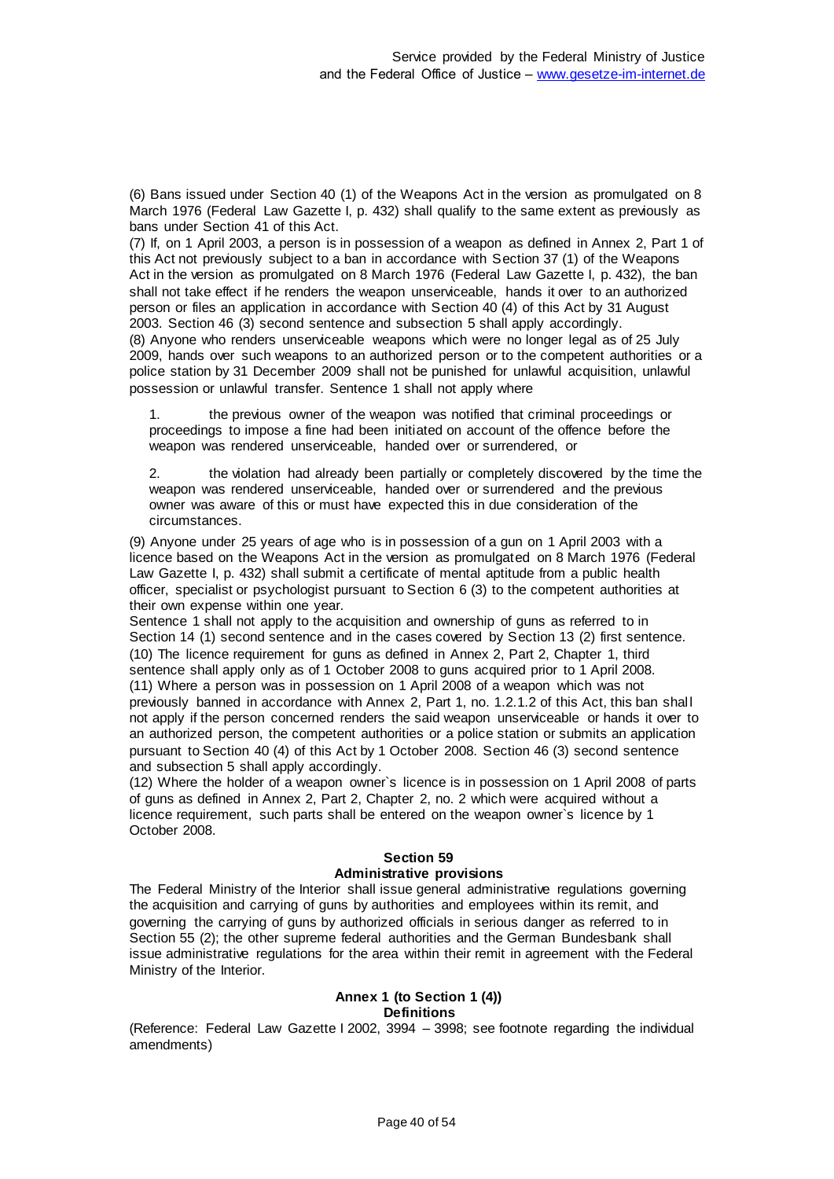(6) Bans issued under Section 40 (1) of the Weapons Act in the version as promulgated on 8 March 1976 (Federal Law Gazette I, p. 432) shall qualify to the same extent as previously as bans under Section 41 of this Act.

(7) If, on 1 April 2003, a person is in possession of a weapon as defined in Annex 2, Part 1 of this Act not previously subject to a ban in accordance with Section 37 (1) of the Weapons Act in the version as promulgated on 8 March 1976 (Federal Law Gazette I, p. 432), the ban shall not take effect if he renders the weapon unserviceable, hands it over to an authorized person or files an application in accordance with Section 40 (4) of this Act by 31 August 2003. Section 46 (3) second sentence and subsection 5 shall apply accordingly.

(8) Anyone who renders unserviceable weapons which were no longer legal as of 25 July 2009, hands over such weapons to an authorized person or to the competent authorities or a police station by 31 December 2009 shall not be punished for unlawful acquisition, unlawful possession or unlawful transfer. Sentence 1 shall not apply where

1. the previous owner of the weapon was notified that criminal proceedings or proceedings to impose a fine had been initiated on account of the offence before the weapon was rendered unserviceable, handed over or surrendered, or

2. the violation had already been partially or completely discovered by the time the weapon was rendered unserviceable, handed over or surrendered and the previous owner was aware of this or must have expected this in due consideration of the circumstances.

(9) Anyone under 25 years of age who is in possession of a gun on 1 April 2003 with a licence based on the Weapons Act in the version as promulgated on 8 March 1976 (Federal Law Gazette I, p. 432) shall submit a certificate of mental aptitude from a public health officer, specialist or psychologist pursuant to Section 6 (3) to the competent authorities at their own expense within one year.

Sentence 1 shall not apply to the acquisition and ownership of guns as referred to in Section 14 (1) second sentence and in the cases covered by Section 13 (2) first sentence.

(10) The licence requirement for guns as defined in Annex 2, Part 2, Chapter 1, third sentence shall apply only as of 1 October 2008 to guns acquired prior to 1 April 2008.

(11) Where a person was in possession on 1 April 2008 of a weapon which was not previously banned in accordance with Annex 2, Part 1, no. 1.2.1.2 of this Act, this ban shall not apply if the person concerned renders the said weapon unserviceable or hands it over to an authorized person, the competent authorities or a police station or submits an application pursuant to Section 40 (4) of this Act by 1 October 2008. Section 46 (3) second sentence and subsection 5 shall apply accordingly.

(12) Where the holder of a weapon owner`s licence is in possession on 1 April 2008 of parts of guns as defined in Annex 2, Part 2, Chapter 2, no. 2 which were acquired without a licence requirement, such parts shall be entered on the weapon owner`s licence by 1 October 2008.

### Section 59
### Administrative provisions

The Federal Ministry of the Interior shall issue general administrative regulations governing the acquisition and carrying of guns by authorities and employees within its remit, and governing the carrying of guns by authorized officials in serious danger as referred to in Section 55 (2); the other supreme federal authorities and the German Bundesbank shall issue administrative regulations for the area within their remit in agreement with the Federal Ministry of the Interior.

### Annex 1 (to Section 1 (4))
### Definitions

(Reference: Federal Law Gazette I 2002, 3994 – 3998; see footnote regarding the individual amendments)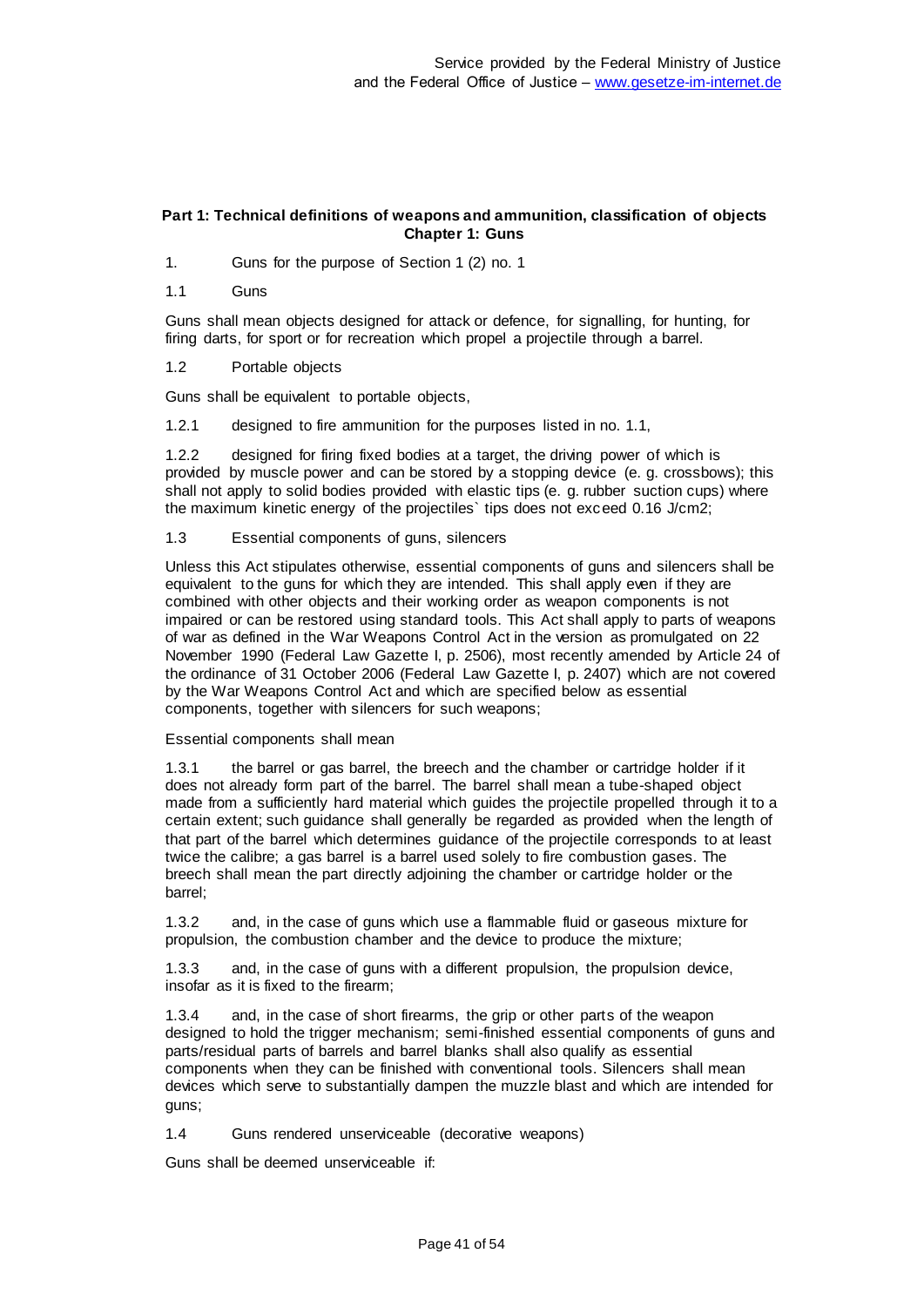**Part 1: Technical definitions of weapons and ammunition, classification of objects**
**Chapter 1: Guns**

1. Guns for the purpose of Section 1 (2) no. 1

1.1 Guns

Guns shall mean objects designed for attack or defence, for signalling, for hunting, for firing darts, for sport or for recreation which propel a projectile through a barrel.

1.2 Portable objects

Guns shall be equivalent to portable objects,

1.2.1 designed to fire ammunition for the purposes listed in no. 1.1,

1.2.2 designed for firing fixed bodies at a target, the driving power of which is provided by muscle power and can be stored by a stopping device (e. g. crossbows); this shall not apply to solid bodies provided with elastic tips (e. g. rubber suction cups) where the maximum kinetic energy of the projectiles` tips does not exceed 0.16 J/cm2;

1.3 Essential components of guns, silencers

Unless this Act stipulates otherwise, essential components of guns and silencers shall be equivalent to the guns for which they are intended. This shall apply even if they are combined with other objects and their working order as weapon components is not impaired or can be restored using standard tools. This Act shall apply to parts of weapons of war as defined in the War Weapons Control Act in the version as promulgated on 22 November 1990 (Federal Law Gazette I, p. 2506), most recently amended by Article 24 of the ordinance of 31 October 2006 (Federal Law Gazette I, p. 2407) which are not covered by the War Weapons Control Act and which are specified below as essential components, together with silencers for such weapons;

Essential components shall mean

1.3.1 the barrel or gas barrel, the breech and the chamber or cartridge holder if it does not already form part of the barrel. The barrel shall mean a tube-shaped object made from a sufficiently hard material which guides the projectile propelled through it to a certain extent; such guidance shall generally be regarded as provided when the length of that part of the barrel which determines guidance of the projectile corresponds to at least twice the calibre; a gas barrel is a barrel used solely to fire combustion gases. The breech shall mean the part directly adjoining the chamber or cartridge holder or the barrel;

1.3.2 and, in the case of guns which use a flammable fluid or gaseous mixture for propulsion, the combustion chamber and the device to produce the mixture;

1.3.3 and, in the case of guns with a different propulsion, the propulsion device, insofar as it is fixed to the firearm;

1.3.4 and, in the case of short firearms, the grip or other parts of the weapon designed to hold the trigger mechanism; semi-finished essential components of guns and parts/residual parts of barrels and barrel blanks shall also qualify as essential components when they can be finished with conventional tools. Silencers shall mean devices which serve to substantially dampen the muzzle blast and which are intended for guns;

1.4 Guns rendered unserviceable (decorative weapons)

Guns shall be deemed unserviceable if: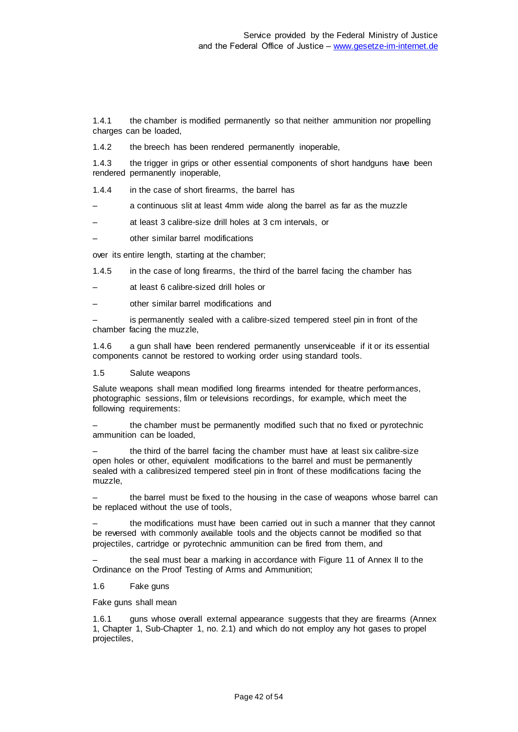1.4.1 the chamber is modified permanently so that neither ammunition nor propelling charges can be loaded,

1.4.2 the breech has been rendered permanently inoperable,

1.4.3 the trigger in grips or other essential components of short handguns have been rendered permanently inoperable,

1.4.4 in the case of short firearms, the barrel has

– a continuous slit at least 4mm wide along the barrel as far as the muzzle

– at least 3 calibre-size drill holes at 3 cm intervals, or

– other similar barrel modifications

over its entire length, starting at the chamber;

1.4.5 in the case of long firearms, the third of the barrel facing the chamber has

– at least 6 calibre-sized drill holes or

– other similar barrel modifications and

– is permanently sealed with a calibre-sized tempered steel pin in front of the chamber facing the muzzle,

1.4.6 a gun shall have been rendered permanently unserviceable if it or its essential components cannot be restored to working order using standard tools.

1.5 Salute weapons

Salute weapons shall mean modified long firearms intended for theatre performances, photographic sessions, film or televisions recordings, for example, which meet the following requirements:

– the chamber must be permanently modified such that no fixed or pyrotechnic ammunition can be loaded,

– the third of the barrel facing the chamber must have at least six calibre-size open holes or other, equivalent modifications to the barrel and must be permanently sealed with a calibresized tempered steel pin in front of these modifications facing the muzzle,

– the barrel must be fixed to the housing in the case of weapons whose barrel can be replaced without the use of tools,

– the modifications must have been carried out in such a manner that they cannot be reversed with commonly available tools and the objects cannot be modified so that projectiles, cartridge or pyrotechnic ammunition can be fired from them, and

– the seal must bear a marking in accordance with Figure 11 of Annex II to the Ordinance on the Proof Testing of Arms and Ammunition;

1.6 Fake guns

Fake guns shall mean

1.6.1 guns whose overall external appearance suggests that they are firearms (Annex 1, Chapter 1, Sub-Chapter 1, no. 2.1) and which do not employ any hot gases to propel projectiles,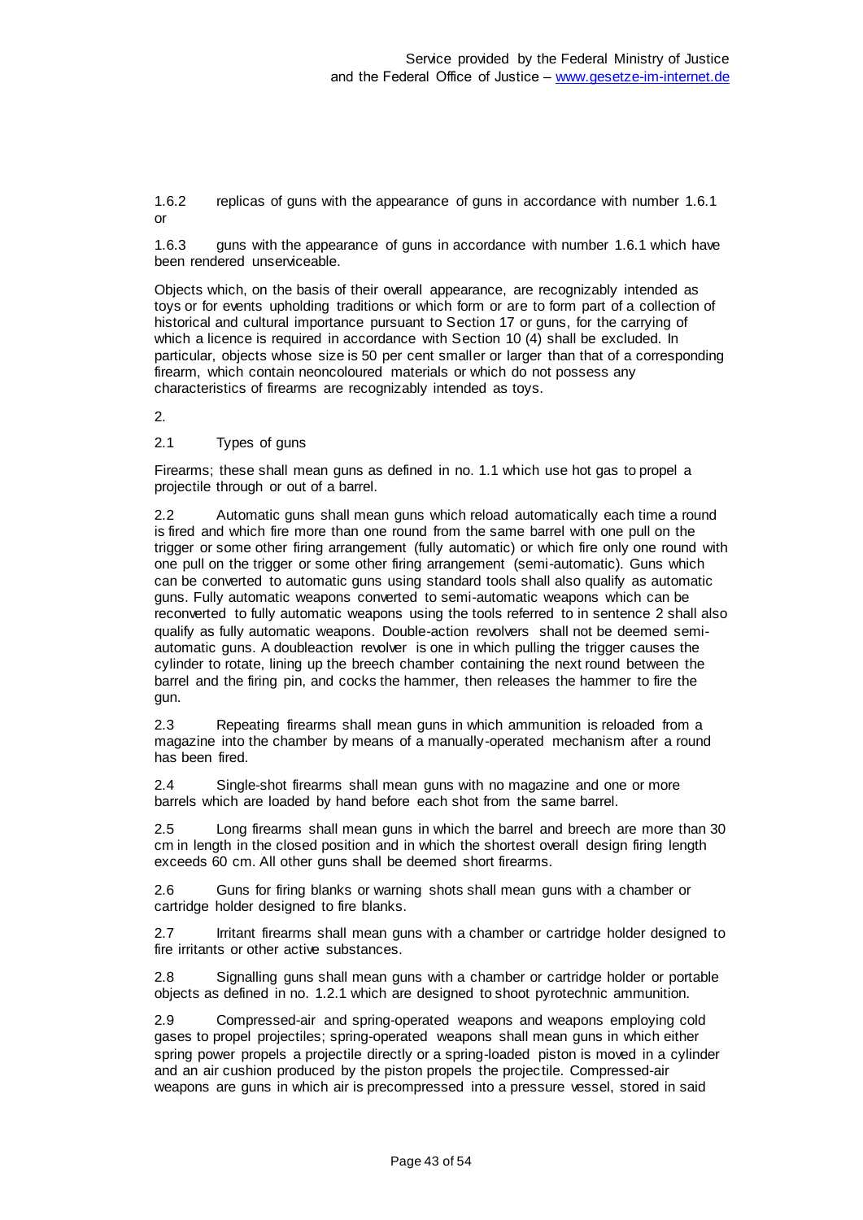1.6.2 replicas of guns with the appearance of guns in accordance with number 1.6.1 or

1.6.3 guns with the appearance of guns in accordance with number 1.6.1 which have been rendered unserviceable.

Objects which, on the basis of their overall appearance, are recognizably intended as toys or for events upholding traditions or which form or are to form part of a collection of historical and cultural importance pursuant to Section 17 or guns, for the carrying of which a licence is required in accordance with Section 10 (4) shall be excluded. In particular, objects whose size is 50 per cent smaller or larger than that of a corresponding firearm, which contain neoncoloured materials or which do not possess any characteristics of firearms are recognizably intended as toys.

2.

2.1 Types of guns

Firearms; these shall mean guns as defined in no. 1.1 which use hot gas to propel a projectile through or out of a barrel.

2.2 Automatic guns shall mean guns which reload automatically each time a round is fired and which fire more than one round from the same barrel with one pull on the trigger or some other firing arrangement (fully automatic) or which fire only one round with one pull on the trigger or some other firing arrangement (semi-automatic). Guns which can be converted to automatic guns using standard tools shall also qualify as automatic guns. Fully automatic weapons converted to semi-automatic weapons which can be reconverted to fully automatic weapons using the tools referred to in sentence 2 shall also qualify as fully automatic weapons. Double-action revolvers shall not be deemed semi-automatic guns. A doubleaction revolver is one in which pulling the trigger causes the cylinder to rotate, lining up the breech chamber containing the next round between the barrel and the firing pin, and cocks the hammer, then releases the hammer to fire the gun.

2.3 Repeating firearms shall mean guns in which ammunition is reloaded from a magazine into the chamber by means of a manually-operated mechanism after a round has been fired.

2.4 Single-shot firearms shall mean guns with no magazine and one or more barrels which are loaded by hand before each shot from the same barrel.

2.5 Long firearms shall mean guns in which the barrel and breech are more than 30 cm in length in the closed position and in which the shortest overall design firing length exceeds 60 cm. All other guns shall be deemed short firearms.

2.6 Guns for firing blanks or warning shots shall mean guns with a chamber or cartridge holder designed to fire blanks.

2.7 Irritant firearms shall mean guns with a chamber or cartridge holder designed to fire irritants or other active substances.

2.8 Signalling guns shall mean guns with a chamber or cartridge holder or portable objects as defined in no. 1.2.1 which are designed to shoot pyrotechnic ammunition.

2.9 Compressed-air and spring-operated weapons and weapons employing cold gases to propel projectiles; spring-operated weapons shall mean guns in which either spring power propels a projectile directly or a spring-loaded piston is moved in a cylinder and an air cushion produced by the piston propels the projectile. Compressed-air weapons are guns in which air is precompressed into a pressure vessel, stored in said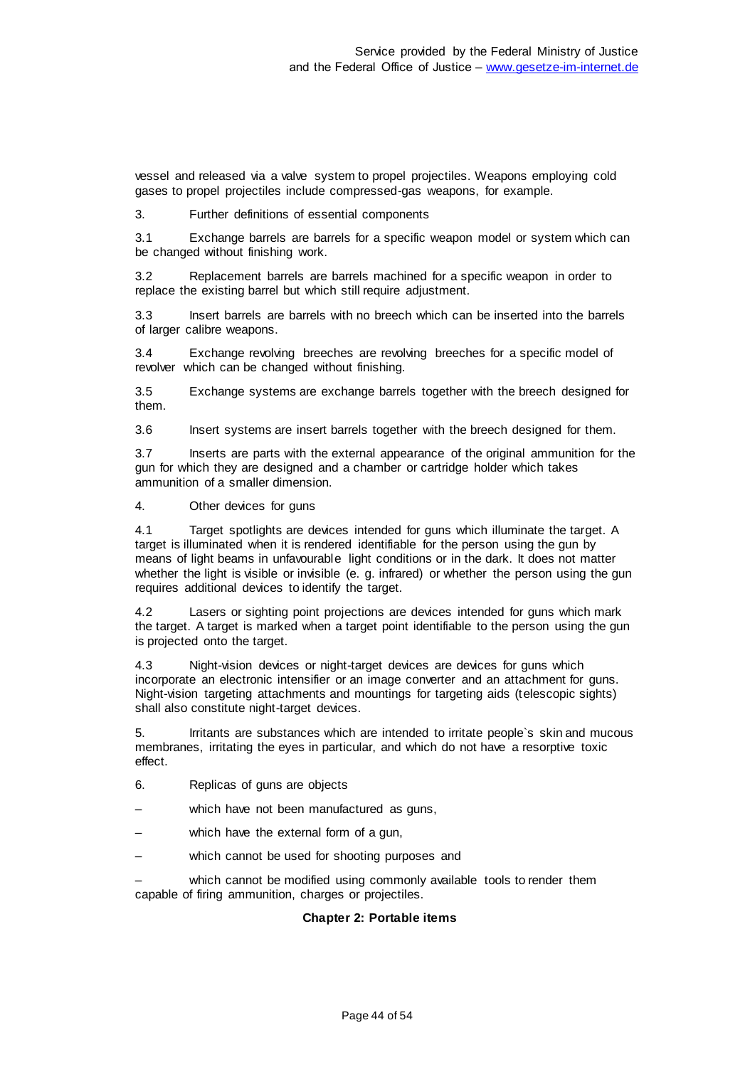vessel and released via a valve system to propel projectiles. Weapons employing cold gases to propel projectiles include compressed-gas weapons, for example.

3. Further definitions of essential components

3.1 Exchange barrels are barrels for a specific weapon model or system which can be changed without finishing work.

3.2 Replacement barrels are barrels machined for a specific weapon in order to replace the existing barrel but which still require adjustment.

3.3 Insert barrels are barrels with no breech which can be inserted into the barrels of larger calibre weapons.

3.4 Exchange revolving breeches are revolving breeches for a specific model of revolver which can be changed without finishing.

3.5 Exchange systems are exchange barrels together with the breech designed for them.

3.6 Insert systems are insert barrels together with the breech designed for them.

3.7 Inserts are parts with the external appearance of the original ammunition for the gun for which they are designed and a chamber or cartridge holder which takes ammunition of a smaller dimension.

4. Other devices for guns

4.1 Target spotlights are devices intended for guns which illuminate the target. A target is illuminated when it is rendered identifiable for the person using the gun by means of light beams in unfavourable light conditions or in the dark. It does not matter whether the light is visible or invisible (e. g. infrared) or whether the person using the gun requires additional devices to identify the target.

4.2 Lasers or sighting point projections are devices intended for guns which mark the target. A target is marked when a target point identifiable to the person using the gun is projected onto the target.

4.3 Night-vision devices or night-target devices are devices for guns which incorporate an electronic intensifier or an image converter and an attachment for guns. Night-vision targeting attachments and mountings for targeting aids (telescopic sights) shall also constitute night-target devices.

5. Irritants are substances which are intended to irritate people`s skin and mucous membranes, irritating the eyes in particular, and which do not have a resorptive toxic effect.

6. Replicas of guns are objects

– which have not been manufactured as guns,

– which have the external form of a gun,

– which cannot be used for shooting purposes and

– which cannot be modified using commonly available tools to render them capable of firing ammunition, charges or projectiles.

**Chapter 2: Portable items**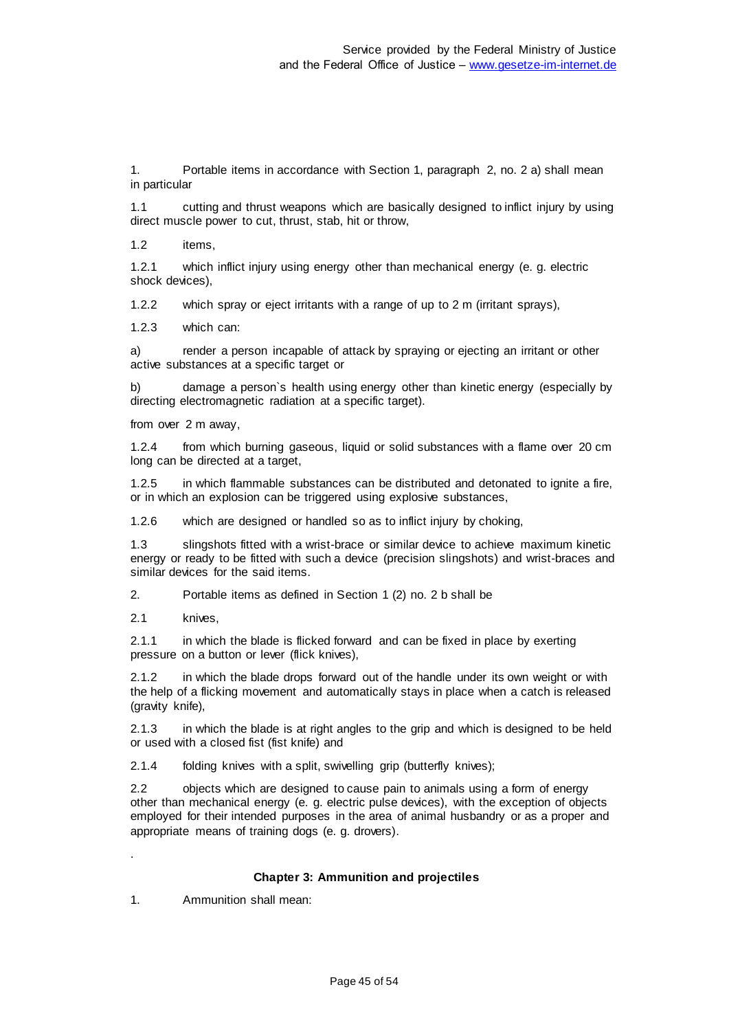1. Portable items in accordance with Section 1, paragraph 2, no. 2 a) shall mean in particular

1.1 cutting and thrust weapons which are basically designed to inflict injury by using direct muscle power to cut, thrust, stab, hit or throw,

1.2 items,

1.2.1 which inflict injury using energy other than mechanical energy (e. g. electric shock devices),

1.2.2 which spray or eject irritants with a range of up to 2 m (irritant sprays),

1.2.3 which can:

a) render a person incapable of attack by spraying or ejecting an irritant or other active substances at a specific target or

b) damage a person`s health using energy other than kinetic energy (especially by directing electromagnetic radiation at a specific target).

from over 2 m away,

1.2.4 from which burning gaseous, liquid or solid substances with a flame over 20 cm long can be directed at a target,

1.2.5 in which flammable substances can be distributed and detonated to ignite a fire, or in which an explosion can be triggered using explosive substances,

1.2.6 which are designed or handled so as to inflict injury by choking,

1.3 slingshots fitted with a wrist-brace or similar device to achieve maximum kinetic energy or ready to be fitted with such a device (precision slingshots) and wrist-braces and similar devices for the said items.

2. Portable items as defined in Section 1 (2) no. 2 b shall be

2.1 knives,

2.1.1 in which the blade is flicked forward and can be fixed in place by exerting pressure on a button or lever (flick knives),

2.1.2 in which the blade drops forward out of the handle under its own weight or with the help of a flicking movement and automatically stays in place when a catch is released (gravity knife),

2.1.3 in which the blade is at right angles to the grip and which is designed to be held or used with a closed fist (fist knife) and

2.1.4 folding knives with a split, swivelling grip (butterfly knives);

2.2 objects which are designed to cause pain to animals using a form of energy other than mechanical energy (e. g. electric pulse devices), with the exception of objects employed for their intended purposes in the area of animal husbandry or as a proper and appropriate means of training dogs (e. g. drovers).

.

### Chapter 3: Ammunition and projectiles

1. Ammunition shall mean: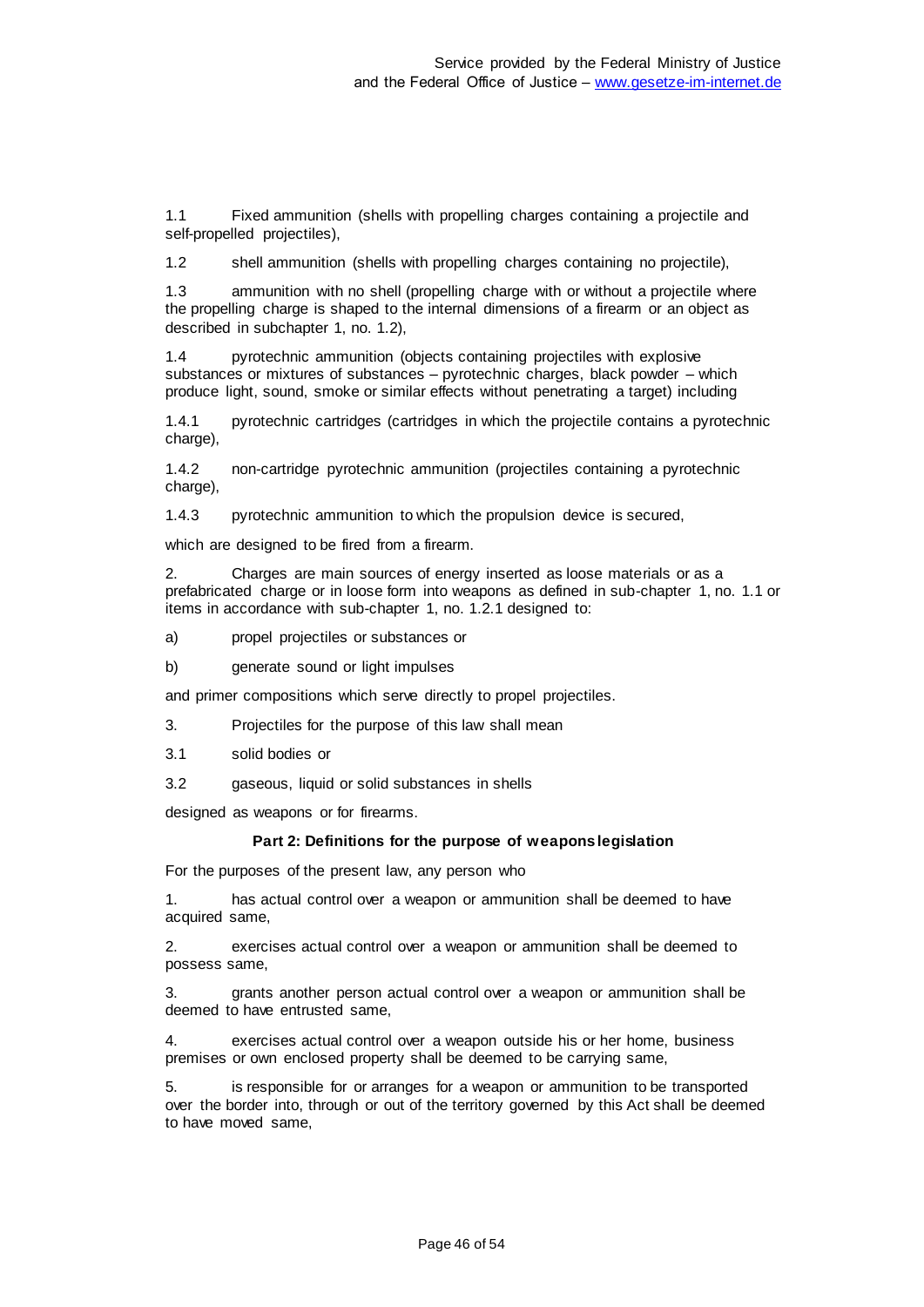1.1 Fixed ammunition (shells with propelling charges containing a projectile and self-propelled projectiles),

1.2 shell ammunition (shells with propelling charges containing no projectile),

1.3 ammunition with no shell (propelling charge with or without a projectile where the propelling charge is shaped to the internal dimensions of a firearm or an object as described in subchapter 1, no. 1.2),

1.4 pyrotechnic ammunition (objects containing projectiles with explosive substances or mixtures of substances – pyrotechnic charges, black powder – which produce light, sound, smoke or similar effects without penetrating a target) including

1.4.1 pyrotechnic cartridges (cartridges in which the projectile contains a pyrotechnic charge),

1.4.2 non-cartridge pyrotechnic ammunition (projectiles containing a pyrotechnic charge),

1.4.3 pyrotechnic ammunition to which the propulsion device is secured,

which are designed to be fired from a firearm.

2. Charges are main sources of energy inserted as loose materials or as a prefabricated charge or in loose form into weapons as defined in sub-chapter 1, no. 1.1 or items in accordance with sub-chapter 1, no. 1.2.1 designed to:

a) propel projectiles or substances or

b) generate sound or light impulses

and primer compositions which serve directly to propel projectiles.

3. Projectiles for the purpose of this law shall mean

3.1 solid bodies or

3.2 gaseous, liquid or solid substances in shells

designed as weapons or for firearms.

**Part 2: Definitions for the purpose of weapons legislation**

For the purposes of the present law, any person who

1. has actual control over a weapon or ammunition shall be deemed to have acquired same,

2. exercises actual control over a weapon or ammunition shall be deemed to possess same,

3. grants another person actual control over a weapon or ammunition shall be deemed to have entrusted same,

4. exercises actual control over a weapon outside his or her home, business premises or own enclosed property shall be deemed to be carrying same,

5. is responsible for or arranges for a weapon or ammunition to be transported over the border into, through or out of the territory governed by this Act shall be deemed to have moved same,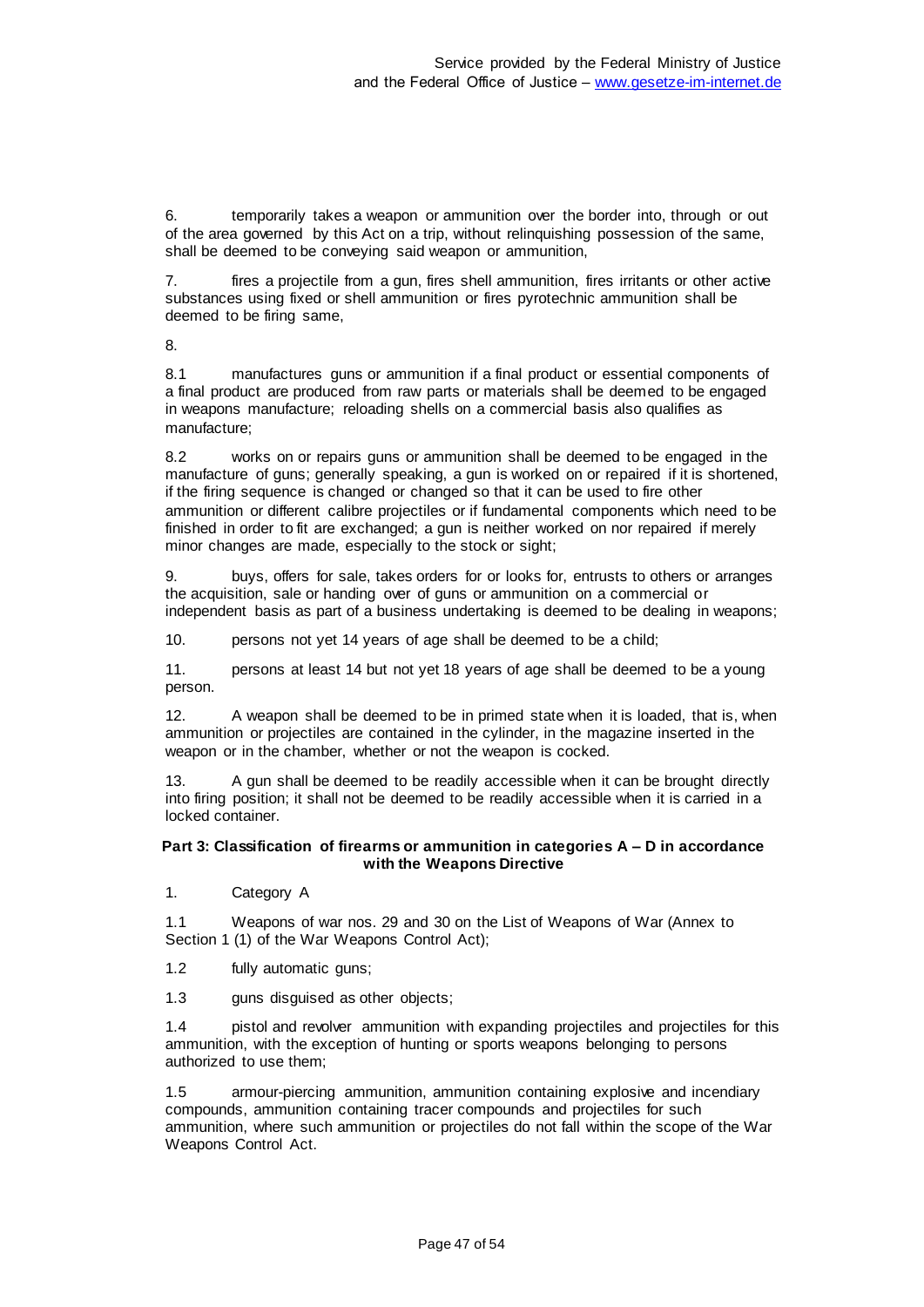6. temporarily takes a weapon or ammunition over the border into, through or out of the area governed by this Act on a trip, without relinquishing possession of the same, shall be deemed to be conveying said weapon or ammunition,

7. fires a projectile from a gun, fires shell ammunition, fires irritants or other active substances using fixed or shell ammunition or fires pyrotechnic ammunition shall be deemed to be firing same,

8.

8.1 manufactures guns or ammunition if a final product or essential components of a final product are produced from raw parts or materials shall be deemed to be engaged in weapons manufacture; reloading shells on a commercial basis also qualifies as manufacture;

8.2 works on or repairs guns or ammunition shall be deemed to be engaged in the manufacture of guns; generally speaking, a gun is worked on or repaired if it is shortened, if the firing sequence is changed or changed so that it can be used to fire other ammunition or different calibre projectiles or if fundamental components which need to be finished in order to fit are exchanged; a gun is neither worked on nor repaired if merely minor changes are made, especially to the stock or sight;

9. buys, offers for sale, takes orders for or looks for, entrusts to others or arranges the acquisition, sale or handing over of guns or ammunition on a commercial or independent basis as part of a business undertaking is deemed to be dealing in weapons;

10. persons not yet 14 years of age shall be deemed to be a child;

11. persons at least 14 but not yet 18 years of age shall be deemed to be a young person.

12. A weapon shall be deemed to be in primed state when it is loaded, that is, when ammunition or projectiles are contained in the cylinder, in the magazine inserted in the weapon or in the chamber, whether or not the weapon is cocked.

13. A gun shall be deemed to be readily accessible when it can be brought directly into firing position; it shall not be deemed to be readily accessible when it is carried in a locked container.

**Part 3: Classification of firearms or ammunition in categories A – D in accordance with the Weapons Directive**

1. Category A

1.1 Weapons of war nos. 29 and 30 on the List of Weapons of War (Annex to Section 1 (1) of the War Weapons Control Act);

1.2 fully automatic guns;

1.3 guns disguised as other objects;

1.4 pistol and revolver ammunition with expanding projectiles and projectiles for this ammunition, with the exception of hunting or sports weapons belonging to persons authorized to use them;

1.5 armour-piercing ammunition, ammunition containing explosive and incendiary compounds, ammunition containing tracer compounds and projectiles for such ammunition, where such ammunition or projectiles do not fall within the scope of the War Weapons Control Act.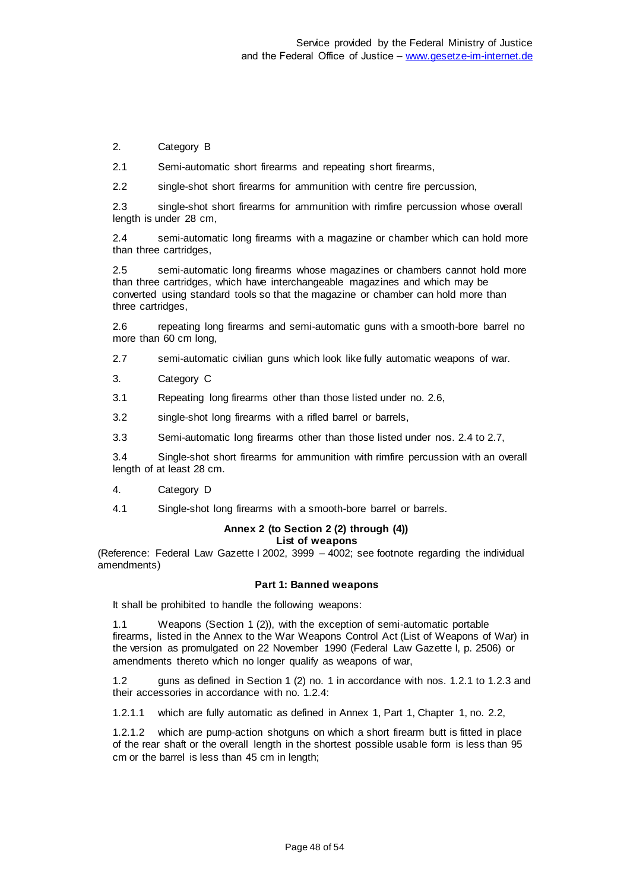2. Category B

2.1 Semi-automatic short firearms and repeating short firearms,

2.2 single-shot short firearms for ammunition with centre fire percussion,

2.3 single-shot short firearms for ammunition with rimfire percussion whose overall length is under 28 cm,

2.4 semi-automatic long firearms with a magazine or chamber which can hold more than three cartridges,

2.5 semi-automatic long firearms whose magazines or chambers cannot hold more than three cartridges, which have interchangeable magazines and which may be converted using standard tools so that the magazine or chamber can hold more than three cartridges,

2.6 repeating long firearms and semi-automatic guns with a smooth-bore barrel no more than 60 cm long,

2.7 semi-automatic civilian guns which look like fully automatic weapons of war.

3. Category C

3.1 Repeating long firearms other than those listed under no. 2.6,

3.2 single-shot long firearms with a rifled barrel or barrels,

3.3 Semi-automatic long firearms other than those listed under nos. 2.4 to 2.7,

3.4 Single-shot short firearms for ammunition with rimfire percussion with an overall length of at least 28 cm.

4. Category D

4.1 Single-shot long firearms with a smooth-bore barrel or barrels.

## Annex 2 (to Section 2 (2) through (4))
## List of weapons

(Reference: Federal Law Gazette I 2002, 3999 – 4002; see footnote regarding the individual amendments)

### Part 1: Banned weapons

It shall be prohibited to handle the following weapons:

1.1 Weapons (Section 1 (2)), with the exception of semi-automatic portable firearms, listed in the Annex to the War Weapons Control Act (List of Weapons of War) in the version as promulgated on 22 November 1990 (Federal Law Gazette I, p. 2506) or amendments thereto which no longer qualify as weapons of war,

1.2 guns as defined in Section 1 (2) no. 1 in accordance with nos. 1.2.1 to 1.2.3 and their accessories in accordance with no. 1.2.4:

1.2.1.1 which are fully automatic as defined in Annex 1, Part 1, Chapter 1, no. 2.2,

1.2.1.2 which are pump-action shotguns on which a short firearm butt is fitted in place of the rear shaft or the overall length in the shortest possible usable form is less than 95 cm or the barrel is less than 45 cm in length;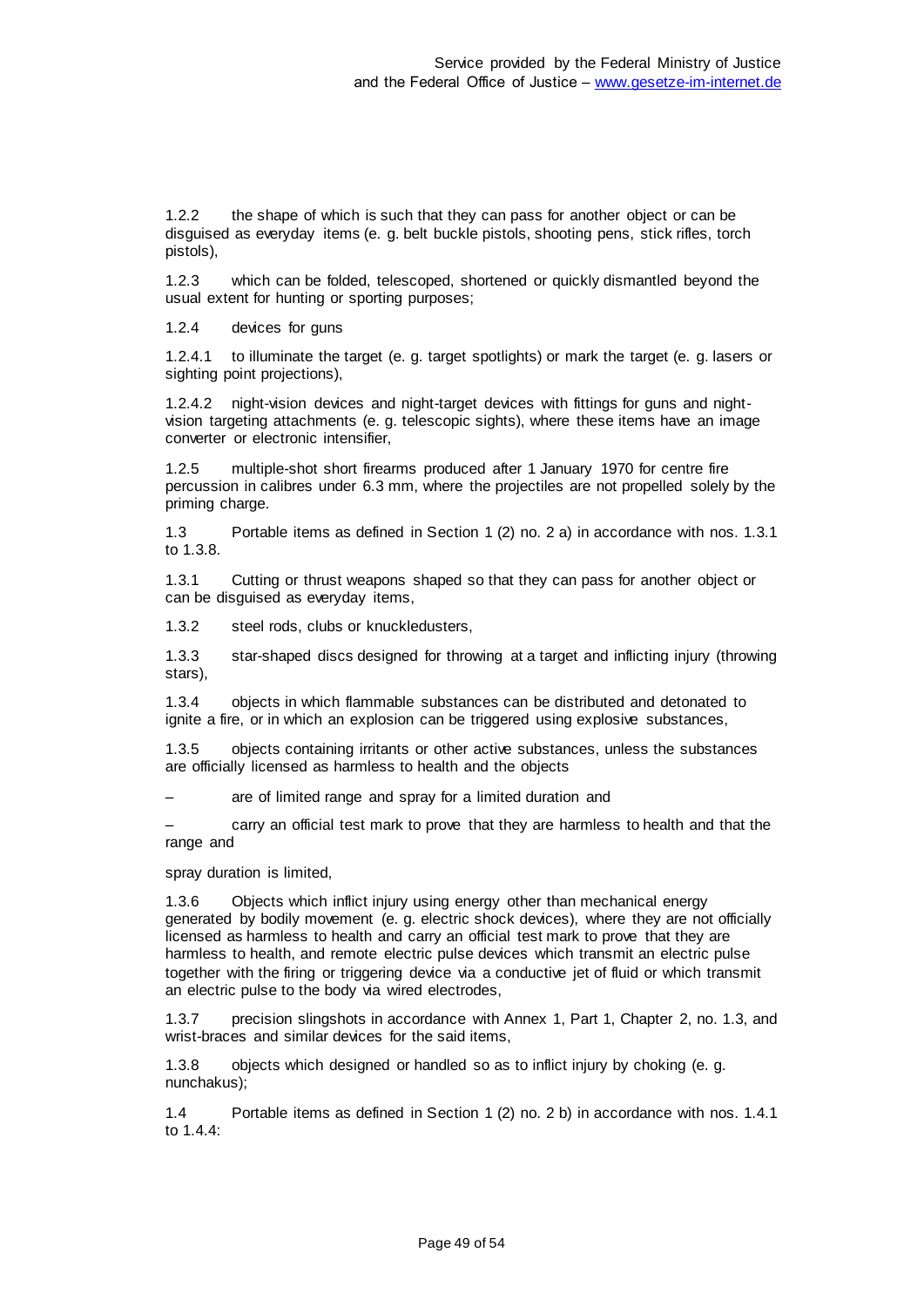1.2.2 the shape of which is such that they can pass for another object or can be disguised as everyday items (e. g. belt buckle pistols, shooting pens, stick rifles, torch pistols),

1.2.3 which can be folded, telescoped, shortened or quickly dismantled beyond the usual extent for hunting or sporting purposes;

1.2.4 devices for guns

1.2.4.1 to illuminate the target (e. g. target spotlights) or mark the target (e. g. lasers or sighting point projections),

1.2.4.2 night-vision devices and night-target devices with fittings for guns and night-vision targeting attachments (e. g. telescopic sights), where these items have an image converter or electronic intensifier,

1.2.5 multiple-shot short firearms produced after 1 January 1970 for centre fire percussion in calibres under 6.3 mm, where the projectiles are not propelled solely by the priming charge.

1.3 Portable items as defined in Section 1 (2) no. 2 a) in accordance with nos. 1.3.1 to 1.3.8.

1.3.1 Cutting or thrust weapons shaped so that they can pass for another object or can be disguised as everyday items,

1.3.2 steel rods, clubs or knuckledusters,

1.3.3 star-shaped discs designed for throwing at a target and inflicting injury (throwing stars),

1.3.4 objects in which flammable substances can be distributed and detonated to ignite a fire, or in which an explosion can be triggered using explosive substances,

1.3.5 objects containing irritants or other active substances, unless the substances are officially licensed as harmless to health and the objects

– are of limited range and spray for a limited duration and

– carry an official test mark to prove that they are harmless to health and that the range and

spray duration is limited,

1.3.6 Objects which inflict injury using energy other than mechanical energy generated by bodily movement (e. g. electric shock devices), where they are not officially licensed as harmless to health and carry an official test mark to prove that they are harmless to health, and remote electric pulse devices which transmit an electric pulse together with the firing or triggering device via a conductive jet of fluid or which transmit an electric pulse to the body via wired electrodes,

1.3.7 precision slingshots in accordance with Annex 1, Part 1, Chapter 2, no. 1.3, and wrist-braces and similar devices for the said items,

1.3.8 objects which designed or handled so as to inflict injury by choking (e. g. nunchakus);

1.4 Portable items as defined in Section 1 (2) no. 2 b) in accordance with nos. 1.4.1 to 1.4.4: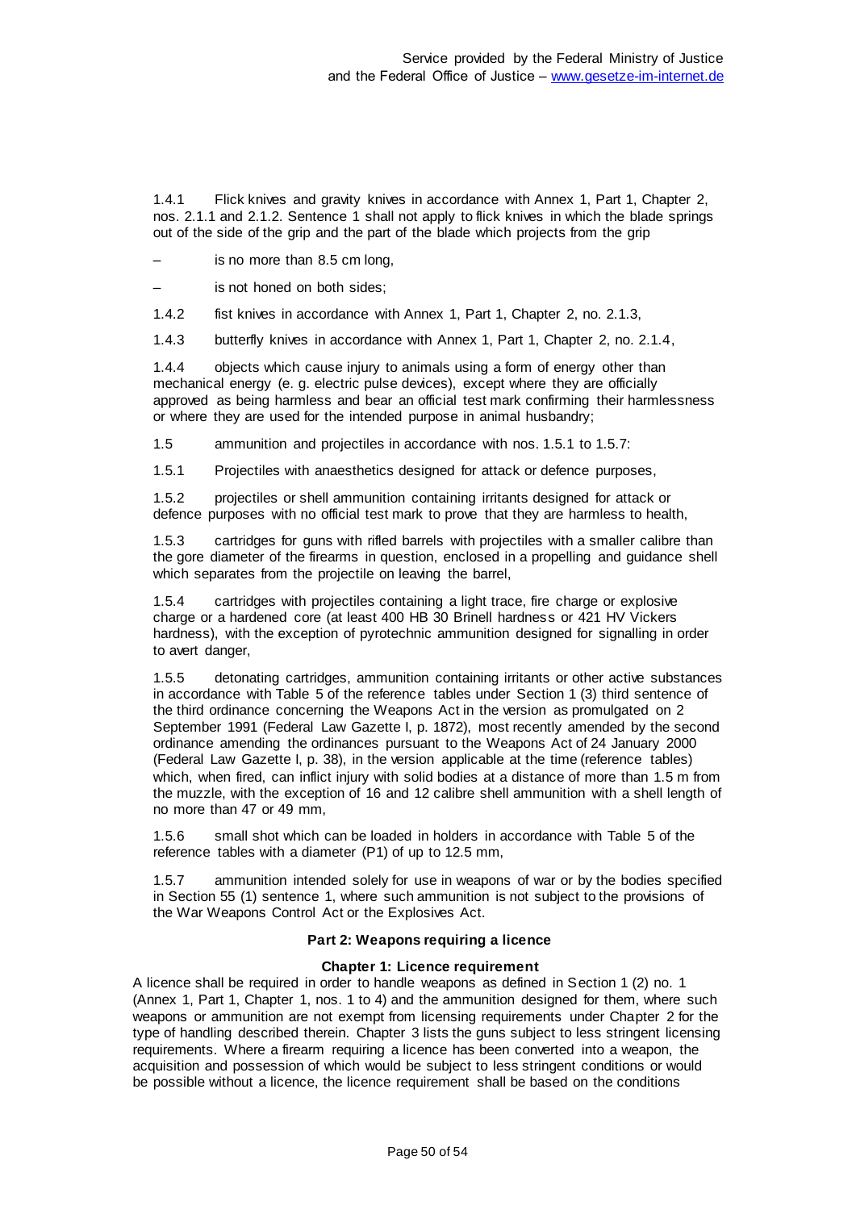1.4.1 Flick knives and gravity knives in accordance with Annex 1, Part 1, Chapter 2, nos. 2.1.1 and 2.1.2. Sentence 1 shall not apply to flick knives in which the blade springs out of the side of the grip and the part of the blade which projects from the grip

– is no more than 8.5 cm long,

– is not honed on both sides;

1.4.2 fist knives in accordance with Annex 1, Part 1, Chapter 2, no. 2.1.3,

1.4.3 butterfly knives in accordance with Annex 1, Part 1, Chapter 2, no. 2.1.4,

1.4.4 objects which cause injury to animals using a form of energy other than mechanical energy (e. g. electric pulse devices), except where they are officially approved as being harmless and bear an official test mark confirming their harmlessness or where they are used for the intended purpose in animal husbandry;

1.5 ammunition and projectiles in accordance with nos. 1.5.1 to 1.5.7:

1.5.1 Projectiles with anaesthetics designed for attack or defence purposes,

1.5.2 projectiles or shell ammunition containing irritants designed for attack or defence purposes with no official test mark to prove that they are harmless to health,

1.5.3 cartridges for guns with rifled barrels with projectiles with a smaller calibre than the gore diameter of the firearms in question, enclosed in a propelling and guidance shell which separates from the projectile on leaving the barrel,

1.5.4 cartridges with projectiles containing a light trace, fire charge or explosive charge or a hardened core (at least 400 HB 30 Brinell hardness or 421 HV Vickers hardness), with the exception of pyrotechnic ammunition designed for signalling in order to avert danger,

1.5.5 detonating cartridges, ammunition containing irritants or other active substances in accordance with Table 5 of the reference tables under Section 1 (3) third sentence of the third ordinance concerning the Weapons Act in the version as promulgated on 2 September 1991 (Federal Law Gazette I, p. 1872), most recently amended by the second ordinance amending the ordinances pursuant to the Weapons Act of 24 January 2000 (Federal Law Gazette I, p. 38), in the version applicable at the time (reference tables) which, when fired, can inflict injury with solid bodies at a distance of more than 1.5 m from the muzzle, with the exception of 16 and 12 calibre shell ammunition with a shell length of no more than 47 or 49 mm,

1.5.6 small shot which can be loaded in holders in accordance with Table 5 of the reference tables with a diameter (P1) of up to 12.5 mm,

1.5.7 ammunition intended solely for use in weapons of war or by the bodies specified in Section 55 (1) sentence 1, where such ammunition is not subject to the provisions of the War Weapons Control Act or the Explosives Act.

## Part 2: Weapons requiring a licence

### Chapter 1: Licence requirement

A licence shall be required in order to handle weapons as defined in Section 1 (2) no. 1 (Annex 1, Part 1, Chapter 1, nos. 1 to 4) and the ammunition designed for them, where such weapons or ammunition are not exempt from licensing requirements under Chapter 2 for the type of handling described therein. Chapter 3 lists the guns subject to less stringent licensing requirements. Where a firearm requiring a licence has been converted into a weapon, the acquisition and possession of which would be subject to less stringent conditions or would be possible without a licence, the licence requirement shall be based on the conditions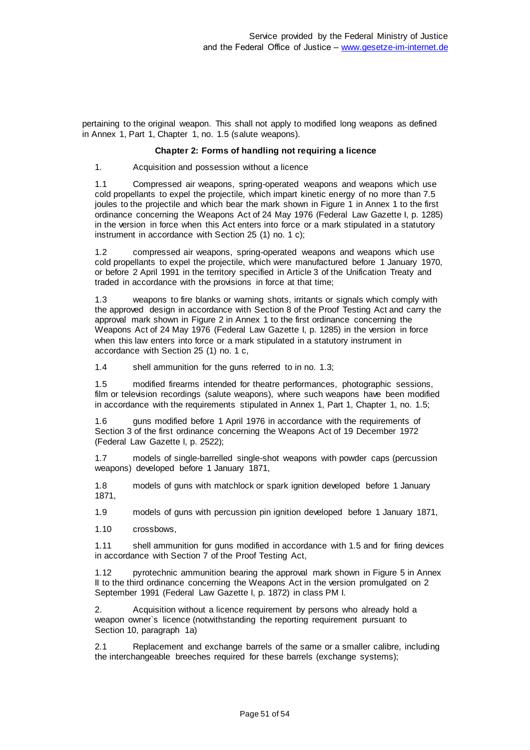pertaining to the original weapon. This shall not apply to modified long weapons as defined in Annex 1, Part 1, Chapter 1, no. 1.5 (salute weapons).

### Chapter 2: Forms of handling not requiring a licence

1. Acquisition and possession without a licence

1.1 Compressed air weapons, spring-operated weapons and weapons which use cold propellants to expel the projectile, which impart kinetic energy of no more than 7.5 joules to the projectile and which bear the mark shown in Figure 1 in Annex 1 to the first ordinance concerning the Weapons Act of 24 May 1976 (Federal Law Gazette I, p. 1285) in the version in force when this Act enters into force or a mark stipulated in a statutory instrument in accordance with Section 25 (1) no. 1 c);

1.2 compressed air weapons, spring-operated weapons and weapons which use cold propellants to expel the projectile, which were manufactured before 1 January 1970, or before 2 April 1991 in the territory specified in Article 3 of the Unification Treaty and traded in accordance with the provisions in force at that time;

1.3 weapons to fire blanks or warning shots, irritants or signals which comply with the approved design in accordance with Section 8 of the Proof Testing Act and carry the approval mark shown in Figure 2 in Annex 1 to the first ordinance concerning the Weapons Act of 24 May 1976 (Federal Law Gazette I, p. 1285) in the version in force when this law enters into force or a mark stipulated in a statutory instrument in accordance with Section 25 (1) no. 1 c,

1.4 shell ammunition for the guns referred to in no. 1.3;

1.5 modified firearms intended for theatre performances, photographic sessions, film or television recordings (salute weapons), where such weapons have been modified in accordance with the requirements stipulated in Annex 1, Part 1, Chapter 1, no. 1.5;

1.6 guns modified before 1 April 1976 in accordance with the requirements of Section 3 of the first ordinance concerning the Weapons Act of 19 December 1972 (Federal Law Gazette I, p. 2522);

1.7 models of single-barrelled single-shot weapons with powder caps (percussion weapons) developed before 1 January 1871,

1.8 models of guns with matchlock or spark ignition developed before 1 January 1871,

1.9 models of guns with percussion pin ignition developed before 1 January 1871,

1.10 crossbows,

1.11 shell ammunition for guns modified in accordance with 1.5 and for firing devices in accordance with Section 7 of the Proof Testing Act,

1.12 pyrotechnic ammunition bearing the approval mark shown in Figure 5 in Annex II to the third ordinance concerning the Weapons Act in the version promulgated on 2 September 1991 (Federal Law Gazette I, p. 1872) in class PM I.

2. Acquisition without a licence requirement by persons who already hold a weapon owner`s licence (notwithstanding the reporting requirement pursuant to Section 10, paragraph 1a)

2.1 Replacement and exchange barrels of the same or a smaller calibre, including the interchangeable breeches required for these barrels (exchange systems);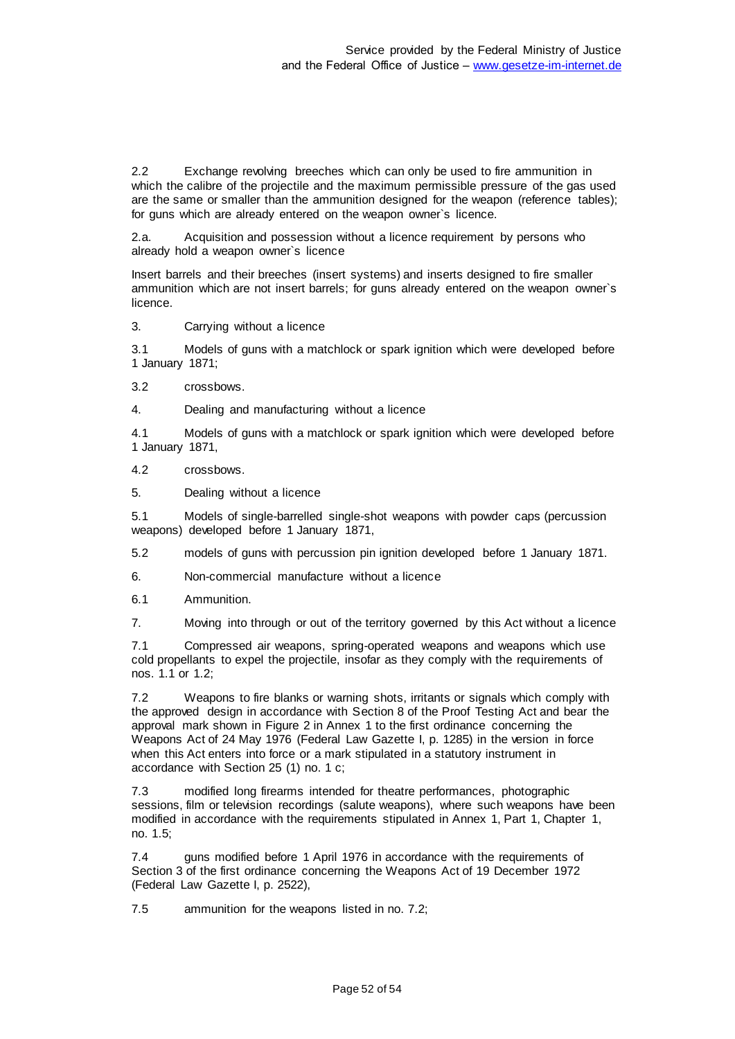2.2 Exchange revolving breeches which can only be used to fire ammunition in which the calibre of the projectile and the maximum permissible pressure of the gas used are the same or smaller than the ammunition designed for the weapon (reference tables); for guns which are already entered on the weapon owner`s licence.

2.a. Acquisition and possession without a licence requirement by persons who already hold a weapon owner`s licence

Insert barrels and their breeches (insert systems) and inserts designed to fire smaller ammunition which are not insert barrels; for guns already entered on the weapon owner`s licence.

3. Carrying without a licence

3.1 Models of guns with a matchlock or spark ignition which were developed before 1 January 1871;

3.2 crossbows.

4. Dealing and manufacturing without a licence

4.1 Models of guns with a matchlock or spark ignition which were developed before 1 January 1871,

4.2 crossbows.

5. Dealing without a licence

5.1 Models of single-barrelled single-shot weapons with powder caps (percussion weapons) developed before 1 January 1871,

5.2 models of guns with percussion pin ignition developed before 1 January 1871.

6. Non-commercial manufacture without a licence

6.1 Ammunition.

7. Moving into through or out of the territory governed by this Act without a licence

7.1 Compressed air weapons, spring-operated weapons and weapons which use cold propellants to expel the projectile, insofar as they comply with the requirements of nos. 1.1 or 1.2;

7.2 Weapons to fire blanks or warning shots, irritants or signals which comply with the approved design in accordance with Section 8 of the Proof Testing Act and bear the approval mark shown in Figure 2 in Annex 1 to the first ordinance concerning the Weapons Act of 24 May 1976 (Federal Law Gazette I, p. 1285) in the version in force when this Act enters into force or a mark stipulated in a statutory instrument in accordance with Section 25 (1) no. 1 c;

7.3 modified long firearms intended for theatre performances, photographic sessions, film or television recordings (salute weapons), where such weapons have been modified in accordance with the requirements stipulated in Annex 1, Part 1, Chapter 1, no. 1.5;

7.4 guns modified before 1 April 1976 in accordance with the requirements of Section 3 of the first ordinance concerning the Weapons Act of 19 December 1972 (Federal Law Gazette I, p. 2522),

7.5 ammunition for the weapons listed in no. 7.2;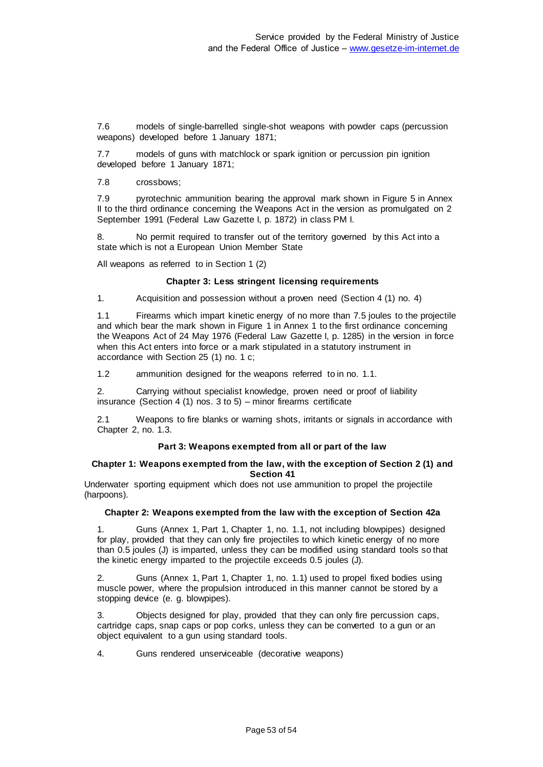7.6 models of single-barrelled single-shot weapons with powder caps (percussion weapons) developed before 1 January 1871;

7.7 models of guns with matchlock or spark ignition or percussion pin ignition developed before 1 January 1871;

7.8 crossbows;

7.9 pyrotechnic ammunition bearing the approval mark shown in Figure 5 in Annex II to the third ordinance concerning the Weapons Act in the version as promulgated on 2 September 1991 (Federal Law Gazette I, p. 1872) in class PM I.

8. No permit required to transfer out of the territory governed by this Act into a state which is not a European Union Member State

All weapons as referred to in Section 1 (2)

#### Chapter 3: Less stringent licensing requirements

1. Acquisition and possession without a proven need (Section 4 (1) no. 4)

1.1 Firearms which impart kinetic energy of no more than 7.5 joules to the projectile and which bear the mark shown in Figure 1 in Annex 1 to the first ordinance concerning the Weapons Act of 24 May 1976 (Federal Law Gazette I, p. 1285) in the version in force when this Act enters into force or a mark stipulated in a statutory instrument in accordance with Section 25 (1) no. 1 c;

1.2 ammunition designed for the weapons referred to in no. 1.1.

2. Carrying without specialist knowledge, proven need or proof of liability insurance (Section 4 (1) nos. 3 to 5) – minor firearms certificate

2.1 Weapons to fire blanks or warning shots, irritants or signals in accordance with Chapter 2, no. 1.3.

### Part 3: Weapons exempted from all or part of the law

#### Chapter 1: Weapons exempted from the law, with the exception of Section 2 (1) and Section 41

Underwater sporting equipment which does not use ammunition to propel the projectile (harpoons).

#### Chapter 2: Weapons exempted from the law with the exception of Section 42a

1. Guns (Annex 1, Part 1, Chapter 1, no. 1.1, not including blowpipes) designed for play, provided that they can only fire projectiles to which kinetic energy of no more than 0.5 joules (J) is imparted, unless they can be modified using standard tools so that the kinetic energy imparted to the projectile exceeds 0.5 joules (J).

2. Guns (Annex 1, Part 1, Chapter 1, no. 1.1) used to propel fixed bodies using muscle power, where the propulsion introduced in this manner cannot be stored by a stopping device (e. g. blowpipes).

3. Objects designed for play, provided that they can only fire percussion caps, cartridge caps, snap caps or pop corks, unless they can be converted to a gun or an object equivalent to a gun using standard tools.

4. Guns rendered unserviceable (decorative weapons)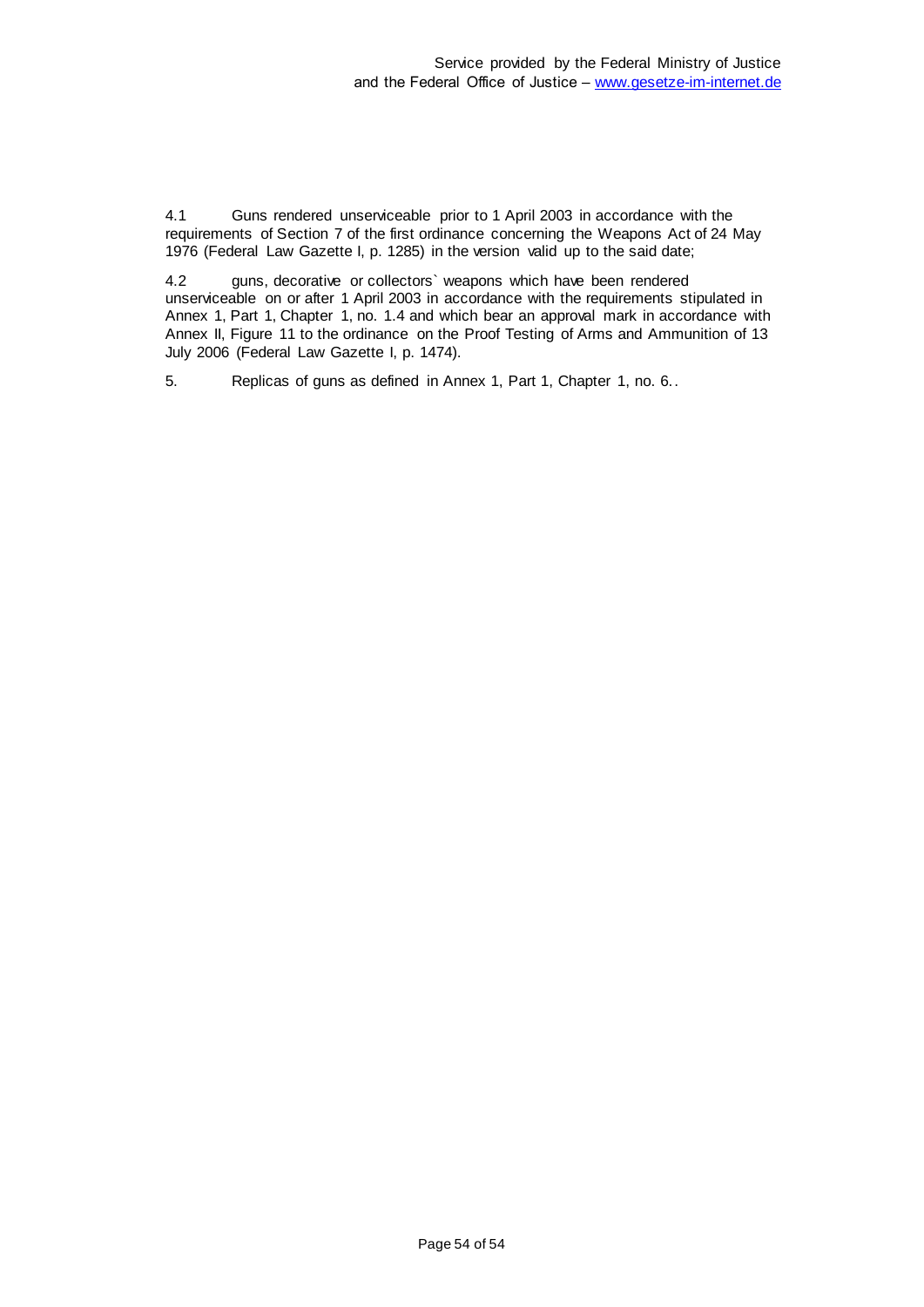4.1 Guns rendered unserviceable prior to 1 April 2003 in accordance with the requirements of Section 7 of the first ordinance concerning the Weapons Act of 24 May 1976 (Federal Law Gazette I, p. 1285) in the version valid up to the said date;

4.2 guns, decorative or collectors` weapons which have been rendered unserviceable on or after 1 April 2003 in accordance with the requirements stipulated in Annex 1, Part 1, Chapter 1, no. 1.4 and which bear an approval mark in accordance with Annex II, Figure 11 to the ordinance on the Proof Testing of Arms and Ammunition of 13 July 2006 (Federal Law Gazette I, p. 1474).

5. Replicas of guns as defined in Annex 1, Part 1, Chapter 1, no. 6..